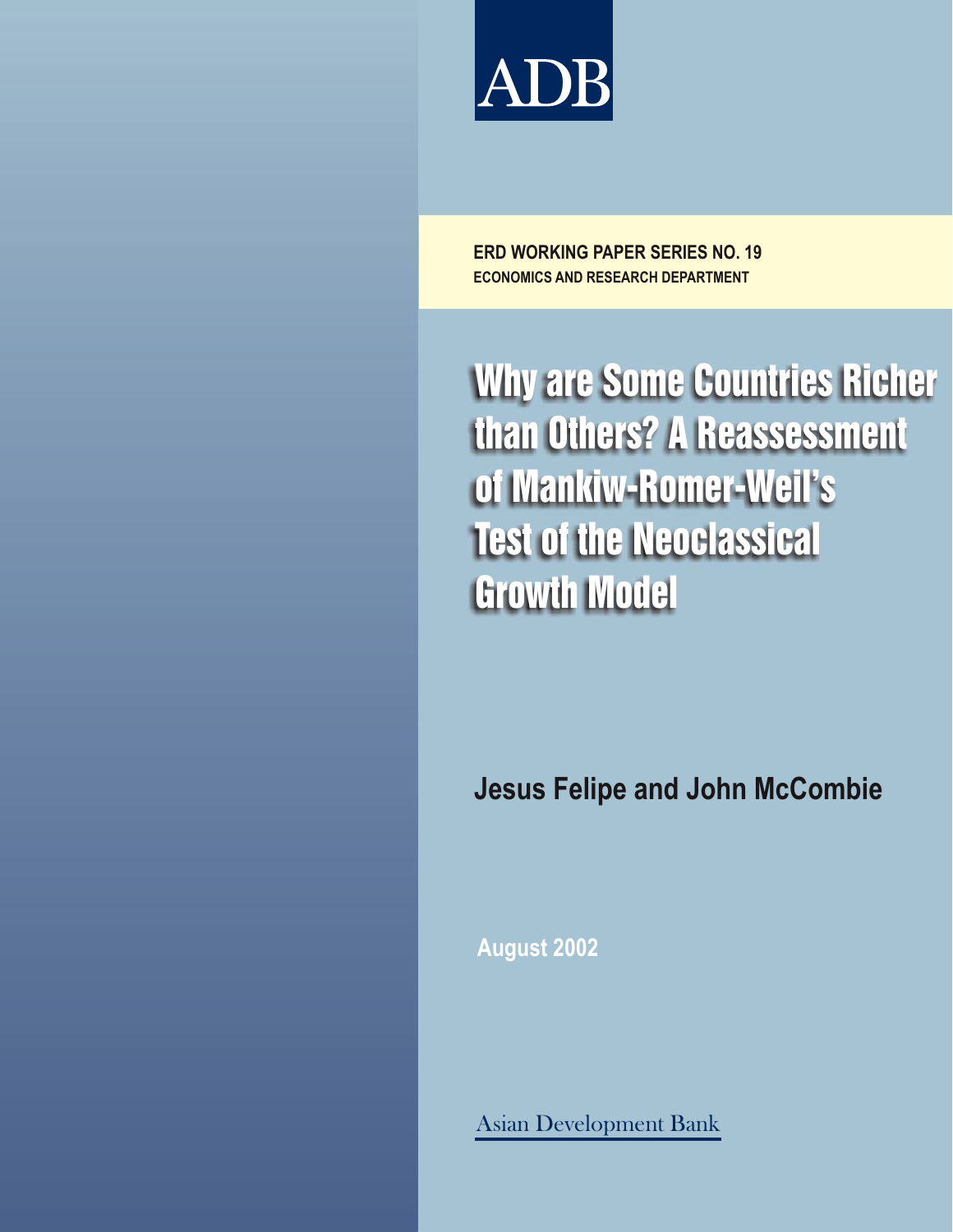ADB

**ERD WORKING PAPER SERIES NO. 19**
**ECONOMICS AND RESEARCH DEPARTMENT**

# Why are Some Countries Richer than Others? A Reassessment of Mankiw-Romer-Weil's Test of the Neoclassical Growth Model

**Jesus Felipe and John McCombie**

**August 2002**

Asian Development Bank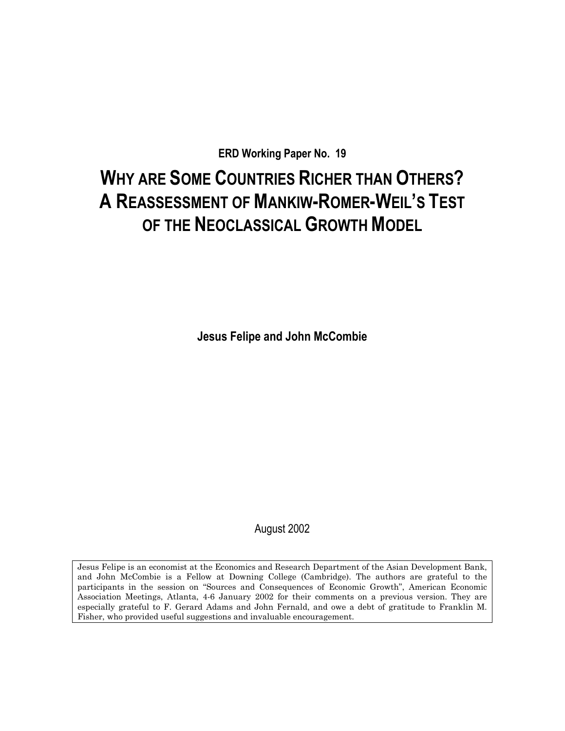**ERD Working Paper No. 19**

# WHY ARE SOME COUNTRIES RICHER THAN OTHERS? A REASSESSMENT OF MANKIW-ROMER-WEIL'S TEST OF THE NEOCLASSICAL GROWTH MODEL

**Jesus Felipe and John McCombie**

August 2002

Jesus Felipe is an economist at the Economics and Research Department of the Asian Development Bank, and John McCombie is a Fellow at Downing College (Cambridge). The authors are grateful to the participants in the session on "Sources and Consequences of Economic Growth", American Economic Association Meetings, Atlanta, 4-6 January 2002 for their comments on a previous version. They are especially grateful to F. Gerard Adams and John Fernald, and owe a debt of gratitude to Franklin M. Fisher, who provided useful suggestions and invaluable encouragement.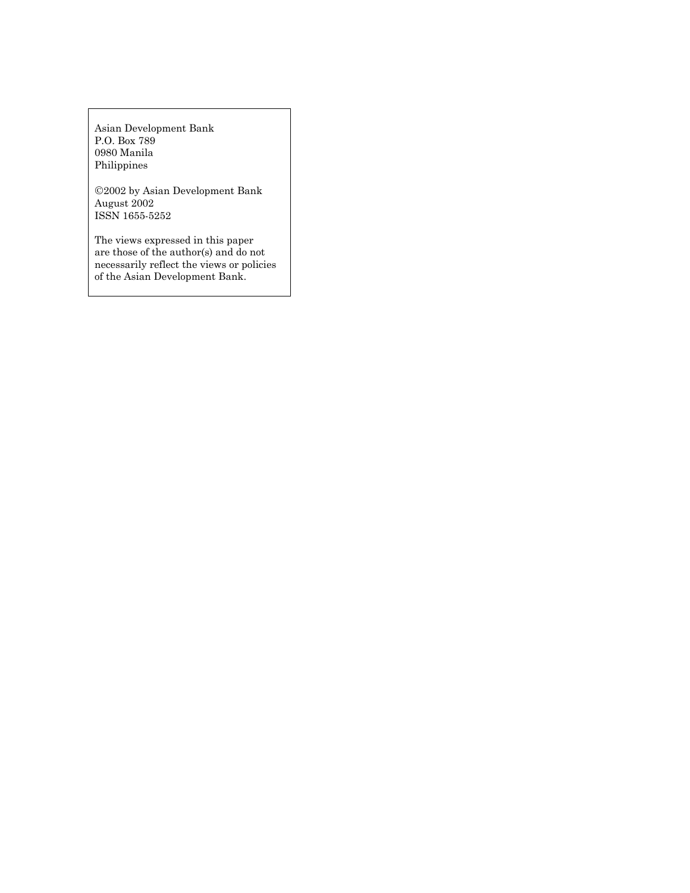Asian Development Bank
P.O. Box 789
0980 Manila
Philippines

©2002 by Asian Development Bank
August 2002
ISSN 1655-5252

The views expressed in this paper
are those of the author(s) and do not
necessarily reflect the views or policies
of the Asian Development Bank.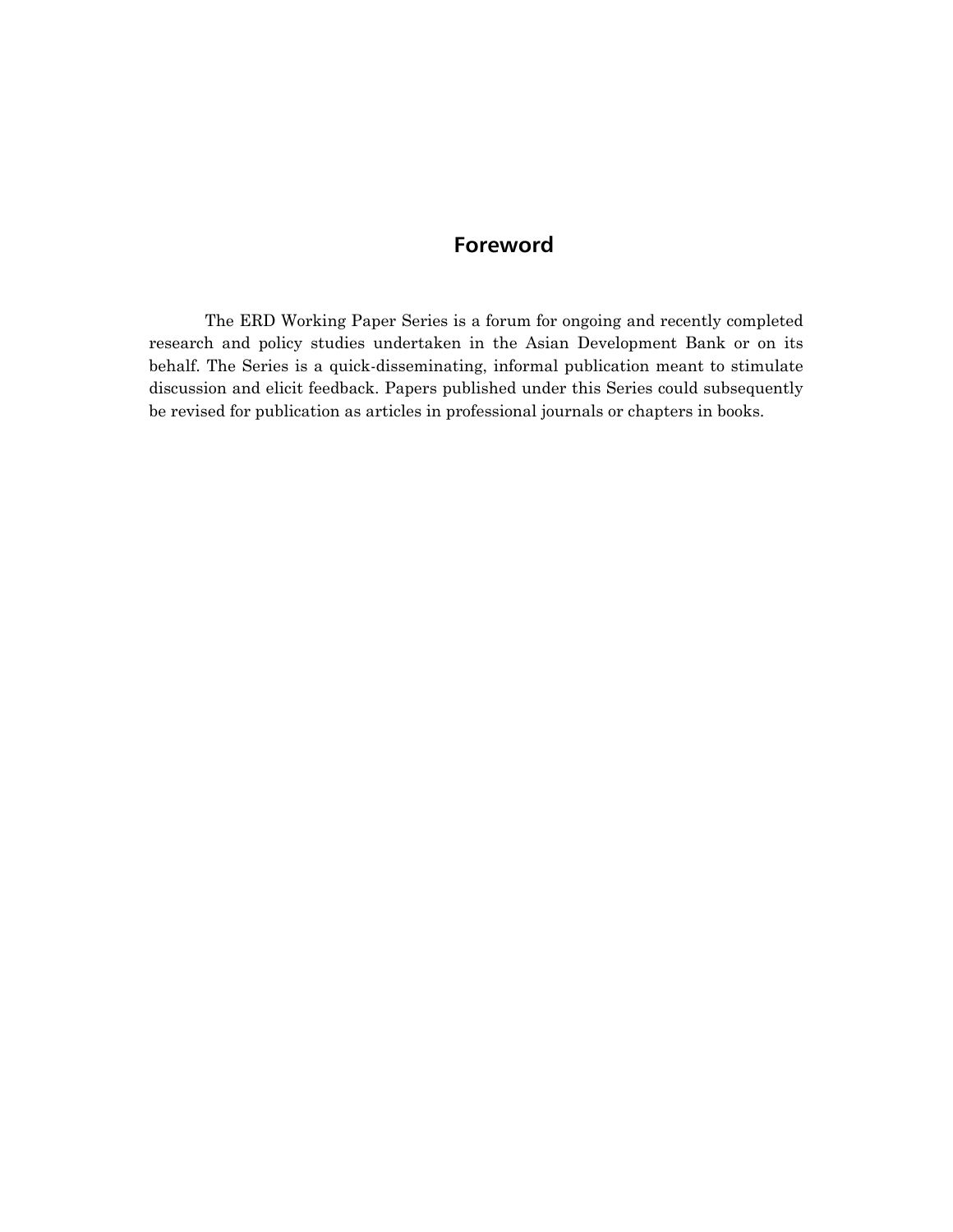# Foreword

The ERD Working Paper Series is a forum for ongoing and recently completed research and policy studies undertaken in the Asian Development Bank or on its behalf. The Series is a quick-disseminating, informal publication meant to stimulate discussion and elicit feedback. Papers published under this Series could subsequently be revised for publication as articles in professional journals or chapters in books.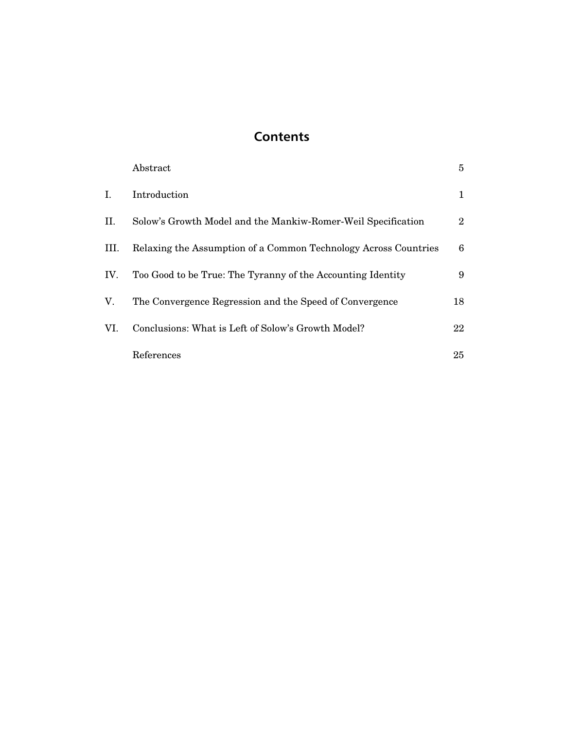## Contents

| | | |
|---|---|---|
| | Abstract | 5 |
| I. | Introduction | 1 |
| II. | Solow's Growth Model and the Mankiw-Romer-Weil Specification | 2 |
| III. | Relaxing the Assumption of a Common Technology Across Countries | 6 |
| IV. | Too Good to be True: The Tyranny of the Accounting Identity | 9 |
| V. | The Convergence Regression and the Speed of Convergence | 18 |
| VI. | Conclusions: What is Left of Solow's Growth Model? | 22 |
| | References | 25 |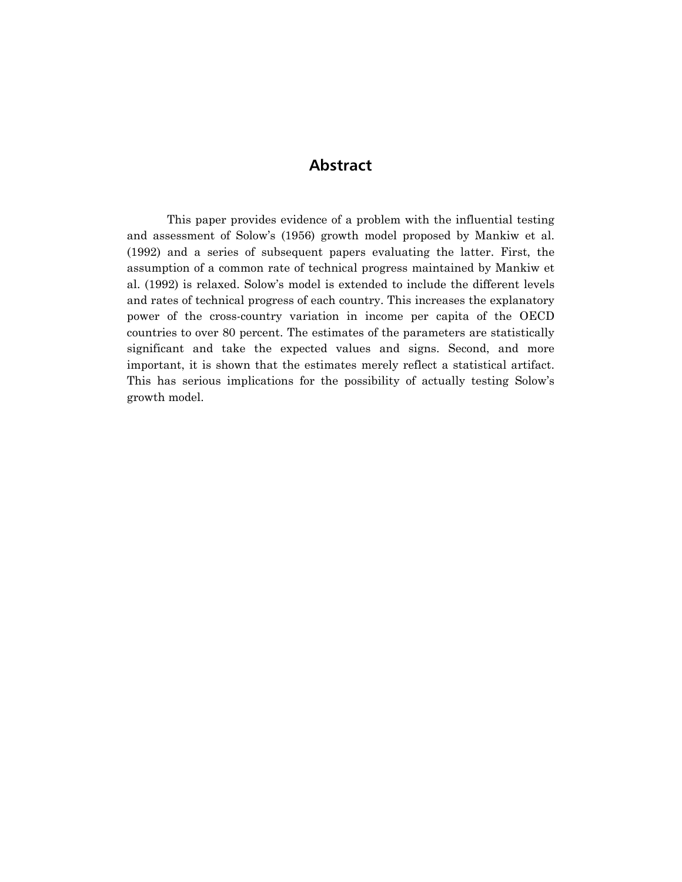# Abstract

This paper provides evidence of a problem with the influential testing and assessment of Solow's (1956) growth model proposed by Mankiw et al. (1992) and a series of subsequent papers evaluating the latter. First, the assumption of a common rate of technical progress maintained by Mankiw et al. (1992) is relaxed. Solow's model is extended to include the different levels and rates of technical progress of each country. This increases the explanatory power of the cross-country variation in income per capita of the OECD countries to over 80 percent. The estimates of the parameters are statistically significant and take the expected values and signs. Second, and more important, it is shown that the estimates merely reflect a statistical artifact. This has serious implications for the possibility of actually testing Solow's growth model.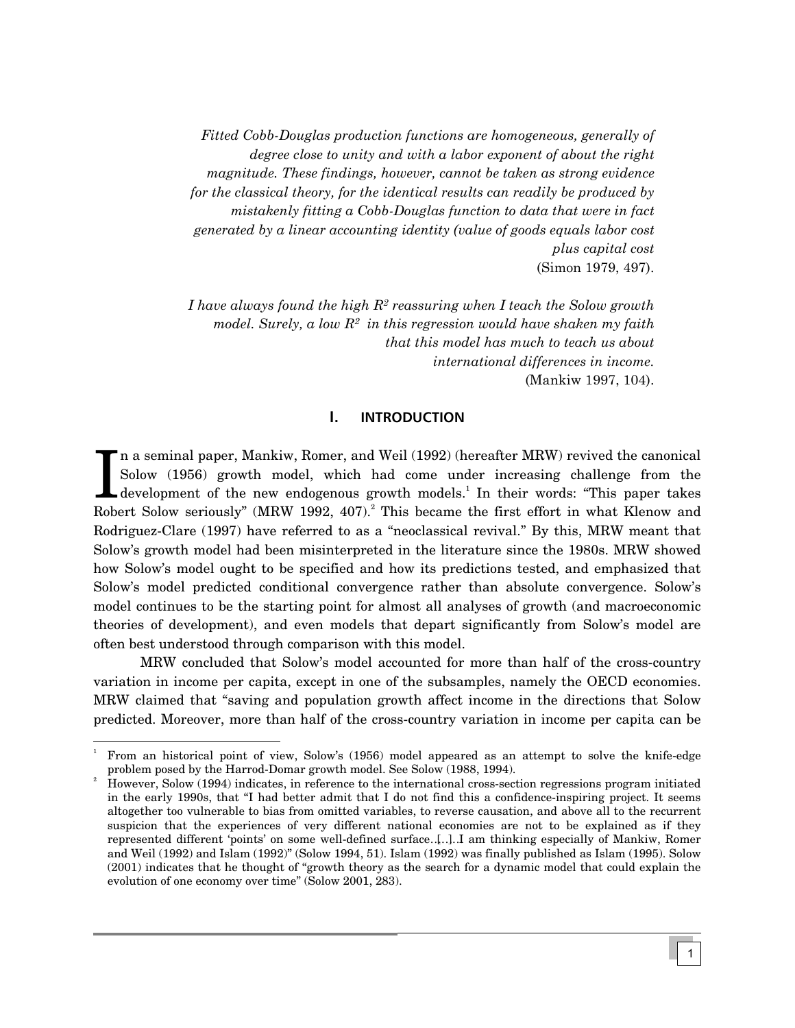*Fitted Cobb-Douglas production functions are homogeneous, generally of degree close to unity and with a labor exponent of about the right magnitude. These findings, however, cannot be taken as strong evidence for the classical theory, for the identical results can readily be produced by mistakenly fitting a Cobb-Douglas function to data that were in fact generated by a linear accounting identity (value of goods equals labor cost plus capital cost*
(Simon 1979, 497).

*I have always found the high $R^2$ reassuring when I teach the Solow growth model. Surely, a low $R^2$ in this regression would have shaken my faith that this model has much to teach us about international differences in income.*
(Mankiw 1997, 104).

## I. INTRODUCTION

In a seminal paper, Mankiw, Romer, and Weil (1992) (hereafter MRW) revived the canonical Solow (1956) growth model, which had come under increasing challenge from the development of the new endogenous growth models.[1] In their words: "This paper takes Robert Solow seriously" (MRW 1992, 407).[2] This became the first effort in what Klenow and Rodriguez-Clare (1997) have referred to as a "neoclassical revival." By this, MRW meant that Solow's growth model had been misinterpreted in the literature since the 1980s. MRW showed how Solow's model ought to be specified and how its predictions tested, and emphasized that Solow's model predicted conditional convergence rather than absolute convergence. Solow's model continues to be the starting point for almost all analyses of growth (and macroeconomic theories of development), and even models that depart significantly from Solow's model are often best understood through comparison with this model.

MRW concluded that Solow's model accounted for more than half of the cross-country variation in income per capita, except in one of the subsamples, namely the OECD economies. MRW claimed that "saving and population growth affect income in the directions that Solow predicted. Moreover, more than half of the cross-country variation in income per capita can be

---

[1] From an historical point of view, Solow's (1956) model appeared as an attempt to solve the knife-edge problem posed by the Harrod-Domar growth model. See Solow (1988, 1994).

[2] However, Solow (1994) indicates, in reference to the international cross-section regressions program initiated in the early 1990s, that "I had better admit that I do not find this a confidence-inspiring project. It seems altogether too vulnerable to bias from omitted variables, to reverse causation, and above all to the recurrent suspicion that the experiences of very different national economies are not to be explained as if they represented different 'points' on some well-defined surface…[…]..I am thinking especially of Mankiw, Romer and Weil (1992) and Islam (1992)" (Solow 1994, 51). Islam (1992) was finally published as Islam (1995). Solow (2001) indicates that he thought of "growth theory as the search for a dynamic model that could explain the evolution of one economy over time" (Solow 2001, 283).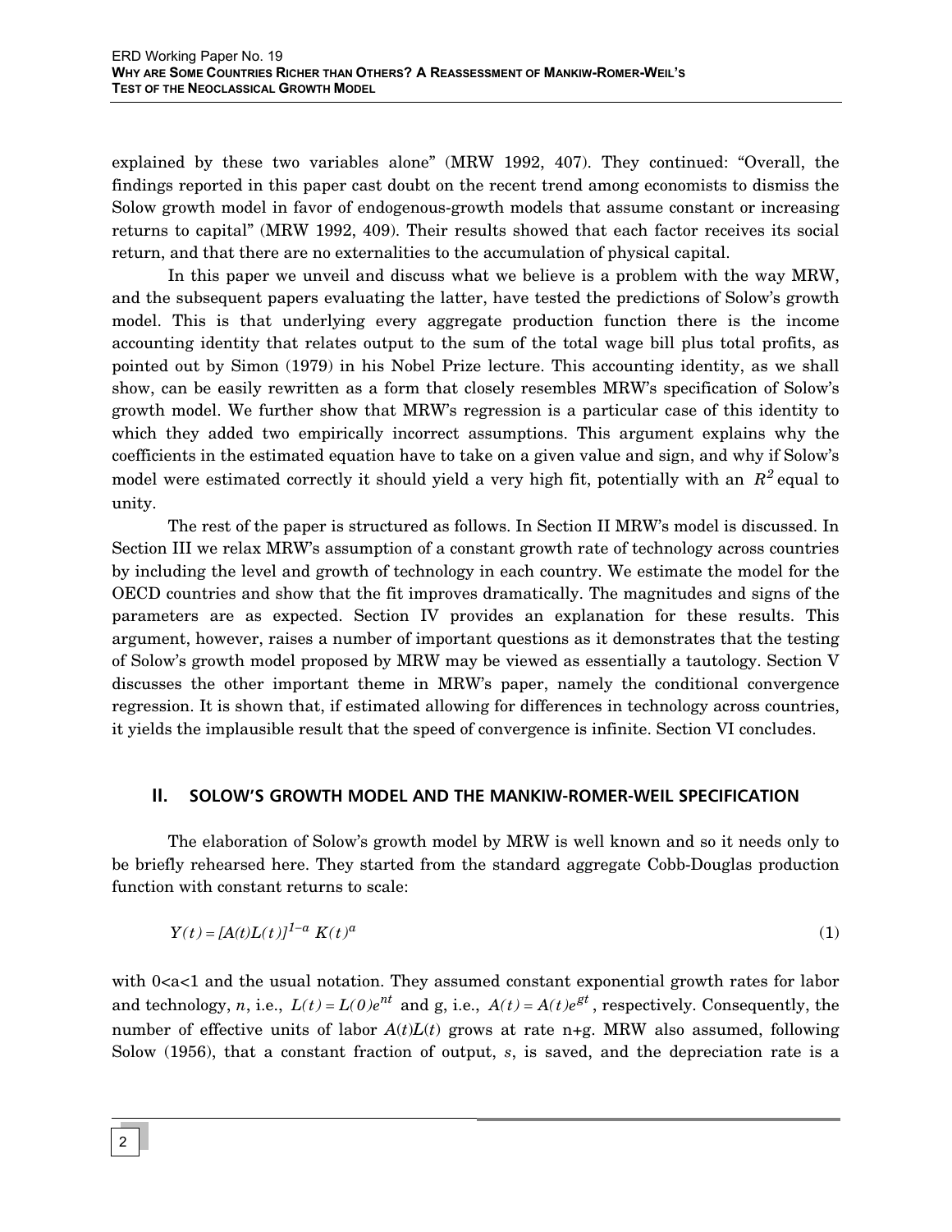explained by these two variables alone" (MRW 1992, 407). They continued: "Overall, the findings reported in this paper cast doubt on the recent trend among economists to dismiss the Solow growth model in favor of endogenous-growth models that assume constant or increasing returns to capital" (MRW 1992, 409). Their results showed that each factor receives its social return, and that there are no externalities to the accumulation of physical capital.

In this paper we unveil and discuss what we believe is a problem with the way MRW, and the subsequent papers evaluating the latter, have tested the predictions of Solow's growth model. This is that underlying every aggregate production function there is the income accounting identity that relates output to the sum of the total wage bill plus total profits, as pointed out by Simon (1979) in his Nobel Prize lecture. This accounting identity, as we shall show, can be easily rewritten as a form that closely resembles MRW's specification of Solow's growth model. We further show that MRW's regression is a particular case of this identity to which they added two empirically incorrect assumptions. This argument explains why the coefficients in the estimated equation have to take on a given value and sign, and why if Solow's model were estimated correctly it should yield a very high fit, potentially with an $R^2$ equal to unity.

The rest of the paper is structured as follows. In Section II MRW's model is discussed. In Section III we relax MRW's assumption of a constant growth rate of technology across countries by including the level and growth of technology in each country. We estimate the model for the OECD countries and show that the fit improves dramatically. The magnitudes and signs of the parameters are as expected. Section IV provides an explanation for these results. This argument, however, raises a number of important questions as it demonstrates that the testing of Solow's growth model proposed by MRW may be viewed as essentially a tautology. Section V discusses the other important theme in MRW's paper, namely the conditional convergence regression. It is shown that, if estimated allowing for differences in technology across countries, it yields the implausible result that the speed of convergence is infinite. Section VI concludes.

## II. SOLOW'S GROWTH MODEL AND THE MANKIW-ROMER-WEIL SPECIFICATION

The elaboration of Solow's growth model by MRW is well known and so it needs only to be briefly rehearsed here. They started from the standard aggregate Cobb-Douglas production function with constant returns to scale:

$$Y(t) = [A(t)L(t)]^{1-a} K(t)^{a} \tag{1}$$

with $0<a<1$ and the usual notation. They assumed constant exponential growth rates for labor and technology, $n$, i.e., $L(t) = L(0)e^{nt}$ and g, i.e., $A(t) = A(t)e^{gt}$, respectively. Consequently, the number of effective units of labor $A(t)L(t)$ grows at rate n+g. MRW also assumed, following Solow (1956), that a constant fraction of output, $s$, is saved, and the depreciation rate is a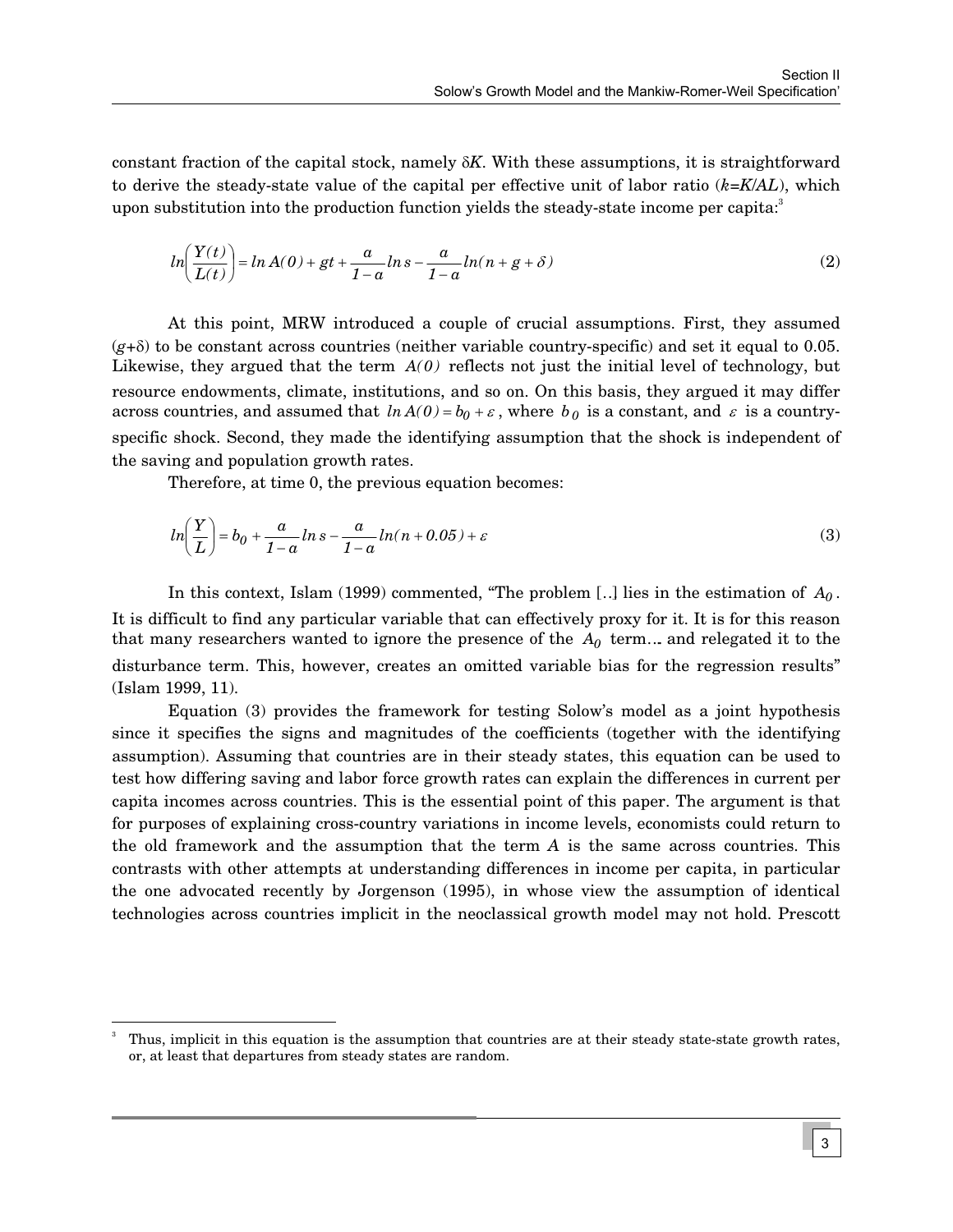constant fraction of the capital stock, namely $\delta K$. With these assumptions, it is straightforward to derive the steady-state value of the capital per effective unit of labor ratio ($k=K/AL$), which upon substitution into the production function yields the steady-state income per capita:[3]

$$ln\left(\frac{Y(t)}{L(t)}\right) = ln\, A(0) + gt + \frac{a}{1-a} ln\, s - \frac{a}{1-a} ln(n+g+\delta) \tag{2}$$

At this point, MRW introduced a couple of crucial assumptions. First, they assumed ($g$+$\delta$) to be constant across countries (neither variable country-specific) and set it equal to 0.05. Likewise, they argued that the term $A(0)$ reflects not just the initial level of technology, but resource endowments, climate, institutions, and so on. On this basis, they argued it may differ across countries, and assumed that $ln\, A(0) = b_0 + \varepsilon$, where $b_0$ is a constant, and $\varepsilon$ is a country-specific shock. Second, they made the identifying assumption that the shock is independent of the saving and population growth rates.

Therefore, at time 0, the previous equation becomes:

$$ln\left(\frac{Y}{L}\right) = b_0 + \frac{a}{1-a} ln\, s - \frac{a}{1-a} ln(n+0.05) + \varepsilon \tag{3}$$

In this context, Islam (1999) commented, "The problem [..] lies in the estimation of $A_0$. It is difficult to find any particular variable that can effectively proxy for it. It is for this reason that many researchers wanted to ignore the presence of the $A_0$ term… and relegated it to the disturbance term. This, however, creates an omitted variable bias for the regression results" (Islam 1999, 11).

Equation (3) provides the framework for testing Solow's model as a joint hypothesis since it specifies the signs and magnitudes of the coefficients (together with the identifying assumption). Assuming that countries are in their steady states, this equation can be used to test how differing saving and labor force growth rates can explain the differences in current per capita incomes across countries. This is the essential point of this paper. The argument is that for purposes of explaining cross-country variations in income levels, economists could return to the old framework and the assumption that the term $A$ is the same across countries. This contrasts with other attempts at understanding differences in income per capita, in particular the one advocated recently by Jorgenson (1995), in whose view the assumption of identical technologies across countries implicit in the neoclassical growth model may not hold. Prescott

[3] Thus, implicit in this equation is the assumption that countries are at their steady state-state growth rates, or, at least that departures from steady states are random.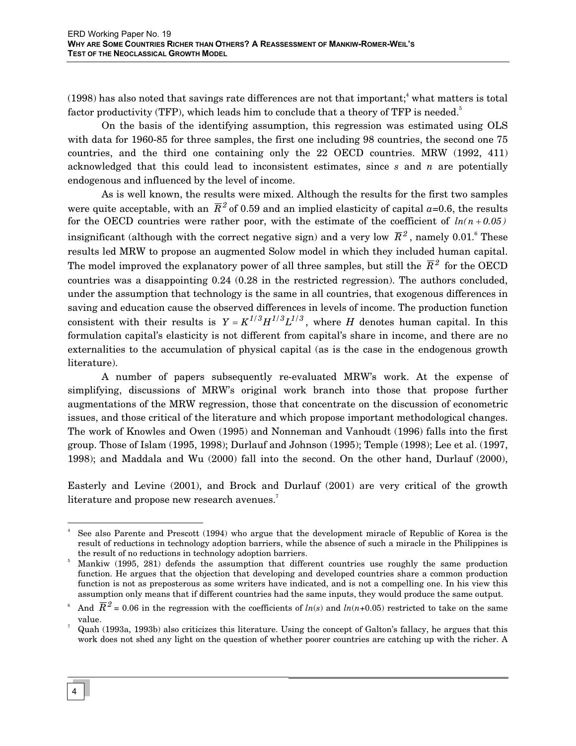(1998) has also noted that savings rate differences are not that important;[4] what matters is total factor productivity (TFP), which leads him to conclude that a theory of TFP is needed.[5]

On the basis of the identifying assumption, this regression was estimated using OLS with data for 1960-85 for three samples, the first one including 98 countries, the second one 75 countries, and the third one containing only the 22 OECD countries. MRW (1992, 411) acknowledged that this could lead to inconsistent estimates, since $s$ and $n$ are potentially endogenous and influenced by the level of income.

As is well known, the results were mixed. Although the results for the first two samples were quite acceptable, with an $\overline{R}^2$ of 0.59 and an implied elasticity of capital $a$=0.6, the results for the OECD countries were rather poor, with the estimate of the coefficient of $ln(n+0.05)$ insignificant (although with the correct negative sign) and a very low $\overline{R}^2$, namely 0.01.[6] These results led MRW to propose an augmented Solow model in which they included human capital. The model improved the explanatory power of all three samples, but still the $\overline{R}^2$ for the OECD countries was a disappointing 0.24 (0.28 in the restricted regression). The authors concluded, under the assumption that technology is the same in all countries, that exogenous differences in saving and education cause the observed differences in levels of income. The production function consistent with their results is $Y = K^{1/3}H^{1/3}L^{1/3}$, where $H$ denotes human capital. In this formulation capital's elasticity is not different from capital's share in income, and there are no externalities to the accumulation of physical capital (as is the case in the endogenous growth literature).

A number of papers subsequently re-evaluated MRW's work. At the expense of simplifying, discussions of MRW's original work branch into those that propose further augmentations of the MRW regression, those that concentrate on the discussion of econometric issues, and those critical of the literature and which propose important methodological changes. The work of Knowles and Owen (1995) and Nonneman and Vanhoudt (1996) falls into the first group. Those of Islam (1995, 1998); Durlauf and Johnson (1995); Temple (1998); Lee et al. (1997, 1998); and Maddala and Wu (2000) fall into the second. On the other hand, Durlauf (2000), Easterly and Levine (2001), and Brock and Durlauf (2001) are very critical of the growth literature and propose new research avenues.[7]

---

[4] See also Parente and Prescott (1994) who argue that the development miracle of Republic of Korea is the result of reductions in technology adoption barriers, while the absence of such a miracle in the Philippines is the result of no reductions in technology adoption barriers.

[5] Mankiw (1995, 281) defends the assumption that different countries use roughly the same production function. He argues that the objection that developing and developed countries share a common production function is not as preposterous as some writers have indicated, and is not a compelling one. In his view this assumption only means that if different countries had the same inputs, they would produce the same output.

[6] And $\overline{R}^2$ = 0.06 in the regression with the coefficients of $ln(s)$ and $ln(n+0.05)$ restricted to take on the same value.

[7] Quah (1993a, 1993b) also criticizes this literature. Using the concept of Galton's fallacy, he argues that this work does not shed any light on the question of whether poorer countries are catching up with the richer. A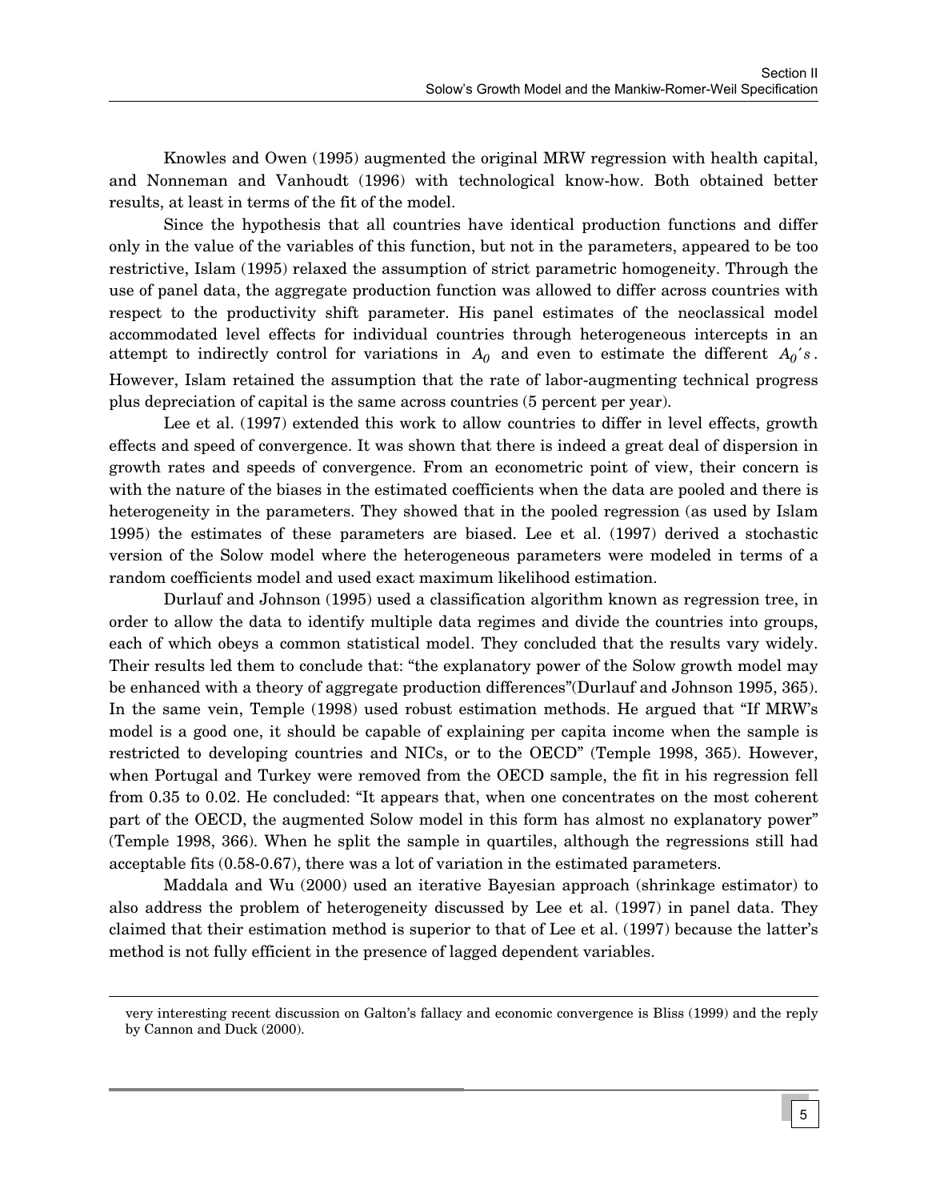Knowles and Owen (1995) augmented the original MRW regression with health capital, and Nonneman and Vanhoudt (1996) with technological know-how. Both obtained better results, at least in terms of the fit of the model.

Since the hypothesis that all countries have identical production functions and differ only in the value of the variables of this function, but not in the parameters, appeared to be too restrictive, Islam (1995) relaxed the assumption of strict parametric homogeneity. Through the use of panel data, the aggregate production function was allowed to differ across countries with respect to the productivity shift parameter. His panel estimates of the neoclassical model accommodated level effects for individual countries through heterogeneous intercepts in an attempt to indirectly control for variations in $A_0$ and even to estimate the different $A_0's$. However, Islam retained the assumption that the rate of labor-augmenting technical progress plus depreciation of capital is the same across countries (5 percent per year).

Lee et al. (1997) extended this work to allow countries to differ in level effects, growth effects and speed of convergence. It was shown that there is indeed a great deal of dispersion in growth rates and speeds of convergence. From an econometric point of view, their concern is with the nature of the biases in the estimated coefficients when the data are pooled and there is heterogeneity in the parameters. They showed that in the pooled regression (as used by Islam 1995) the estimates of these parameters are biased. Lee et al. (1997) derived a stochastic version of the Solow model where the heterogeneous parameters were modeled in terms of a random coefficients model and used exact maximum likelihood estimation.

Durlauf and Johnson (1995) used a classification algorithm known as regression tree, in order to allow the data to identify multiple data regimes and divide the countries into groups, each of which obeys a common statistical model. They concluded that the results vary widely. Their results led them to conclude that: "the explanatory power of the Solow growth model may be enhanced with a theory of aggregate production differences"(Durlauf and Johnson 1995, 365). In the same vein, Temple (1998) used robust estimation methods. He argued that "If MRW's model is a good one, it should be capable of explaining per capita income when the sample is restricted to developing countries and NICs, or to the OECD" (Temple 1998, 365). However, when Portugal and Turkey were removed from the OECD sample, the fit in his regression fell from 0.35 to 0.02. He concluded: "It appears that, when one concentrates on the most coherent part of the OECD, the augmented Solow model in this form has almost no explanatory power" (Temple 1998, 366). When he split the sample in quartiles, although the regressions still had acceptable fits (0.58-0.67), there was a lot of variation in the estimated parameters.

Maddala and Wu (2000) used an iterative Bayesian approach (shrinkage estimator) to also address the problem of heterogeneity discussed by Lee et al. (1997) in panel data. They claimed that their estimation method is superior to that of Lee et al. (1997) because the latter's method is not fully efficient in the presence of lagged dependent variables.

very interesting recent discussion on Galton's fallacy and economic convergence is Bliss (1999) and the reply by Cannon and Duck (2000).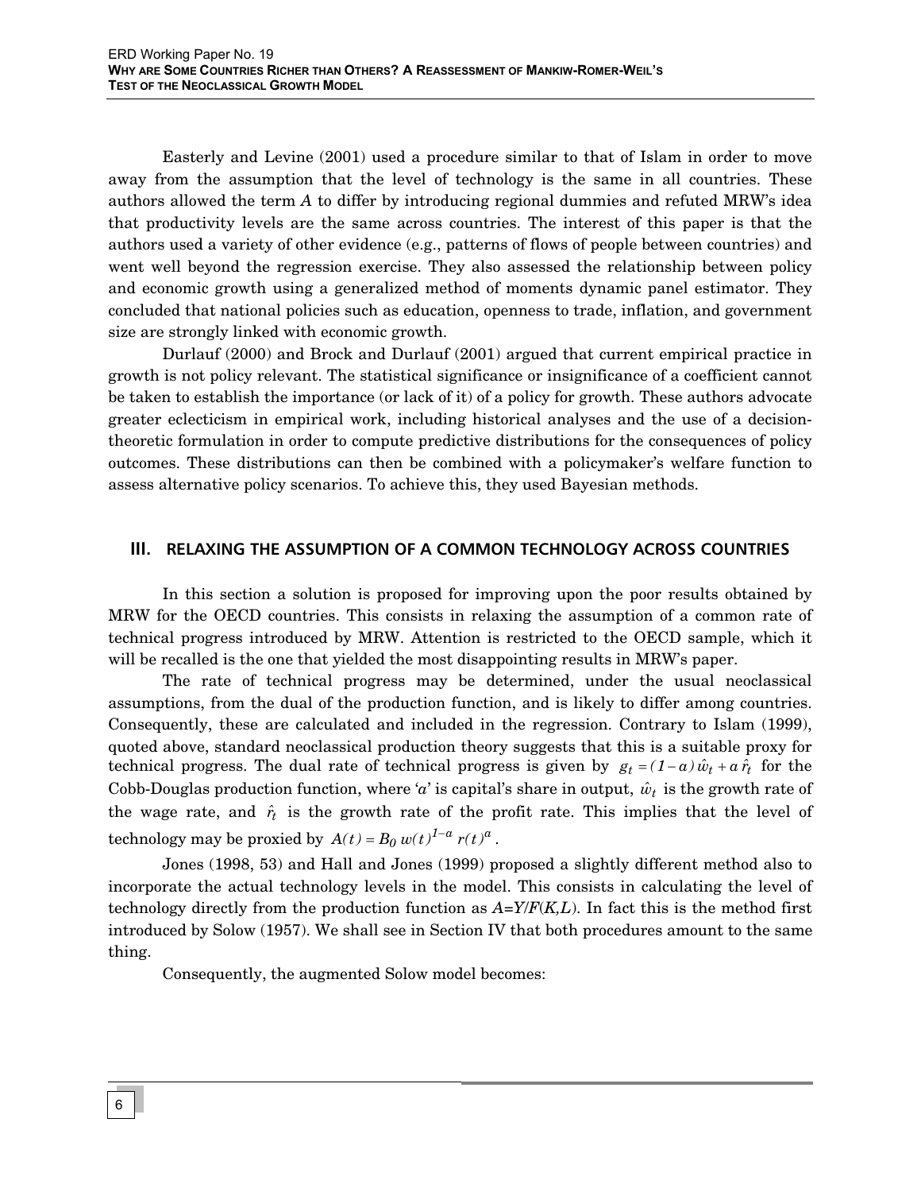Easterly and Levine (2001) used a procedure similar to that of Islam in order to move away from the assumption that the level of technology is the same in all countries. These authors allowed the term $A$ to differ by introducing regional dummies and refuted MRW's idea that productivity levels are the same across countries. The interest of this paper is that the authors used a variety of other evidence (e.g., patterns of flows of people between countries) and went well beyond the regression exercise. They also assessed the relationship between policy and economic growth using a generalized method of moments dynamic panel estimator. They concluded that national policies such as education, openness to trade, inflation, and government size are strongly linked with economic growth.

Durlauf (2000) and Brock and Durlauf (2001) argued that current empirical practice in growth is not policy relevant. The statistical significance or insignificance of a coefficient cannot be taken to establish the importance (or lack of it) of a policy for growth. These authors advocate greater eclecticism in empirical work, including historical analyses and the use of a decision-theoretic formulation in order to compute predictive distributions for the consequences of policy outcomes. These distributions can then be combined with a policymaker's welfare function to assess alternative policy scenarios. To achieve this, they used Bayesian methods.

## III. RELAXING THE ASSUMPTION OF A COMMON TECHNOLOGY ACROSS COUNTRIES

In this section a solution is proposed for improving upon the poor results obtained by MRW for the OECD countries. This consists in relaxing the assumption of a common rate of technical progress introduced by MRW. Attention is restricted to the OECD sample, which it will be recalled is the one that yielded the most disappointing results in MRW's paper.

The rate of technical progress may be determined, under the usual neoclassical assumptions, from the dual of the production function, and is likely to differ among countries. Consequently, these are calculated and included in the regression. Contrary to Islam (1999), quoted above, standard neoclassical production theory suggests that this is a suitable proxy for technical progress. The dual rate of technical progress is given by $g_t = (1-a)\hat{w}_t + a\,\hat{r}_t$ for the Cobb-Douglas production function, where '$a$' is capital's share in output, $\hat{w}_t$ is the growth rate of the wage rate, and $\hat{r}_t$ is the growth rate of the profit rate. This implies that the level of technology may be proxied by $A(t) = B_0\, w(t)^{1-a}\, r(t)^{a}$.

Jones (1998, 53) and Hall and Jones (1999) proposed a slightly different method also to incorporate the actual technology levels in the model. This consists in calculating the level of technology directly from the production function as $A=Y/F(K,L)$. In fact this is the method first introduced by Solow (1957). We shall see in Section IV that both procedures amount to the same thing.

Consequently, the augmented Solow model becomes: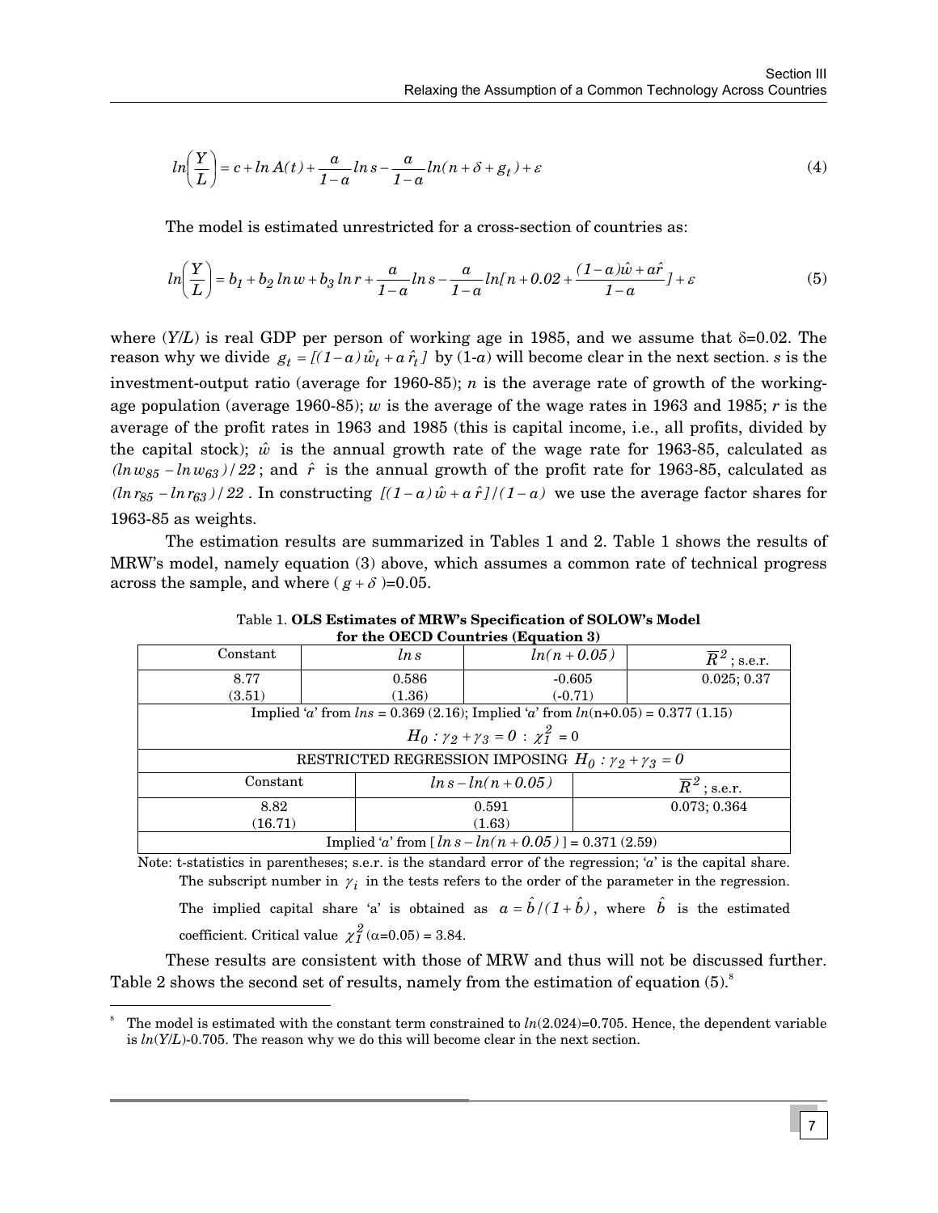$$ln\left(\frac{Y}{L}\right) = c + ln\,A(t) + \frac{a}{1-a}ln\,s - \frac{a}{1-a}ln(n+\delta+g_t) + \varepsilon \tag{4}$$

The model is estimated unrestricted for a cross-section of countries as:

$$ln\left(\frac{Y}{L}\right) = b_1 + b_2\,ln\,w + b_3\,ln\,r + \frac{a}{1-a}ln\,s - \frac{a}{1-a}ln[n + 0.02 + \frac{(1-a)\hat{w} + a\hat{r}}{1-a}] + \varepsilon \tag{5}$$

where $(Y/L)$ is real GDP per person of working age in 1985, and we assume that $\delta$=0.02. The reason why we divide $g_t = [(1-a)\,\hat{w}_t + a\,\hat{r}_t]$ by (1-$a$) will become clear in the next section. $s$ is the investment-output ratio (average for 1960-85); $n$ is the average rate of growth of the working-age population (average 1960-85); $w$ is the average of the wage rates in 1963 and 1985; $r$ is the average of the profit rates in 1963 and 1985 (this is capital income, i.e., all profits, divided by the capital stock); $\hat{w}$ is the annual growth rate of the wage rate for 1963-85, calculated as $(ln\,w_{85} - ln\,w_{63})/22$; and $\hat{r}$ is the annual growth of the profit rate for 1963-85, calculated as $(ln\,r_{85} - ln\,r_{63})/22$. In constructing $[(1-a)\,\hat{w} + a\,\hat{r}]/(1-a)$ we use the average factor shares for 1963-85 as weights.

The estimation results are summarized in Tables 1 and 2. Table 1 shows the results of MRW's model, namely equation (3) above, which assumes a common rate of technical progress across the sample, and where ($g+\delta$)=0.05.

Table 1. **OLS Estimates of MRW's Specification of SOLOW's Model for the OECD Countries (Equation 3)**

| Constant | $ln\,s$ | $ln(n+0.05)$ | $\overline{R}^2$; s.e.r. |
|---|---|---|---|
| 8.77 (3.51) | 0.586 (1.36) | -0.605 (-0.71) | 0.025; 0.37 |
| Implied '$a$' from $lns$ = 0.369 (2.16); Implied '$a$' from $ln$(n+0.05) = 0.377 (1.15) | | | |
| $H_0: \gamma_2 + \gamma_3 = 0$ : $\chi^2_1$ = 0 | | | |
| RESTRICTED REGRESSION IMPOSING $H_0: \gamma_2 + \gamma_3 = 0$ | | | |
| Constant | $ln\,s - ln(n+0.05)$ | $\overline{R}^2$; s.e.r. | |
| 8.82 (16.71) | 0.591 (1.63) | 0.073; 0.364 | |
| Implied '$a$' from [ $ln\,s - ln(n+0.05)$ ] = 0.371 (2.59) | | | |

Note: t-statistics in parentheses; s.e.r. is the standard error of the regression; '$a$' is the capital share. The subscript number in $\gamma_i$ in the tests refers to the order of the parameter in the regression. The implied capital share '$a$' is obtained as $a = \hat{b}/(1+\hat{b})$, where $\hat{b}$ is the estimated coefficient. Critical value $\chi^2_1$ ($\alpha$=0.05) = 3.84.

These results are consistent with those of MRW and thus will not be discussed further. Table 2 shows the second set of results, namely from the estimation of equation (5).[8]

[8] The model is estimated with the constant term constrained to $ln$(2.024)=0.705. Hence, the dependent variable is $ln$(Y/L)-0.705. The reason why we do this will become clear in the next section.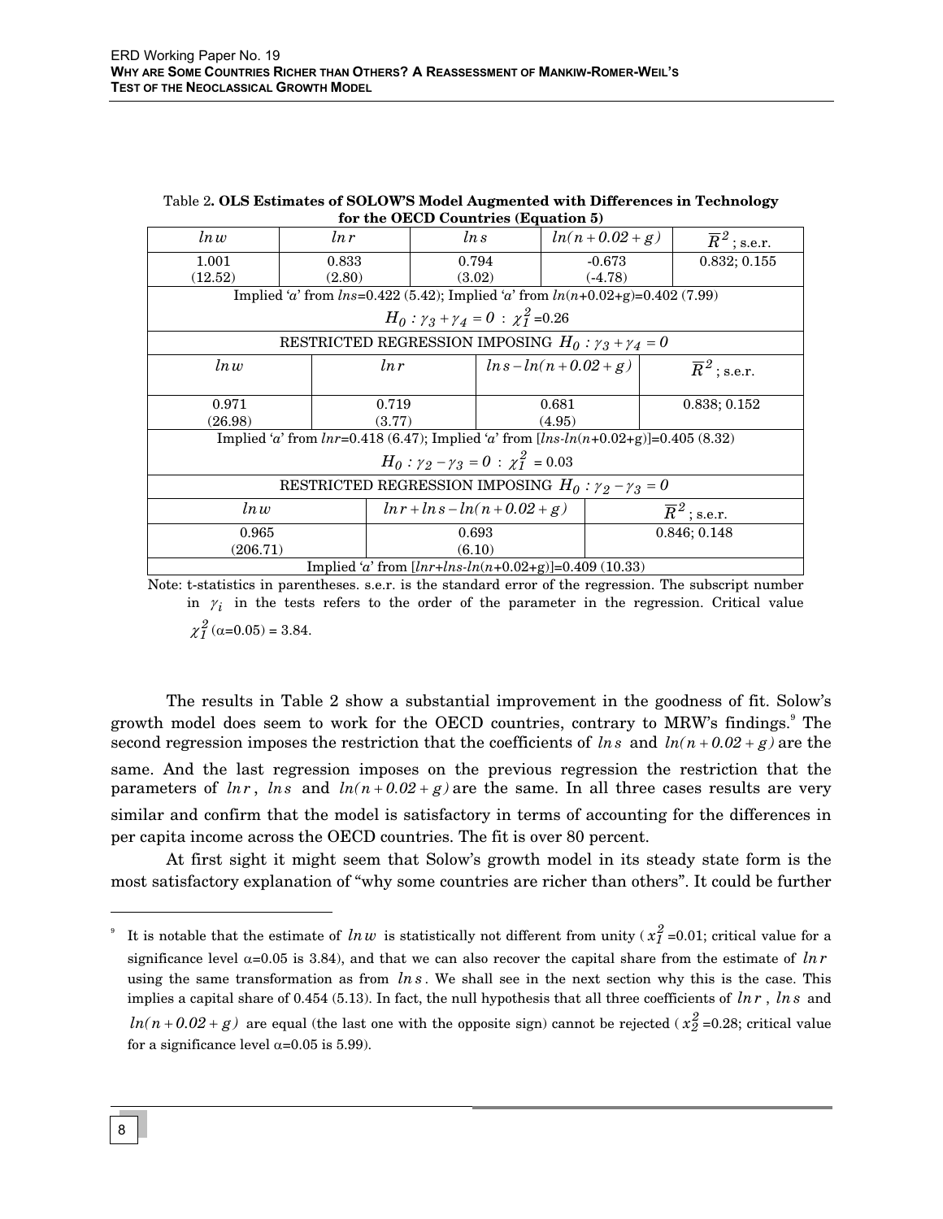Table 2**. OLS Estimates of SOLOW'S Model Augmented with Differences in Technology for the OECD Countries (Equation 5)**

| $\ln w$ | $\ln r$ | $\ln s$ | $\ln(n+0.02+g)$ | $\overline{R}^2$; s.e.r. |
|---|---|---|---|---|
| 1.001 (12.52) | 0.833 (2.80) | 0.794 (3.02) | -0.673 (-4.78) | 0.832; 0.155 |
| Implied '$a$' from $\ln s$=0.422 (5.42); Implied '$a$' from $\ln(n$+0.02+g)=0.402 (7.99) | | | | |
| $H_0 : \gamma_3 + \gamma_4 = 0 \; : \; \chi^2_1$ =0.26 | | | | |

| RESTRICTED REGRESSION IMPOSING $H_0 : \gamma_3 + \gamma_4 = 0$ | | | |
|---|---|---|---|
| $\ln w$ | $\ln r$ | $\ln s - \ln(n+0.02+g)$ | $\overline{R}^2$; s.e.r. |
| 0.971 (26.98) | 0.719 (3.77) | 0.681 (4.95) | 0.838; 0.152 |
| Implied '$a$' from $\ln r$=0.418 (6.47); Implied '$a$' from [$\ln s$-$\ln(n$+0.02+g)]=0.405 (8.32) | | | |
| $H_0 : \gamma_2 - \gamma_3 = 0 \; : \; \chi^2_1$ = 0.03 | | | |

| RESTRICTED REGRESSION IMPOSING $H_0 : \gamma_2 - \gamma_3 = 0$ | | |
|---|---|---|
| $\ln w$ | $\ln r + \ln s - \ln(n+0.02+g)$ | $\overline{R}^2$; s.e.r. |
| 0.965 (206.71) | 0.693 (6.10) | 0.846; 0.148 |
| Implied '$a$' from [$\ln r$+$\ln s$-$\ln(n$+0.02+g)]=0.409 (10.33) | | |

Note: t-statistics in parentheses. s.e.r. is the standard error of the regression. The subscript number in $\gamma_i$ in the tests refers to the order of the parameter in the regression. Critical value $\chi^2_1$ ($\alpha$=0.05) = 3.84.

The results in Table 2 show a substantial improvement in the goodness of fit. Solow's growth model does seem to work for the OECD countries, contrary to MRW's findings.[9] The second regression imposes the restriction that the coefficients of $\ln s$ and $\ln(n+0.02+g)$ are the same. And the last regression imposes on the previous regression the restriction that the parameters of $\ln r$, $\ln s$ and $\ln(n+0.02+g)$ are the same. In all three cases results are very similar and confirm that the model is satisfactory in terms of accounting for the differences in per capita income across the OECD countries. The fit is over 80 percent.

At first sight it might seem that Solow's growth model in its steady state form is the most satisfactory explanation of "why some countries are richer than others". It could be further

---

[9] It is notable that the estimate of $\ln w$ is statistically not different from unity ($x^2_1$ =0.01; critical value for a significance level $\alpha$=0.05 is 3.84), and that we can also recover the capital share from the estimate of $\ln r$ using the same transformation as from $\ln s$. We shall see in the next section why this is the case. This implies a capital share of 0.454 (5.13). In fact, the null hypothesis that all three coefficients of $\ln r$, $\ln s$ and $\ln(n+0.02+g)$ are equal (the last one with the opposite sign) cannot be rejected ($x^2_2$ =0.28; critical value for a significance level $\alpha$=0.05 is 5.99).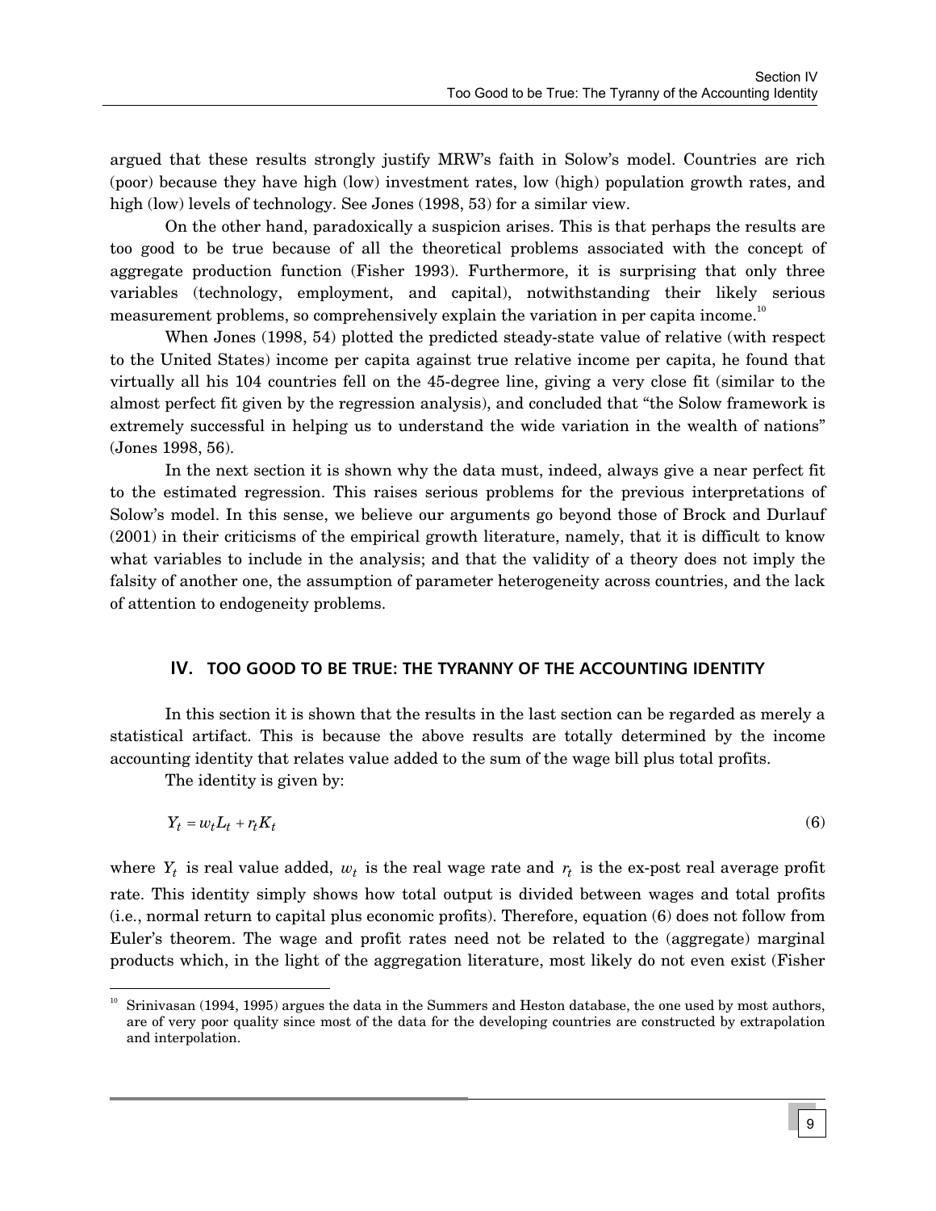argued that these results strongly justify MRW's faith in Solow's model. Countries are rich (poor) because they have high (low) investment rates, low (high) population growth rates, and high (low) levels of technology. See Jones (1998, 53) for a similar view.

On the other hand, paradoxically a suspicion arises. This is that perhaps the results are too good to be true because of all the theoretical problems associated with the concept of aggregate production function (Fisher 1993). Furthermore, it is surprising that only three variables (technology, employment, and capital), notwithstanding their likely serious measurement problems, so comprehensively explain the variation in per capita income.[10]

When Jones (1998, 54) plotted the predicted steady-state value of relative (with respect to the United States) income per capita against true relative income per capita, he found that virtually all his 104 countries fell on the 45-degree line, giving a very close fit (similar to the almost perfect fit given by the regression analysis), and concluded that "the Solow framework is extremely successful in helping us to understand the wide variation in the wealth of nations" (Jones 1998, 56).

In the next section it is shown why the data must, indeed, always give a near perfect fit to the estimated regression. This raises serious problems for the previous interpretations of Solow's model. In this sense, we believe our arguments go beyond those of Brock and Durlauf (2001) in their criticisms of the empirical growth literature, namely, that it is difficult to know what variables to include in the analysis; and that the validity of a theory does not imply the falsity of another one, the assumption of parameter heterogeneity across countries, and the lack of attention to endogeneity problems.

## IV. TOO GOOD TO BE TRUE: THE TYRANNY OF THE ACCOUNTING IDENTITY

In this section it is shown that the results in the last section can be regarded as merely a statistical artifact. This is because the above results are totally determined by the income accounting identity that relates value added to the sum of the wage bill plus total profits.

The identity is given by:

$$Y_t = w_t L_t + r_t K_t \tag{6}$$

where $Y_t$ is real value added, $w_t$ is the real wage rate and $r_t$ is the ex-post real average profit rate. This identity simply shows how total output is divided between wages and total profits (i.e., normal return to capital plus economic profits). Therefore, equation (6) does not follow from Euler's theorem. The wage and profit rates need not be related to the (aggregate) marginal products which, in the light of the aggregation literature, most likely do not even exist (Fisher

[10] Srinivasan (1994, 1995) argues the data in the Summers and Heston database, the one used by most authors, are of very poor quality since most of the data for the developing countries are constructed by extrapolation and interpolation.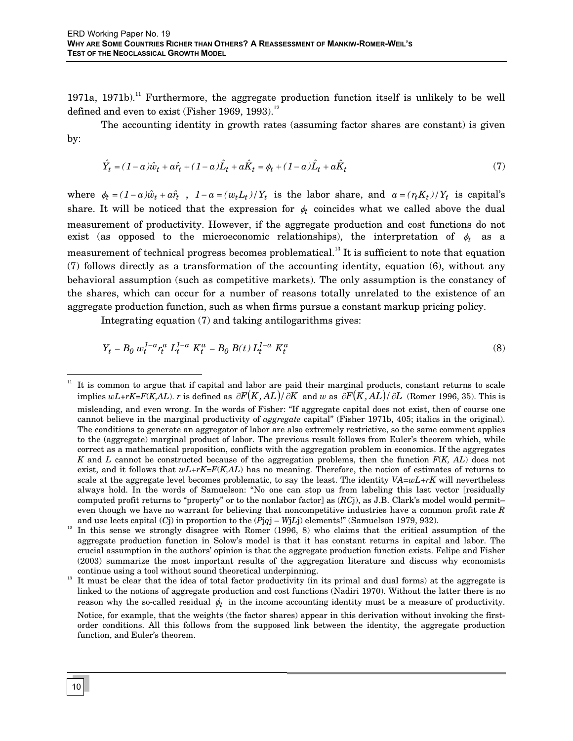1971a, 1971b).[11] Furthermore, the aggregate production function itself is unlikely to be well defined and even to exist (Fisher 1969, 1993).[12]

The accounting identity in growth rates (assuming factor shares are constant) is given by:

$$\hat{Y}_t = (1-a)\hat{w}_t + a\hat{r}_t + (1-a)\hat{L}_t + a\hat{K}_t = \phi_t + (1-a)\hat{L}_t + a\hat{K}_t \tag{7}$$

where $\phi_t = (1-a)\hat{w}_t + a\hat{r}_t$ , $1-a = (w_t L_t)/Y_t$ is the labor share, and $a = (r_t K_t)/Y_t$ is capital's share. It will be noticed that the expression for $\phi_t$ coincides what we called above the dual measurement of productivity. However, if the aggregate production and cost functions do not exist (as opposed to the microeconomic relationships), the interpretation of $\phi_t$ as a measurement of technical progress becomes problematical.[13] It is sufficient to note that equation (7) follows directly as a transformation of the accounting identity, equation (6), without any behavioral assumption (such as competitive markets). The only assumption is the constancy of the shares, which can occur for a number of reasons totally unrelated to the existence of an aggregate production function, such as when firms pursue a constant markup pricing policy.

Integrating equation (7) and taking antilogarithms gives:

$$Y_t = B_0\, w_t^{1-a} r_t^a\, L_t^{1-a}\, K_t^a = B_0\, B(t)\, L_t^{1-a}\, K_t^a \tag{8}$$

---

[11] It is common to argue that if capital and labor are paid their marginal products, constant returns to scale implies $wL+rK=F(K,AL)$. $r$ is defined as $\partial F(K, AL)/\partial K$ and $w$ as $\partial F(K, AL)/\partial L$ (Romer 1996, 35). This is misleading, and even wrong. In the words of Fisher: "If aggregate capital does not exist, then of course one cannot believe in the marginal productivity of *aggregate* capital" (Fisher 1971b, 405; italics in the original). The conditions to generate an aggregator of labor are also extremely restrictive, so the same comment applies to the (aggregate) marginal product of labor. The previous result follows from Euler's theorem which, while correct as a mathematical proposition, conflicts with the aggregation problem in economics. If the aggregates $K$ and $L$ cannot be constructed because of the aggregation problems, then the function $F(K, AL)$ does not exist, and it follows that $wL+rK=F(K,AL)$ has no meaning. Therefore, the notion of estimates of returns to scale at the aggregate level becomes problematic, to say the least. The identity $VA=wL+rK$ will nevertheless always hold. In the words of Samuelson: "No one can stop us from labeling this last vector [residually computed profit returns to "property" or to the nonlabor factor] as ($RC$j), as J.B. Clark's model would permit–even though we have no warrant for believing that noncompetitive industries have a common profit rate $R$ and use leets capital ($C$j) in proportion to the ($P$j$q$j – $W$j$L$j) elements!" (Samuelson 1979, 932).

[12] In this sense we strongly disagree with Romer (1996, 8) who claims that the critical assumption of the aggregate production function in Solow's model is that it has constant returns in capital and labor. The crucial assumption in the authors' opinion is that the aggregate production function exists. Felipe and Fisher (2003) summarize the most important results of the aggregation literature and discuss why economists continue using a tool without sound theoretical underpinning.

[13] It must be clear that the idea of total factor productivity (in its primal and dual forms) at the aggregate is linked to the notions of aggregate production and cost functions (Nadiri 1970). Without the latter there is no reason why the so-called residual $\phi_t$ in the income accounting identity must be a measure of productivity. Notice, for example, that the weights (the factor shares) appear in this derivation without invoking the first-order conditions. All this follows from the supposed link between the identity, the aggregate production function, and Euler's theorem.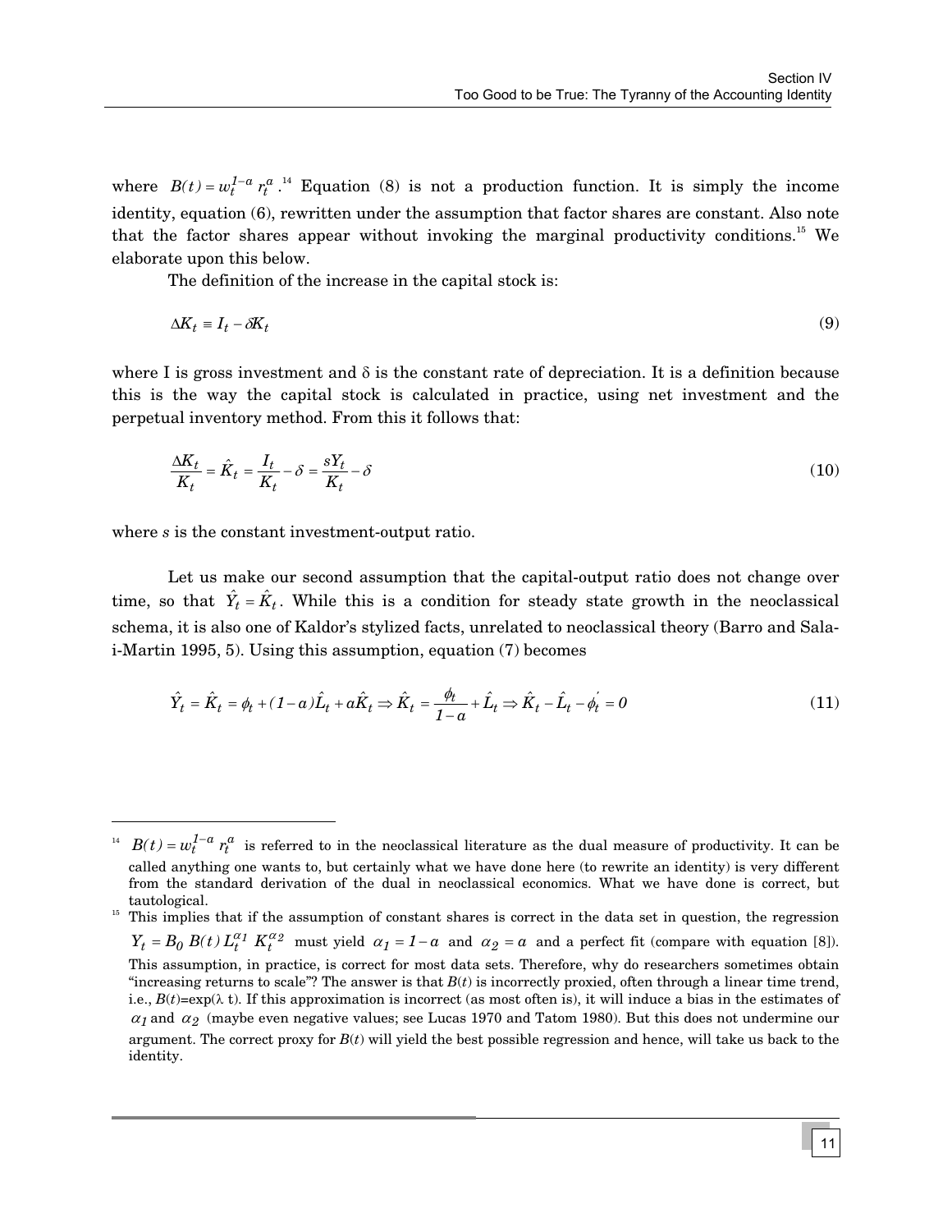where $B(t) = w_t^{1-a} r_t^a$.[14] Equation (8) is not a production function. It is simply the income identity, equation (6), rewritten under the assumption that factor shares are constant. Also note that the factor shares appear without invoking the marginal productivity conditions.[15] We elaborate upon this below.

The definition of the increase in the capital stock is:

$$\Delta K_t \equiv I_t - \delta K_t \tag{9}$$

where I is gross investment and δ is the constant rate of depreciation. It is a definition because this is the way the capital stock is calculated in practice, using net investment and the perpetual inventory method. From this it follows that:

$$\frac{\Delta K_t}{K_t} = \hat{K}_t = \frac{I_t}{K_t} - \delta = \frac{sY_t}{K_t} - \delta \tag{10}$$

where *s* is the constant investment-output ratio.

Let us make our second assumption that the capital-output ratio does not change over time, so that $\hat{Y}_t = \hat{K}_t$. While this is a condition for steady state growth in the neoclassical schema, it is also one of Kaldor's stylized facts, unrelated to neoclassical theory (Barro and Sala-i-Martin 1995, 5). Using this assumption, equation (7) becomes

$$\hat{Y}_t = \hat{K}_t = \phi_t + (1-a)\hat{L}_t + a\hat{K}_t \Rightarrow \hat{K}_t = \frac{\phi_t}{1-a} + \hat{L}_t \Rightarrow \hat{K}_t - \hat{L}_t - \phi_t^{'} = 0 \tag{11}$$

---

[14] $B(t) = w_t^{1-a} r_t^a$ is referred to in the neoclassical literature as the dual measure of productivity. It can be called anything one wants to, but certainly what we have done here (to rewrite an identity) is very different from the standard derivation of the dual in neoclassical economics. What we have done is correct, but tautological.

[15] This implies that if the assumption of constant shares is correct in the data set in question, the regression $Y_t = B_0\, B(t)\, L_t^{\alpha_1}\, K_t^{\alpha_2}$ must yield $\alpha_1 = 1-a$ and $\alpha_2 = a$ and a perfect fit (compare with equation [8]). This assumption, in practice, is correct for most data sets. Therefore, why do researchers sometimes obtain "increasing returns to scale"? The answer is that $B(t)$ is incorrectly proxied, often through a linear time trend, i.e., $B(t)=\exp(\lambda\, t)$. If this approximation is incorrect (as most often is), it will induce a bias in the estimates of $\alpha_1$ and $\alpha_2$ (maybe even negative values; see Lucas 1970 and Tatom 1980). But this does not undermine our argument. The correct proxy for $B(t)$ will yield the best possible regression and hence, will take us back to the identity.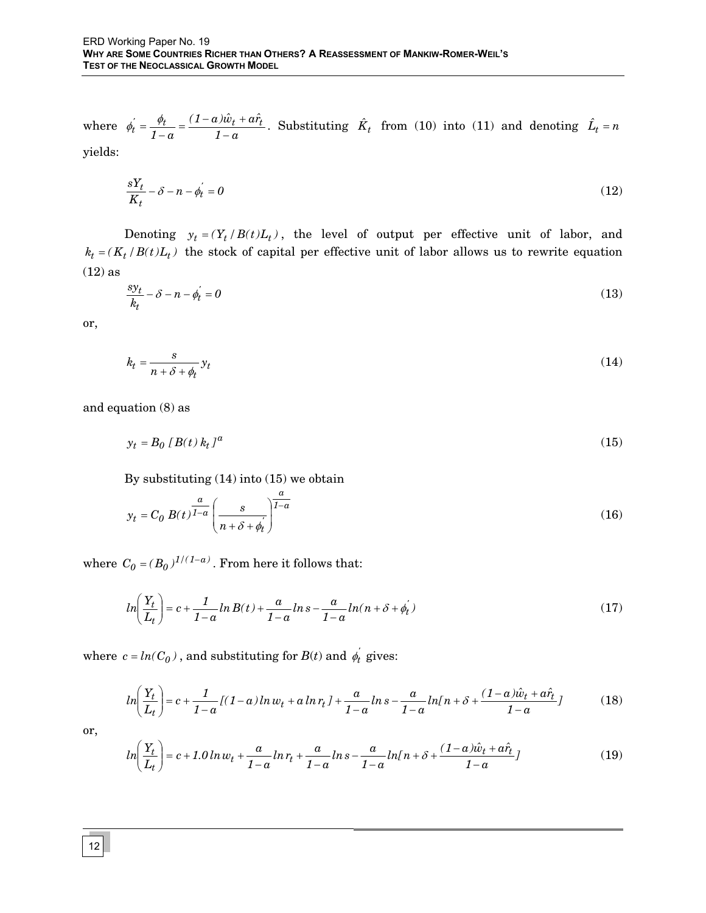where $\phi_t^{'} = \frac{\phi_t}{1-a} = \frac{(1-a)\hat{w}_t + a\hat{r}_t}{1-a}$. Substituting $\hat{K}_t$ from (10) into (11) and denoting $\hat{L}_t = n$ yields:

$$\frac{sY_t}{K_t} - \delta - n - \phi_t^{'} = 0 \tag{12}$$

Denoting $y_t = (Y_t / B(t)L_t)$, the level of output per effective unit of labor, and $k_t = (K_t / B(t)L_t)$ the stock of capital per effective unit of labor allows us to rewrite equation (12) as

$$\frac{sy_t}{k_t} - \delta - n - \phi_t^{'} = 0 \tag{13}$$

or,

$$k_t = \frac{s}{n + \delta + \phi_t} y_t \tag{14}$$

and equation (8) as

$$y_t = B_0 \, [B(t) \, k_t]^a \tag{15}$$

By substituting (14) into (15) we obtain

$$y_t = C_0 \, B(t)^{\frac{a}{1-a}} \left( \frac{s}{n + \delta + \phi_t^{'}} \right)^{\frac{a}{1-a}} \tag{16}$$

where $C_0 = (B_0)^{1/(1-a)}$. From here it follows that:

$$ln\left(\frac{Y_t}{L_t}\right) = c + \frac{1}{1-a} ln \, B(t) + \frac{a}{1-a} ln \, s - \frac{a}{1-a} ln(n + \delta + \phi_t^{'}) \tag{17}$$

where $c = ln(C_0)$, and substituting for $B(t)$ and $\phi_t^{'}$ gives:

$$ln\left(\frac{Y_t}{L_t}\right) = c + \frac{1}{1-a}[(1-a) ln \, w_t + a \, ln \, r_t] + \frac{a}{1-a} ln \, s - \frac{a}{1-a} ln[n + \delta + \frac{(1-a)\hat{w}_t + a\hat{r}_t}{1-a}] \tag{18}$$

or,

$$ln\left(\frac{Y_t}{L_t}\right) = c + 1.0 \, ln \, w_t + \frac{a}{1-a} ln \, r_t + \frac{a}{1-a} ln \, s - \frac{a}{1-a} ln[n + \delta + \frac{(1-a)\hat{w}_t + a\hat{r}_t}{1-a}] \tag{19}$$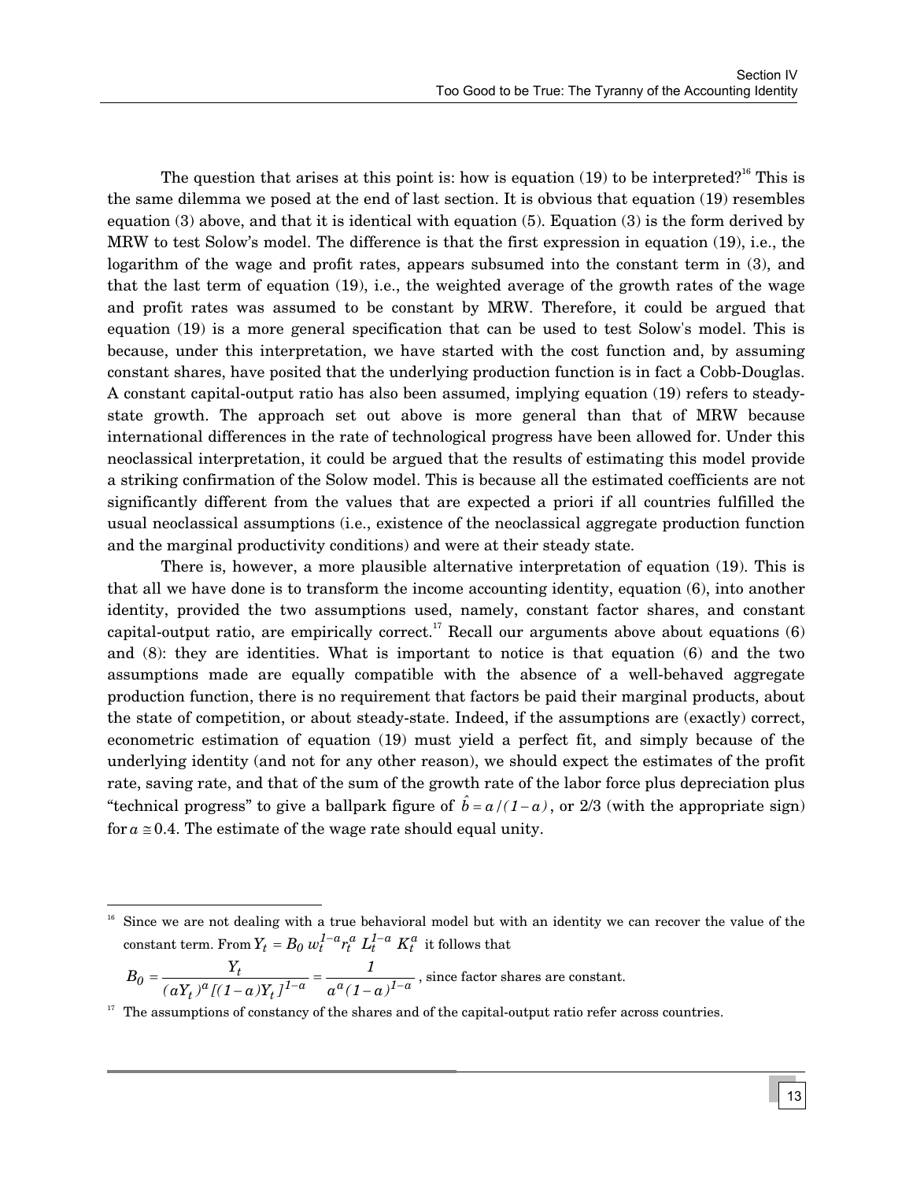The question that arises at this point is: how is equation (19) to be interpreted?[16] This is the same dilemma we posed at the end of last section. It is obvious that equation (19) resembles equation (3) above, and that it is identical with equation (5). Equation (3) is the form derived by MRW to test Solow's model. The difference is that the first expression in equation (19), i.e., the logarithm of the wage and profit rates, appears subsumed into the constant term in (3), and that the last term of equation (19), i.e., the weighted average of the growth rates of the wage and profit rates was assumed to be constant by MRW. Therefore, it could be argued that equation (19) is a more general specification that can be used to test Solow's model. This is because, under this interpretation, we have started with the cost function and, by assuming constant shares, have posited that the underlying production function is in fact a Cobb-Douglas. A constant capital-output ratio has also been assumed, implying equation (19) refers to steady-state growth. The approach set out above is more general than that of MRW because international differences in the rate of technological progress have been allowed for. Under this neoclassical interpretation, it could be argued that the results of estimating this model provide a striking confirmation of the Solow model. This is because all the estimated coefficients are not significantly different from the values that are expected a priori if all countries fulfilled the usual neoclassical assumptions (i.e., existence of the neoclassical aggregate production function and the marginal productivity conditions) and were at their steady state.

There is, however, a more plausible alternative interpretation of equation (19). This is that all we have done is to transform the income accounting identity, equation (6), into another identity, provided the two assumptions used, namely, constant factor shares, and constant capital-output ratio, are empirically correct.[17] Recall our arguments above about equations (6) and (8): they are identities. What is important to notice is that equation (6) and the two assumptions made are equally compatible with the absence of a well-behaved aggregate production function, there is no requirement that factors be paid their marginal products, about the state of competition, or about steady-state. Indeed, if the assumptions are (exactly) correct, econometric estimation of equation (19) must yield a perfect fit, and simply because of the underlying identity (and not for any other reason), we should expect the estimates of the profit rate, saving rate, and that of the sum of the growth rate of the labor force plus depreciation plus "technical progress" to give a ballpark figure of $\hat{b} = a/(1-a)$, or 2/3 (with the appropriate sign) for $a \cong 0.4$. The estimate of the wage rate should equal unity.

---

[16] Since we are not dealing with a true behavioral model but with an identity we can recover the value of the constant term. From $Y_t = B_0 \, w_t^{1-a} r_t^a \, L_t^{1-a} \, K_t^a$ it follows that

$$B_0 = \frac{Y_t}{(aY_t)^a [(1-a)Y_t]^{1-a}} = \frac{1}{a^a (1-a)^{1-a}}$$ , since factor shares are constant.

[17] The assumptions of constancy of the shares and of the capital-output ratio refer across countries.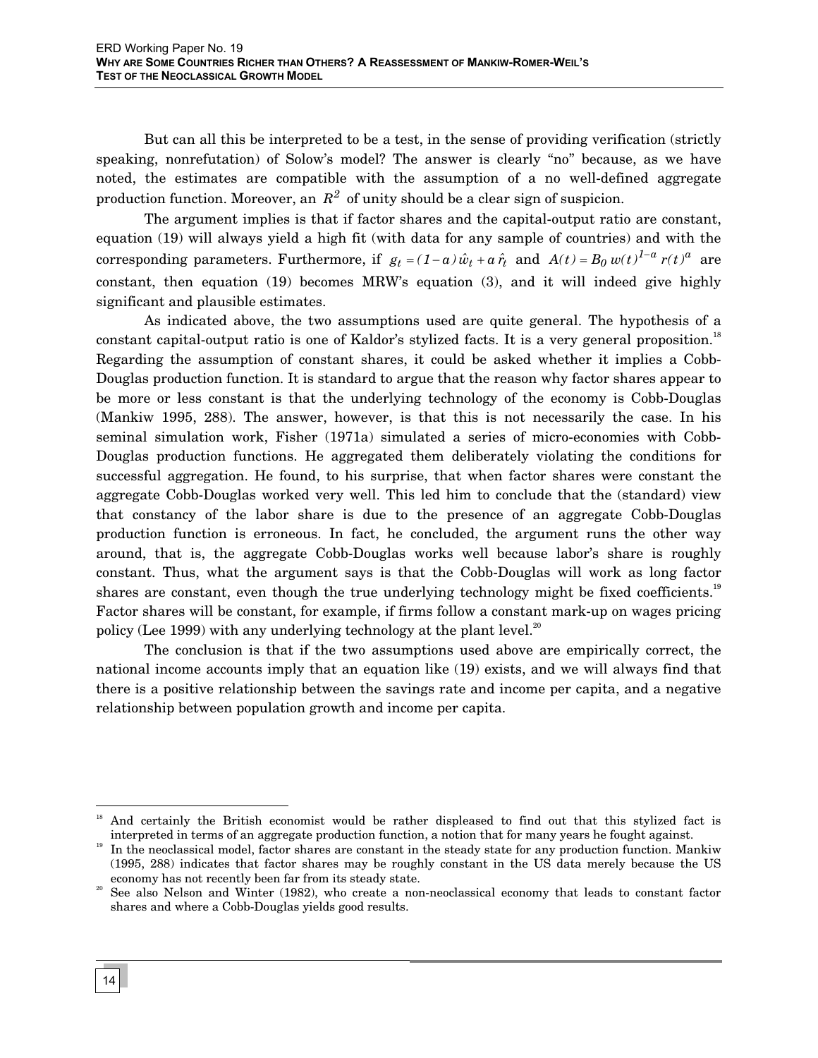But can all this be interpreted to be a test, in the sense of providing verification (strictly speaking, nonrefutation) of Solow's model? The answer is clearly "no" because, as we have noted, the estimates are compatible with the assumption of a no well-defined aggregate production function. Moreover, an $R^2$ of unity should be a clear sign of suspicion.

The argument implies is that if factor shares and the capital-output ratio are constant, equation (19) will always yield a high fit (with data for any sample of countries) and with the corresponding parameters. Furthermore, if $g_t = (1-a)\hat{w}_t + a\hat{r}_t$ and $A(t) = B_0 w(t)^{1-a} r(t)^a$ are constant, then equation (19) becomes MRW's equation (3), and it will indeed give highly significant and plausible estimates.

As indicated above, the two assumptions used are quite general. The hypothesis of a constant capital-output ratio is one of Kaldor's stylized facts. It is a very general proposition.[18] Regarding the assumption of constant shares, it could be asked whether it implies a Cobb-Douglas production function. It is standard to argue that the reason why factor shares appear to be more or less constant is that the underlying technology of the economy is Cobb-Douglas (Mankiw 1995, 288). The answer, however, is that this is not necessarily the case. In his seminal simulation work, Fisher (1971a) simulated a series of micro-economies with Cobb-Douglas production functions. He aggregated them deliberately violating the conditions for successful aggregation. He found, to his surprise, that when factor shares were constant the aggregate Cobb-Douglas worked very well. This led him to conclude that the (standard) view that constancy of the labor share is due to the presence of an aggregate Cobb-Douglas production function is erroneous. In fact, he concluded, the argument runs the other way around, that is, the aggregate Cobb-Douglas works well because labor's share is roughly constant. Thus, what the argument says is that the Cobb-Douglas will work as long factor shares are constant, even though the true underlying technology might be fixed coefficients.[19] Factor shares will be constant, for example, if firms follow a constant mark-up on wages pricing policy (Lee 1999) with any underlying technology at the plant level.[20]

The conclusion is that if the two assumptions used above are empirically correct, the national income accounts imply that an equation like (19) exists, and we will always find that there is a positive relationship between the savings rate and income per capita, and a negative relationship between population growth and income per capita.

---

[18] And certainly the British economist would be rather displeased to find out that this stylized fact is interpreted in terms of an aggregate production function, a notion that for many years he fought against.

[19] In the neoclassical model, factor shares are constant in the steady state for any production function. Mankiw (1995, 288) indicates that factor shares may be roughly constant in the US data merely because the US economy has not recently been far from its steady state.

[20] See also Nelson and Winter (1982), who create a non-neoclassical economy that leads to constant factor shares and where a Cobb-Douglas yields good results.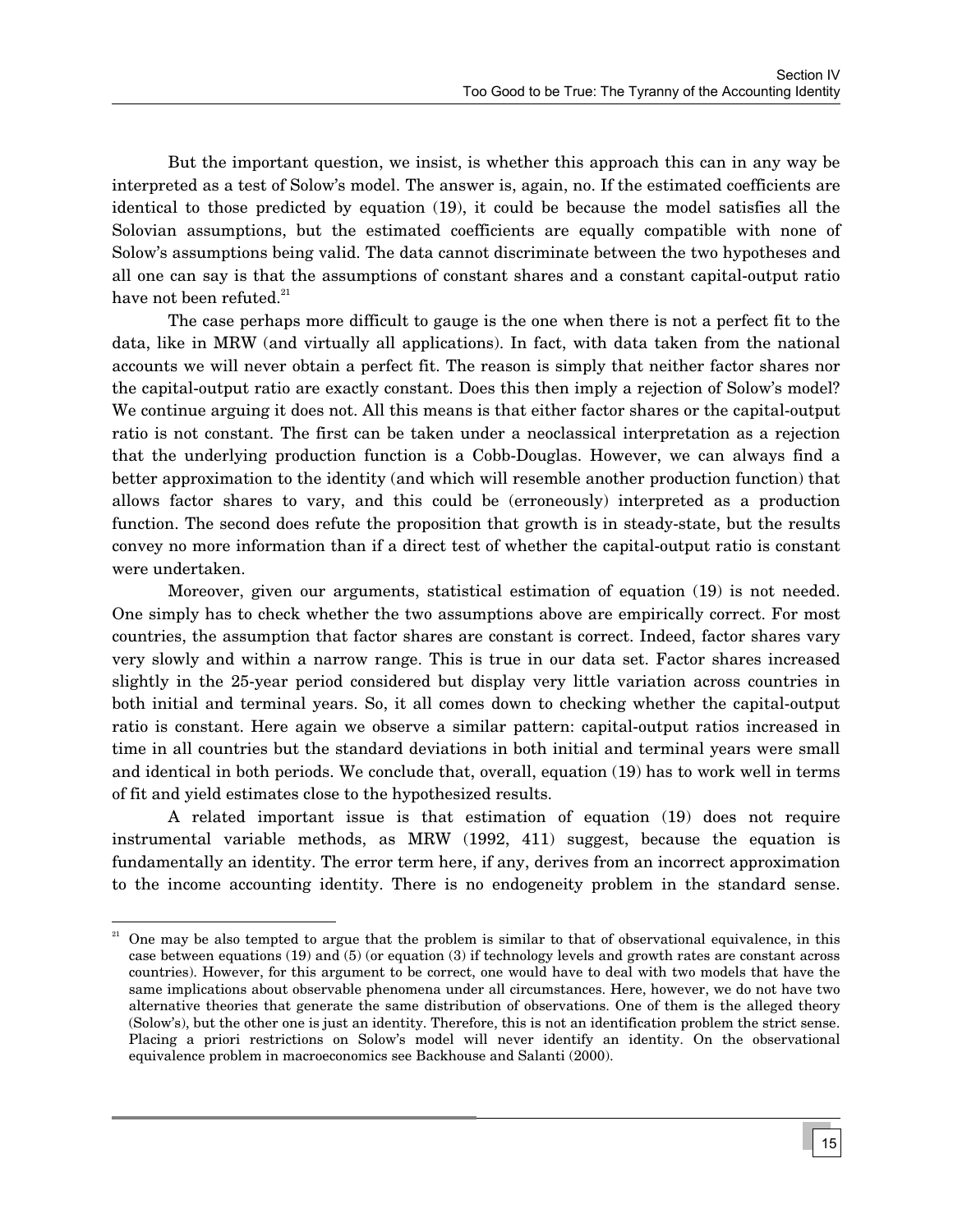But the important question, we insist, is whether this approach this can in any way be interpreted as a test of Solow's model. The answer is, again, no. If the estimated coefficients are identical to those predicted by equation (19), it could be because the model satisfies all the Solovian assumptions, but the estimated coefficients are equally compatible with none of Solow's assumptions being valid. The data cannot discriminate between the two hypotheses and all one can say is that the assumptions of constant shares and a constant capital-output ratio have not been refuted.[21]

The case perhaps more difficult to gauge is the one when there is not a perfect fit to the data, like in MRW (and virtually all applications). In fact, with data taken from the national accounts we will never obtain a perfect fit. The reason is simply that neither factor shares nor the capital-output ratio are exactly constant. Does this then imply a rejection of Solow's model? We continue arguing it does not. All this means is that either factor shares or the capital-output ratio is not constant. The first can be taken under a neoclassical interpretation as a rejection that the underlying production function is a Cobb-Douglas. However, we can always find a better approximation to the identity (and which will resemble another production function) that allows factor shares to vary, and this could be (erroneously) interpreted as a production function. The second does refute the proposition that growth is in steady-state, but the results convey no more information than if a direct test of whether the capital-output ratio is constant were undertaken.

Moreover, given our arguments, statistical estimation of equation (19) is not needed. One simply has to check whether the two assumptions above are empirically correct. For most countries, the assumption that factor shares are constant is correct. Indeed, factor shares vary very slowly and within a narrow range. This is true in our data set. Factor shares increased slightly in the 25-year period considered but display very little variation across countries in both initial and terminal years. So, it all comes down to checking whether the capital-output ratio is constant. Here again we observe a similar pattern: capital-output ratios increased in time in all countries but the standard deviations in both initial and terminal years were small and identical in both periods. We conclude that, overall, equation (19) has to work well in terms of fit and yield estimates close to the hypothesized results.

A related important issue is that estimation of equation (19) does not require instrumental variable methods, as MRW (1992, 411) suggest, because the equation is fundamentally an identity. The error term here, if any, derives from an incorrect approximation to the income accounting identity. There is no endogeneity problem in the standard sense.

[21] One may be also tempted to argue that the problem is similar to that of observational equivalence, in this case between equations (19) and (5) (or equation (3) if technology levels and growth rates are constant across countries). However, for this argument to be correct, one would have to deal with two models that have the same implications about observable phenomena under all circumstances. Here, however, we do not have two alternative theories that generate the same distribution of observations. One of them is the alleged theory (Solow's), but the other one is just an identity. Therefore, this is not an identification problem the strict sense. Placing a priori restrictions on Solow's model will never identify an identity. On the observational equivalence problem in macroeconomics see Backhouse and Salanti (2000).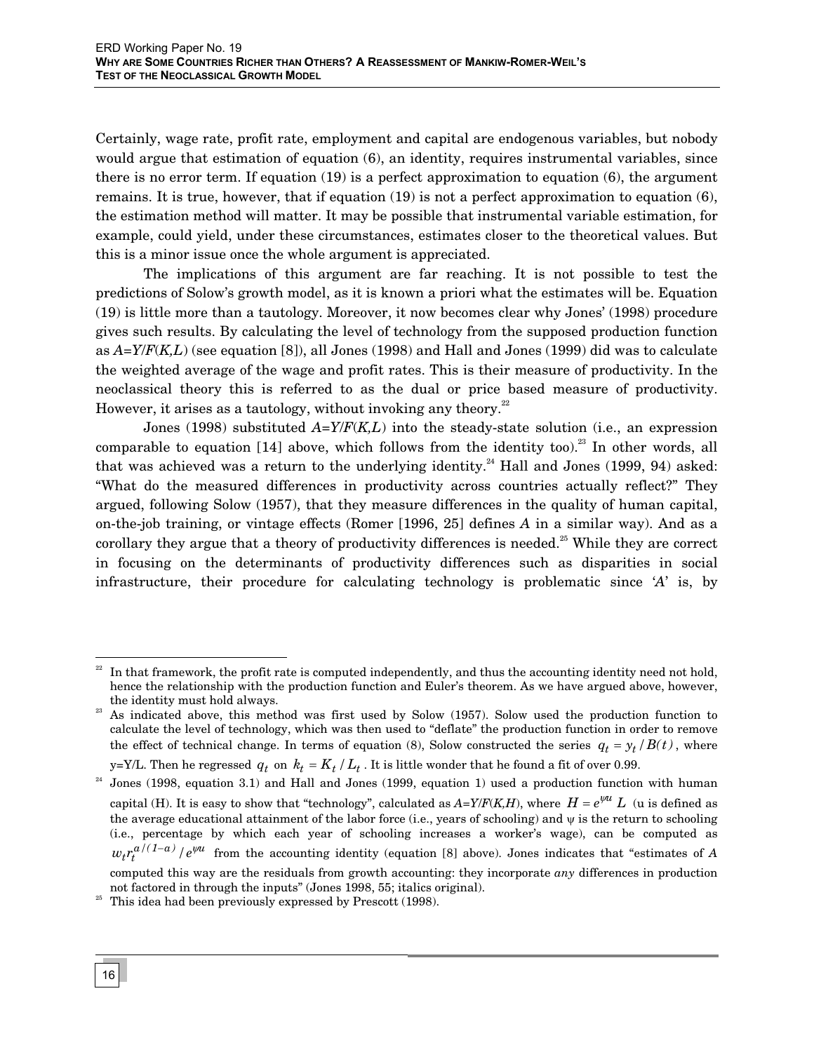Certainly, wage rate, profit rate, employment and capital are endogenous variables, but nobody would argue that estimation of equation (6), an identity, requires instrumental variables, since there is no error term. If equation (19) is a perfect approximation to equation (6), the argument remains. It is true, however, that if equation (19) is not a perfect approximation to equation (6), the estimation method will matter. It may be possible that instrumental variable estimation, for example, could yield, under these circumstances, estimates closer to the theoretical values. But this is a minor issue once the whole argument is appreciated.

The implications of this argument are far reaching. It is not possible to test the predictions of Solow's growth model, as it is known a priori what the estimates will be. Equation (19) is little more than a tautology. Moreover, it now becomes clear why Jones' (1998) procedure gives such results. By calculating the level of technology from the supposed production function as $A=Y/F(K,L)$ (see equation [8]), all Jones (1998) and Hall and Jones (1999) did was to calculate the weighted average of the wage and profit rates. This is their measure of productivity. In the neoclassical theory this is referred to as the dual or price based measure of productivity. However, it arises as a tautology, without invoking any theory.[22]

Jones (1998) substituted $A=Y/F(K,L)$ into the steady-state solution (i.e., an expression comparable to equation [14] above, which follows from the identity too).[23] In other words, all that was achieved was a return to the underlying identity.[24] Hall and Jones (1999, 94) asked: "What do the measured differences in productivity across countries actually reflect?" They argued, following Solow (1957), that they measure differences in the quality of human capital, on-the-job training, or vintage effects (Romer [1996, 25] defines $A$ in a similar way). And as a corollary they argue that a theory of productivity differences is needed.[25] While they are correct in focusing on the determinants of productivity differences such as disparities in social infrastructure, their procedure for calculating technology is problematic since '$A$' is, by

---

[22] In that framework, the profit rate is computed independently, and thus the accounting identity need not hold, hence the relationship with the production function and Euler's theorem. As we have argued above, however, the identity must hold always.

[23] As indicated above, this method was first used by Solow (1957). Solow used the production function to calculate the level of technology, which was then used to "deflate" the production function in order to remove the effect of technical change. In terms of equation (8), Solow constructed the series $q_t = y_t / B(t)$, where y=Y/L. Then he regressed $q_t$ on $k_t = K_t / L_t$. It is little wonder that he found a fit of over 0.99.

[24] Jones (1998, equation 3.1) and Hall and Jones (1999, equation 1) used a production function with human capital (H). It is easy to show that "technology", calculated as $A=Y/F(K,H)$, where $H = e^{\psi u} L$ (u is defined as the average educational attainment of the labor force (i.e., years of schooling) and $\psi$ is the return to schooling (i.e., percentage by which each year of schooling increases a worker's wage), can be computed as $w_t r_t^{a/(1-a)} / e^{\psi u}$ from the accounting identity (equation [8] above). Jones indicates that "estimates of $A$ computed this way are the residuals from growth accounting: they incorporate *any* differences in production not factored in through the inputs" (Jones 1998, 55; italics original).

[25] This idea had been previously expressed by Prescott (1998).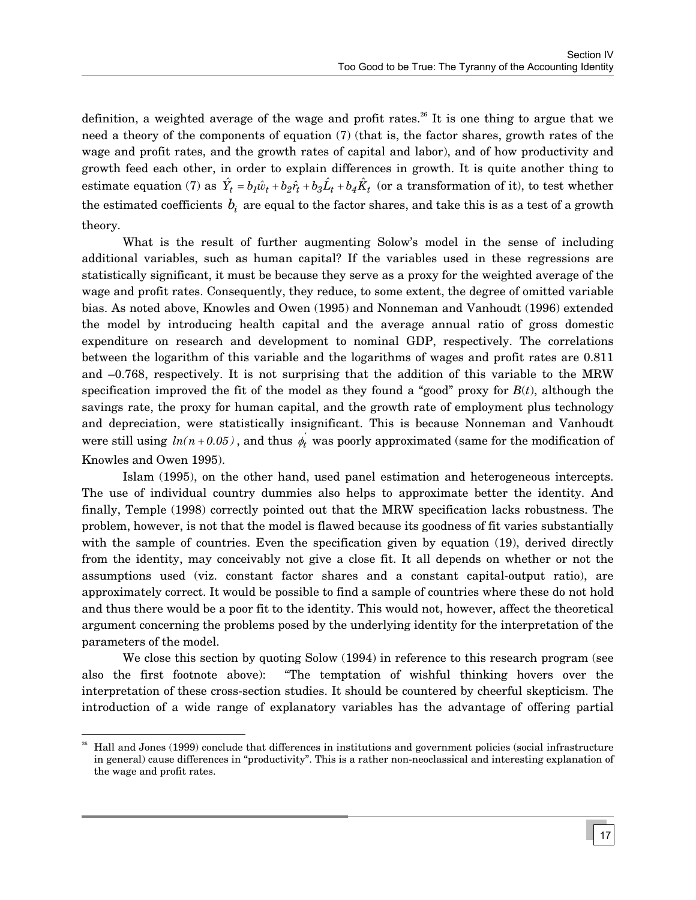definition, a weighted average of the wage and profit rates.[26] It is one thing to argue that we need a theory of the components of equation (7) (that is, the factor shares, growth rates of the wage and profit rates, and the growth rates of capital and labor), and of how productivity and growth feed each other, in order to explain differences in growth. It is quite another thing to estimate equation (7) as $\hat{Y}_t = b_1\hat{w}_t + b_2\hat{r}_t + b_3\hat{L}_t + b_4\hat{K}_t$ (or a transformation of it), to test whether the estimated coefficients $b_i$ are equal to the factor shares, and take this is as a test of a growth theory.

What is the result of further augmenting Solow's model in the sense of including additional variables, such as human capital? If the variables used in these regressions are statistically significant, it must be because they serve as a proxy for the weighted average of the wage and profit rates. Consequently, they reduce, to some extent, the degree of omitted variable bias. As noted above, Knowles and Owen (1995) and Nonneman and Vanhoudt (1996) extended the model by introducing health capital and the average annual ratio of gross domestic expenditure on research and development to nominal GDP, respectively. The correlations between the logarithm of this variable and the logarithms of wages and profit rates are 0.811 and –0.768, respectively. It is not surprising that the addition of this variable to the MRW specification improved the fit of the model as they found a "good" proxy for *B*(*t*), although the savings rate, the proxy for human capital, and the growth rate of employment plus technology and depreciation, were statistically insignificant. This is because Nonneman and Vanhoudt were still using $ln(n + 0.05)$, and thus $\phi_t^{'}$ was poorly approximated (same for the modification of Knowles and Owen 1995).

Islam (1995), on the other hand, used panel estimation and heterogeneous intercepts. The use of individual country dummies also helps to approximate better the identity. And finally, Temple (1998) correctly pointed out that the MRW specification lacks robustness. The problem, however, is not that the model is flawed because its goodness of fit varies substantially with the sample of countries. Even the specification given by equation (19), derived directly from the identity, may conceivably not give a close fit. It all depends on whether or not the assumptions used (viz. constant factor shares and a constant capital-output ratio), are approximately correct. It would be possible to find a sample of countries where these do not hold and thus there would be a poor fit to the identity. This would not, however, affect the theoretical argument concerning the problems posed by the underlying identity for the interpretation of the parameters of the model.

We close this section by quoting Solow (1994) in reference to this research program (see also the first footnote above): "The temptation of wishful thinking hovers over the interpretation of these cross-section studies. It should be countered by cheerful skepticism. The introduction of a wide range of explanatory variables has the advantage of offering partial

[26] Hall and Jones (1999) conclude that differences in institutions and government policies (social infrastructure in general) cause differences in "productivity". This is a rather non-neoclassical and interesting explanation of the wage and profit rates.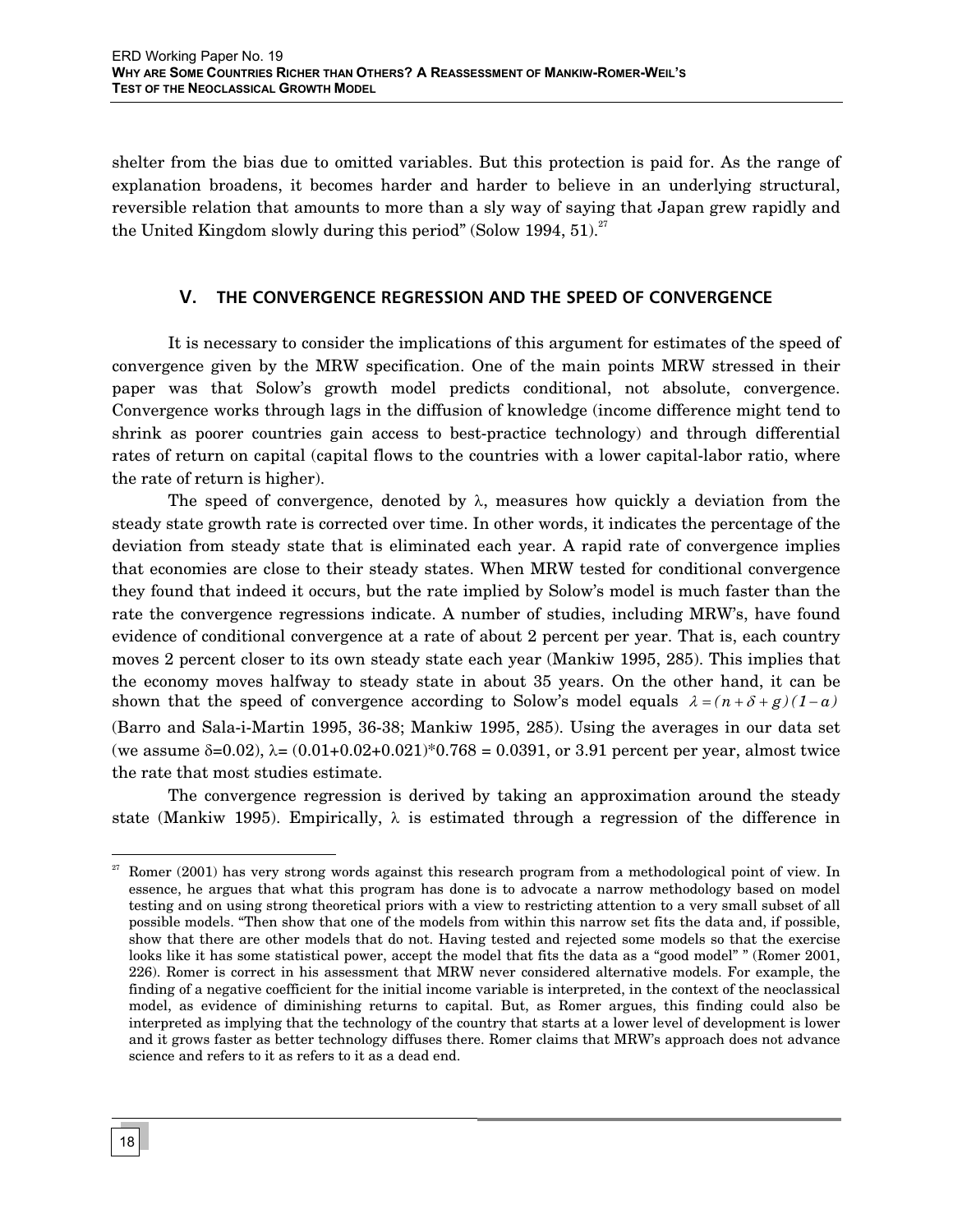shelter from the bias due to omitted variables. But this protection is paid for. As the range of explanation broadens, it becomes harder and harder to believe in an underlying structural, reversible relation that amounts to more than a sly way of saying that Japan grew rapidly and the United Kingdom slowly during this period" (Solow 1994, 51).[27]

## V. THE CONVERGENCE REGRESSION AND THE SPEED OF CONVERGENCE

It is necessary to consider the implications of this argument for estimates of the speed of convergence given by the MRW specification. One of the main points MRW stressed in their paper was that Solow's growth model predicts conditional, not absolute, convergence. Convergence works through lags in the diffusion of knowledge (income difference might tend to shrink as poorer countries gain access to best-practice technology) and through differential rates of return on capital (capital flows to the countries with a lower capital-labor ratio, where the rate of return is higher).

The speed of convergence, denoted by $\lambda$, measures how quickly a deviation from the steady state growth rate is corrected over time. In other words, it indicates the percentage of the deviation from steady state that is eliminated each year. A rapid rate of convergence implies that economies are close to their steady states. When MRW tested for conditional convergence they found that indeed it occurs, but the rate implied by Solow's model is much faster than the rate the convergence regressions indicate. A number of studies, including MRW's, have found evidence of conditional convergence at a rate of about 2 percent per year. That is, each country moves 2 percent closer to its own steady state each year (Mankiw 1995, 285). This implies that the economy moves halfway to steady state in about 35 years. On the other hand, it can be shown that the speed of convergence according to Solow's model equals $\lambda = (n + \delta + g)(1 - \alpha)$ (Barro and Sala-i-Martin 1995, 36-38; Mankiw 1995, 285). Using the averages in our data set (we assume $\delta$=0.02), $\lambda$= (0.01+0.02+0.021)*0.768 = 0.0391, or 3.91 percent per year, almost twice the rate that most studies estimate.

The convergence regression is derived by taking an approximation around the steady state (Mankiw 1995). Empirically, $\lambda$ is estimated through a regression of the difference in

[27] Romer (2001) has very strong words against this research program from a methodological point of view. In essence, he argues that what this program has done is to advocate a narrow methodology based on model testing and on using strong theoretical priors with a view to restricting attention to a very small subset of all possible models. "Then show that one of the models from within this narrow set fits the data and, if possible, show that there are other models that do not. Having tested and rejected some models so that the exercise looks like it has some statistical power, accept the model that fits the data as a "good model" " (Romer 2001, 226). Romer is correct in his assessment that MRW never considered alternative models. For example, the finding of a negative coefficient for the initial income variable is interpreted, in the context of the neoclassical model, as evidence of diminishing returns to capital. But, as Romer argues, this finding could also be interpreted as implying that the technology of the country that starts at a lower level of development is lower and it grows faster as better technology diffuses there. Romer claims that MRW's approach does not advance science and refers to it as refers to it as a dead end.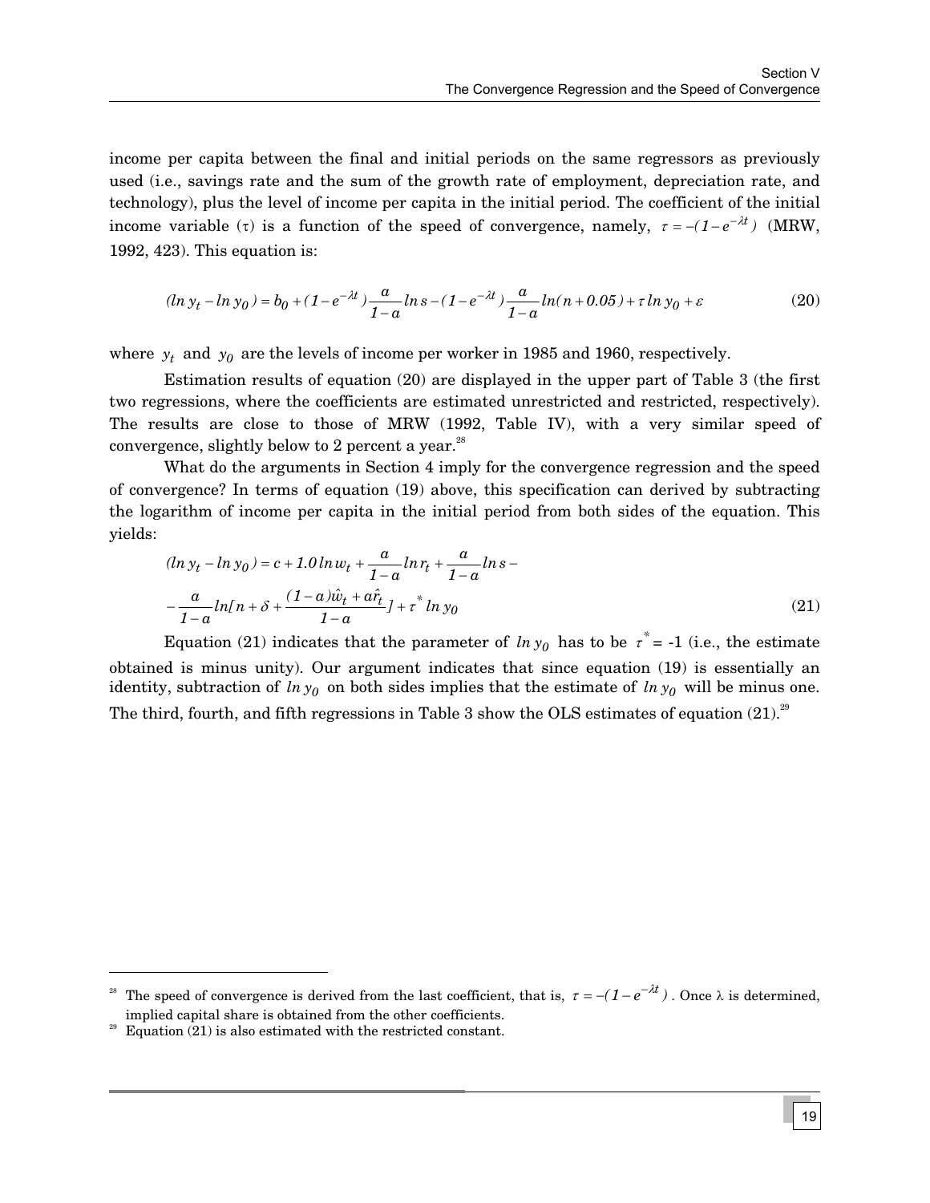income per capita between the final and initial periods on the same regressors as previously used (i.e., savings rate and the sum of the growth rate of employment, depreciation rate, and technology), plus the level of income per capita in the initial period. The coefficient of the initial income variable ($\tau$) is a function of the speed of convergence, namely, $\tau = -(1 - e^{-\lambda t})$ (MRW, 1992, 423). This equation is:

$$(\ln y_t - \ln y_0) = b_0 + (1 - e^{-\lambda t})\frac{a}{1-a}\ln s - (1 - e^{-\lambda t})\frac{a}{1-a}\ln(n + 0.05) + \tau \ln y_0 + \varepsilon \tag{20}$$

where $y_t$ and $y_0$ are the levels of income per worker in 1985 and 1960, respectively.

Estimation results of equation (20) are displayed in the upper part of Table 3 (the first two regressions, where the coefficients are estimated unrestricted and restricted, respectively). The results are close to those of MRW (1992, Table IV), with a very similar speed of convergence, slightly below to 2 percent a year.[28]

What do the arguments in Section 4 imply for the convergence regression and the speed of convergence? In terms of equation (19) above, this specification can derived by subtracting the logarithm of income per capita in the initial period from both sides of the equation. This yields:

$$\begin{aligned}(\ln y_t - \ln y_0) &= c + 1.0\ln w_t + \frac{a}{1-a}\ln r_t + \frac{a}{1-a}\ln s - \\ &- \frac{a}{1-a}\ln[n + \delta + \frac{(1-a)\hat{w}_t + a\hat{r}_t}{1-a}] + \tau^* \ln y_0\end{aligned} \tag{21}$$

Equation (21) indicates that the parameter of $\ln y_0$ has to be $\tau^*$ = -1 (i.e., the estimate obtained is minus unity). Our argument indicates that since equation (19) is essentially an identity, subtraction of $\ln y_0$ on both sides implies that the estimate of $\ln y_0$ will be minus one. The third, fourth, and fifth regressions in Table 3 show the OLS estimates of equation (21).[29]

---

[28] The speed of convergence is derived from the last coefficient, that is, $\tau = -(1 - e^{-\lambda t})$. Once $\lambda$ is determined, implied capital share is obtained from the other coefficients.

[29] Equation (21) is also estimated with the restricted constant.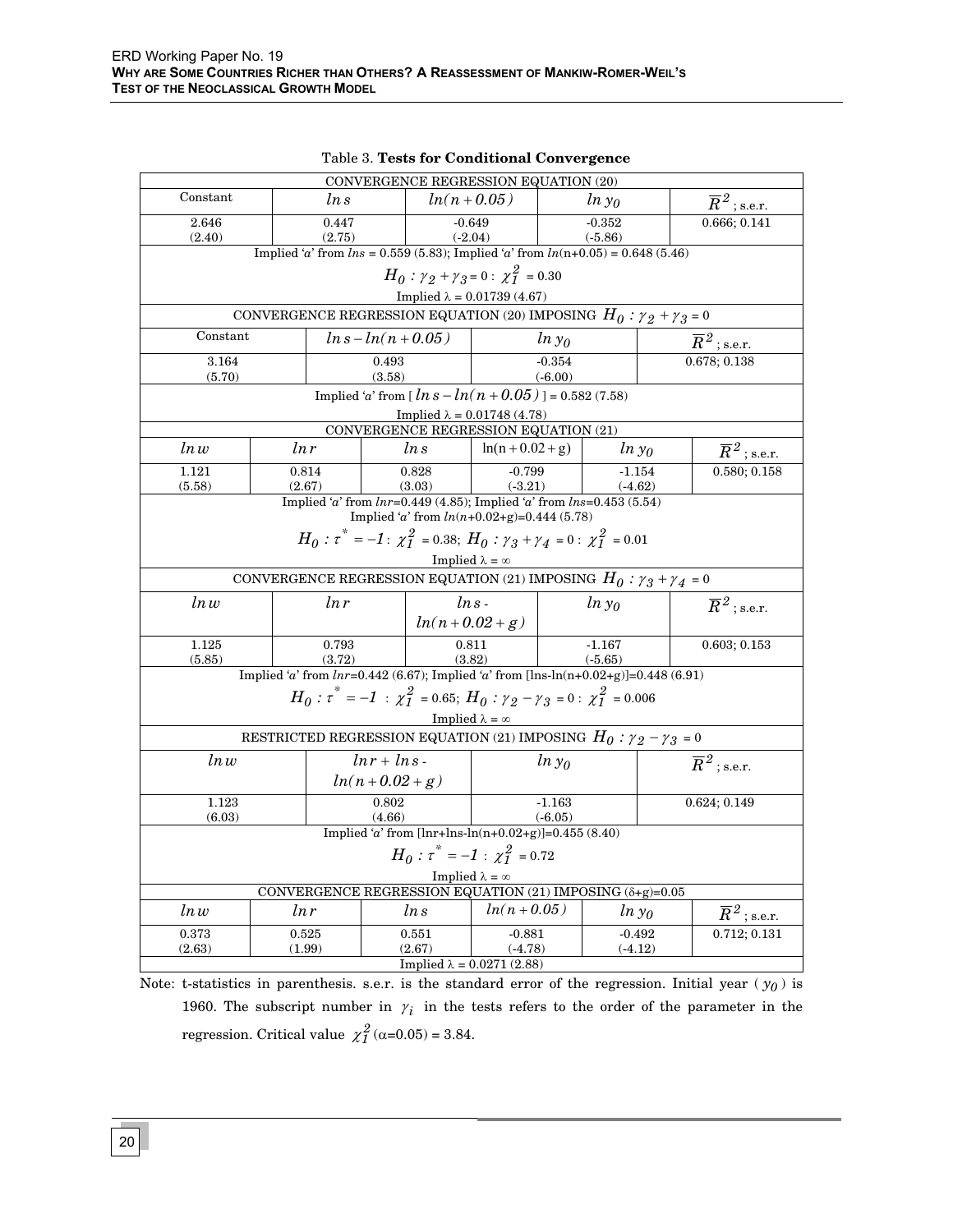Table 3. **Tests for Conditional Convergence**

| CONVERGENCE REGRESSION EQUATION (20) | | | | |
|---|---|---|---|---|
| Constant | $ln\,s$ | $ln(n+0.05)$ | $ln\,y_0$ | $\overline{R}^2$; s.e.r. |
| 2.646 (2.40) | 0.447 (2.75) | -0.649 (-2.04) | -0.352 (-5.86) | 0.666; 0.141 |
| Implied '$a$' from $lns$ = 0.559 (5.83); Implied '$a$' from $ln(n+0.05)$ = 0.648 (5.46) | | | | |
| $H_0 : \gamma_2 + \gamma_3 = 0 : \chi^2_1 = 0.30$ | | | | |
| Implied $\lambda$ = 0.01739 (4.67) | | | | |

| CONVERGENCE REGRESSION EQUATION (20) IMPOSING $H_0 : \gamma_2 + \gamma_3 = 0$ | | | |
|---|---|---|---|
| Constant | $ln\,s - ln(n+0.05)$ | $ln\,y_0$ | $\overline{R}^2$; s.e.r. |
| 3.164 (5.70) | 0.493 (3.58) | -0.354 (-6.00) | 0.678; 0.138 |
| Implied '$a$' from [$ln\,s - ln(n+0.05)$] = 0.582 (7.58) | | | |
| Implied $\lambda$ = 0.01748 (4.78) | | | |

| CONVERGENCE REGRESSION EQUATION (21) | | | | | |
|---|---|---|---|---|---|
| $ln\,w$ | $ln\,r$ | $ln\,s$ | $\ln(n+0.02+g)$ | $ln\,y_0$ | $\overline{R}^2$; s.e.r. |
| 1.121 (5.58) | 0.814 (2.67) | 0.828 (3.03) | -0.799 (-3.21) | -1.154 (-4.62) | 0.580; 0.158 |
| Implied '$a$' from $lnr$=0.449 (4.85); Implied '$a$' from $lns$=0.453 (5.54) Implied '$a$' from $ln(n+0.02+g)$=0.444 (5.78) | | | | | |
| $H_0 : \tau^* = -1 : \chi^2_1 = 0.38$; $H_0 : \gamma_3 + \gamma_4 = 0 : \chi^2_1 = 0.01$ | | | | | |
| Implied $\lambda = \infty$ | | | | | |

| CONVERGENCE REGRESSION EQUATION (21) IMPOSING $H_0 : \gamma_3 + \gamma_4 = 0$ | | | | |
|---|---|---|---|---|
| $ln\,w$ | $ln\,r$ | $ln\,s - ln(n+0.02+g)$ | $ln\,y_0$ | $\overline{R}^2$; s.e.r. |
| 1.125 (5.85) | 0.793 (3.72) | 0.811 (3.82) | -1.167 (-5.65) | 0.603; 0.153 |
| Implied '$a$' from $lnr$=0.442 (6.67); Implied '$a$' from [lns-ln(n+0.02+g)]=0.448 (6.91) | | | | |
| $H_0 : \tau^* = -1 : \chi^2_1 = 0.65$; $H_0 : \gamma_2 - \gamma_3 = 0 : \chi^2_1 = 0.006$ | | | | |
| Implied $\lambda = \infty$ | | | | |

| RESTRICTED REGRESSION EQUATION (21) IMPOSING $H_0 : \gamma_2 - \gamma_3 = 0$ | | | |
|---|---|---|---|
| $ln\,w$ | $ln\,r + ln\,s - ln(n+0.02+g)$ | $ln\,y_0$ | $\overline{R}^2$; s.e.r. |
| 1.123 (6.03) | 0.802 (4.66) | -1.163 (-6.05) | 0.624; 0.149 |
| Implied '$a$' from [lnr+lns-ln(n+0.02+g)]=0.455 (8.40) | | | |
| $H_0 : \tau^* = -1 : \chi^2_1 = 0.72$ | | | |
| Implied $\lambda = \infty$ | | | |

| CONVERGENCE REGRESSION EQUATION (21) IMPOSING ($\delta$+g)=0.05 | | | | | |
|---|---|---|---|---|---|
| $ln\,w$ | $ln\,r$ | $ln\,s$ | $ln(n+0.05)$ | $ln\,y_0$ | $\overline{R}^2$; s.e.r. |
| 0.373 (2.63) | 0.525 (1.99) | 0.551 (2.67) | -0.881 (-4.78) | -0.492 (-4.12) | 0.712; 0.131 |
| Implied $\lambda$ = 0.0271 (2.88) | | | | | |

Note: t-statistics in parenthesis. s.e.r. is the standard error of the regression. Initial year ($y_0$) is 1960. The subscript number in $\gamma_i$ in the tests refers to the order of the parameter in the regression. Critical value $\chi^2_1$ ($\alpha$=0.05) = 3.84.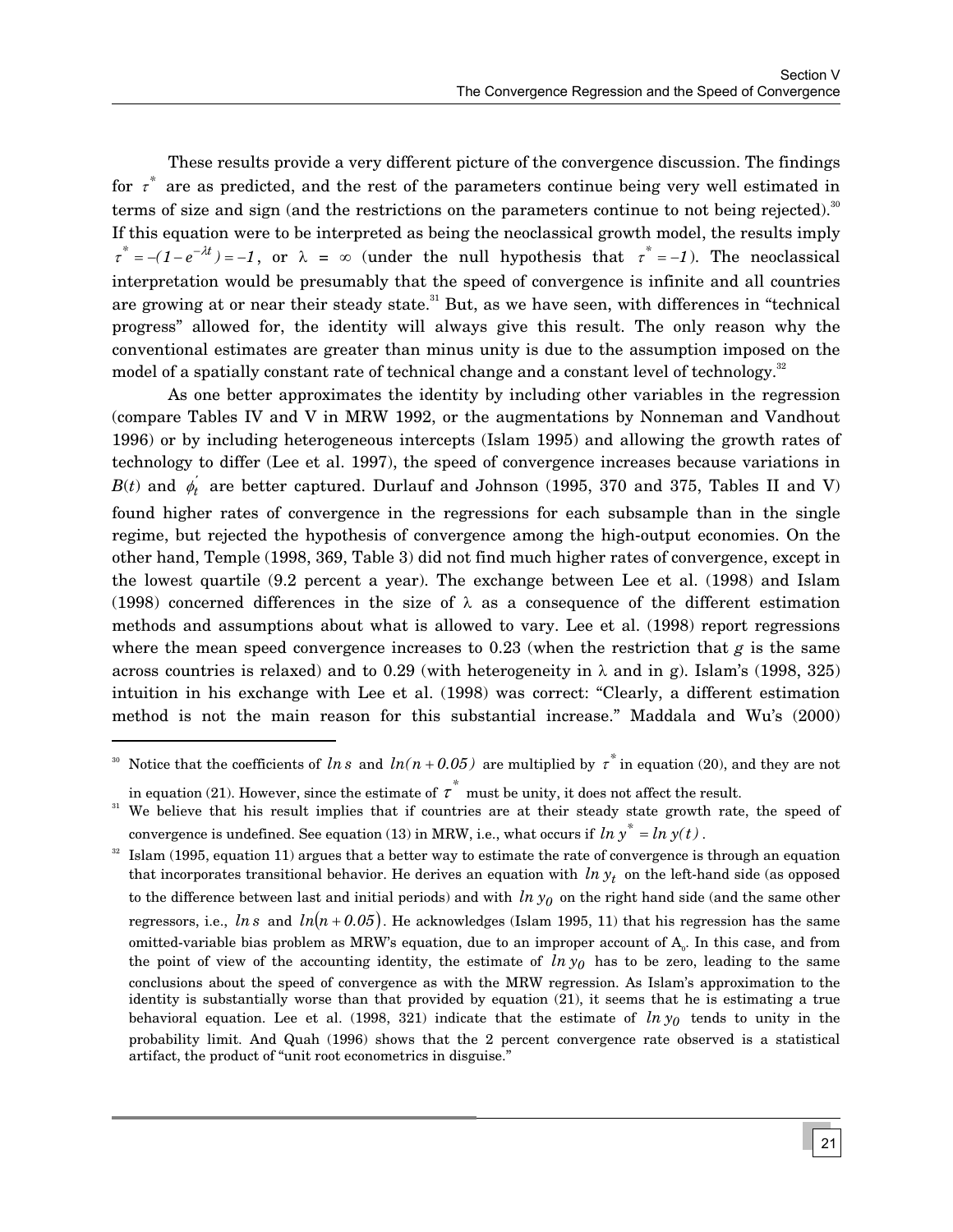These results provide a very different picture of the convergence discussion. The findings for $\tau^*$ are as predicted, and the rest of the parameters continue being very well estimated in terms of size and sign (and the restrictions on the parameters continue to not being rejected).[30] If this equation were to be interpreted as being the neoclassical growth model, the results imply $\tau^* = -(1 - e^{-\lambda t}) = -1$, or $\lambda = \infty$ (under the null hypothesis that $\tau^* = -1$). The neoclassical interpretation would be presumably that the speed of convergence is infinite and all countries are growing at or near their steady state.[31] But, as we have seen, with differences in "technical progress" allowed for, the identity will always give this result. The only reason why the conventional estimates are greater than minus unity is due to the assumption imposed on the model of a spatially constant rate of technical change and a constant level of technology.[32]

As one better approximates the identity by including other variables in the regression (compare Tables IV and V in MRW 1992, or the augmentations by Nonneman and Vandhout 1996) or by including heterogeneous intercepts (Islam 1995) and allowing the growth rates of technology to differ (Lee et al. 1997), the speed of convergence increases because variations in $B(t)$ and $\phi_t^{'}$ are better captured. Durlauf and Johnson (1995, 370 and 375, Tables II and V) found higher rates of convergence in the regressions for each subsample than in the single regime, but rejected the hypothesis of convergence among the high-output economies. On the other hand, Temple (1998, 369, Table 3) did not find much higher rates of convergence, except in the lowest quartile (9.2 percent a year). The exchange between Lee et al. (1998) and Islam (1998) concerned differences in the size of $\lambda$ as a consequence of the different estimation methods and assumptions about what is allowed to vary. Lee et al. (1998) report regressions where the mean speed convergence increases to 0.23 (when the restriction that $g$ is the same across countries is relaxed) and to 0.29 (with heterogeneity in $\lambda$ and in g). Islam's (1998, 325) intuition in his exchange with Lee et al. (1998) was correct: "Clearly, a different estimation method is not the main reason for this substantial increase." Maddala and Wu's (2000)

---

[30] Notice that the coefficients of $\ln s$ and $\ln(n + 0.05)$ are multiplied by $\tau^*$ in equation (20), and they are not in equation (21). However, since the estimate of $\tau^*$ must be unity, it does not affect the result.

[31] We believe that his result implies that if countries are at their steady state growth rate, the speed of convergence is undefined. See equation (13) in MRW, i.e., what occurs if $\ln y^* = \ln y(t)$.

[32] Islam (1995, equation 11) argues that a better way to estimate the rate of convergence is through an equation that incorporates transitional behavior. He derives an equation with $\ln y_t$ on the left-hand side (as opposed to the difference between last and initial periods) and with $\ln y_0$ on the right hand side (and the same other regressors, i.e., $\ln s$ and $\ln(n + 0.05)$. He acknowledges (Islam 1995, 11) that his regression has the same omitted-variable bias problem as MRW's equation, due to an improper account of $A_0$. In this case, and from the point of view of the accounting identity, the estimate of $\ln y_0$ has to be zero, leading to the same conclusions about the speed of convergence as with the MRW regression. As Islam's approximation to the identity is substantially worse than that provided by equation (21), it seems that he is estimating a true behavioral equation. Lee et al. (1998, 321) indicate that the estimate of $\ln y_0$ tends to unity in the probability limit. And Quah (1996) shows that the 2 percent convergence rate observed is a statistical artifact, the product of "unit root econometrics in disguise."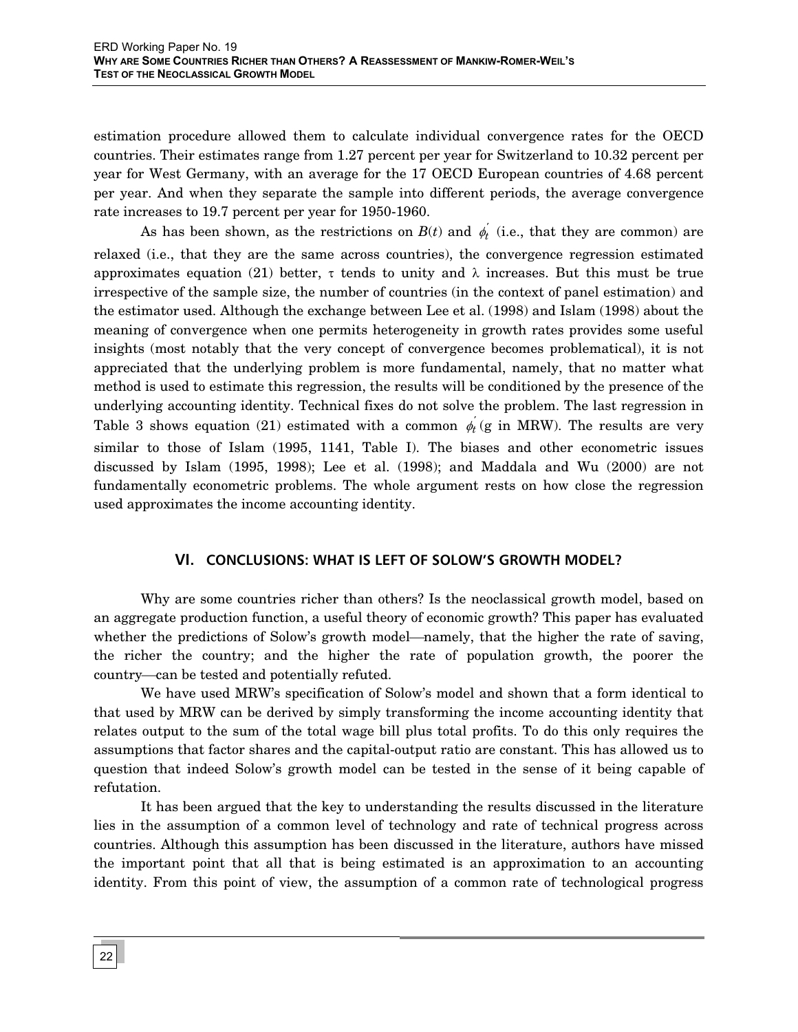estimation procedure allowed them to calculate individual convergence rates for the OECD countries. Their estimates range from 1.27 percent per year for Switzerland to 10.32 percent per year for West Germany, with an average for the 17 OECD European countries of 4.68 percent per year. And when they separate the sample into different periods, the average convergence rate increases to 19.7 percent per year for 1950-1960.

As has been shown, as the restrictions on $B(t)$ and $\phi_t^{'}$ (i.e., that they are common) are relaxed (i.e., that they are the same across countries), the convergence regression estimated approximates equation (21) better, $\tau$ tends to unity and $\lambda$ increases. But this must be true irrespective of the sample size, the number of countries (in the context of panel estimation) and the estimator used. Although the exchange between Lee et al. (1998) and Islam (1998) about the meaning of convergence when one permits heterogeneity in growth rates provides some useful insights (most notably that the very concept of convergence becomes problematical), it is not appreciated that the underlying problem is more fundamental, namely, that no matter what method is used to estimate this regression, the results will be conditioned by the presence of the underlying accounting identity. Technical fixes do not solve the problem. The last regression in Table 3 shows equation (21) estimated with a common $\phi_t^{'}$ (g in MRW). The results are very similar to those of Islam (1995, 1141, Table I). The biases and other econometric issues discussed by Islam (1995, 1998); Lee et al. (1998); and Maddala and Wu (2000) are not fundamentally econometric problems. The whole argument rests on how close the regression used approximates the income accounting identity.

## VI. CONCLUSIONS: WHAT IS LEFT OF SOLOW'S GROWTH MODEL?

Why are some countries richer than others? Is the neoclassical growth model, based on an aggregate production function, a useful theory of economic growth? This paper has evaluated whether the predictions of Solow's growth model—namely, that the higher the rate of saving, the richer the country; and the higher the rate of population growth, the poorer the country—can be tested and potentially refuted.

We have used MRW's specification of Solow's model and shown that a form identical to that used by MRW can be derived by simply transforming the income accounting identity that relates output to the sum of the total wage bill plus total profits. To do this only requires the assumptions that factor shares and the capital-output ratio are constant. This has allowed us to question that indeed Solow's growth model can be tested in the sense of it being capable of refutation.

It has been argued that the key to understanding the results discussed in the literature lies in the assumption of a common level of technology and rate of technical progress across countries. Although this assumption has been discussed in the literature, authors have missed the important point that all that is being estimated is an approximation to an accounting identity. From this point of view, the assumption of a common rate of technological progress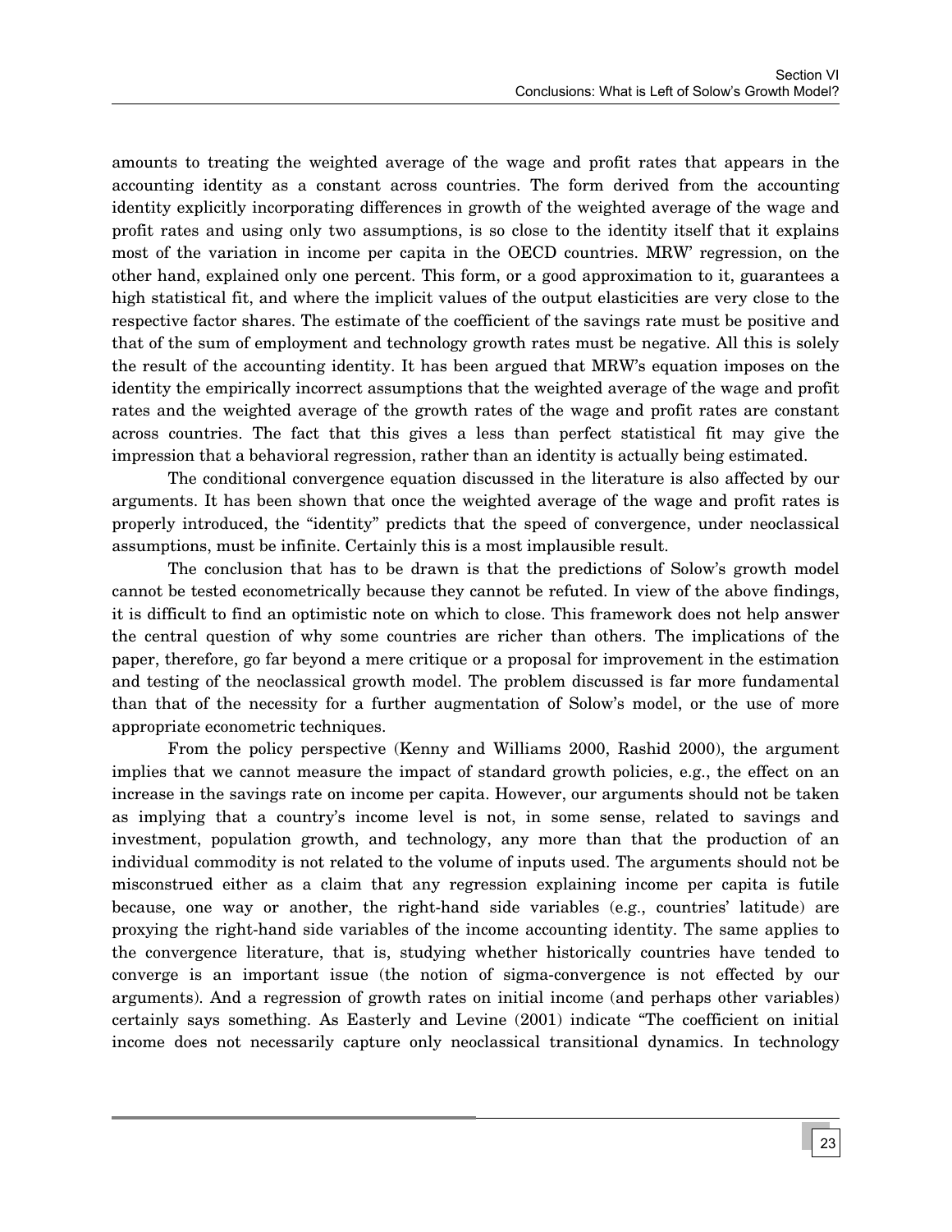amounts to treating the weighted average of the wage and profit rates that appears in the accounting identity as a constant across countries. The form derived from the accounting identity explicitly incorporating differences in growth of the weighted average of the wage and profit rates and using only two assumptions, is so close to the identity itself that it explains most of the variation in income per capita in the OECD countries. MRW' regression, on the other hand, explained only one percent. This form, or a good approximation to it, guarantees a high statistical fit, and where the implicit values of the output elasticities are very close to the respective factor shares. The estimate of the coefficient of the savings rate must be positive and that of the sum of employment and technology growth rates must be negative. All this is solely the result of the accounting identity. It has been argued that MRW's equation imposes on the identity the empirically incorrect assumptions that the weighted average of the wage and profit rates and the weighted average of the growth rates of the wage and profit rates are constant across countries. The fact that this gives a less than perfect statistical fit may give the impression that a behavioral regression, rather than an identity is actually being estimated.

The conditional convergence equation discussed in the literature is also affected by our arguments. It has been shown that once the weighted average of the wage and profit rates is properly introduced, the "identity" predicts that the speed of convergence, under neoclassical assumptions, must be infinite. Certainly this is a most implausible result.

The conclusion that has to be drawn is that the predictions of Solow's growth model cannot be tested econometrically because they cannot be refuted. In view of the above findings, it is difficult to find an optimistic note on which to close. This framework does not help answer the central question of why some countries are richer than others. The implications of the paper, therefore, go far beyond a mere critique or a proposal for improvement in the estimation and testing of the neoclassical growth model. The problem discussed is far more fundamental than that of the necessity for a further augmentation of Solow's model, or the use of more appropriate econometric techniques.

From the policy perspective (Kenny and Williams 2000, Rashid 2000), the argument implies that we cannot measure the impact of standard growth policies, e.g., the effect on an increase in the savings rate on income per capita. However, our arguments should not be taken as implying that a country's income level is not, in some sense, related to savings and investment, population growth, and technology, any more than that the production of an individual commodity is not related to the volume of inputs used. The arguments should not be misconstrued either as a claim that any regression explaining income per capita is futile because, one way or another, the right-hand side variables (e.g., countries' latitude) are proxying the right-hand side variables of the income accounting identity. The same applies to the convergence literature, that is, studying whether historically countries have tended to converge is an important issue (the notion of sigma-convergence is not effected by our arguments). And a regression of growth rates on initial income (and perhaps other variables) certainly says something. As Easterly and Levine (2001) indicate "The coefficient on initial income does not necessarily capture only neoclassical transitional dynamics. In technology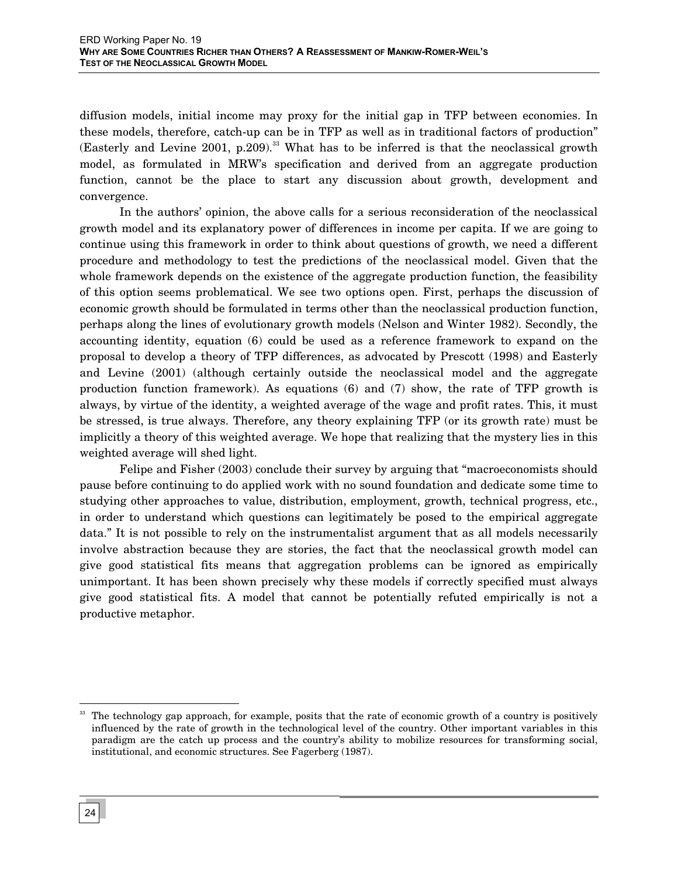diffusion models, initial income may proxy for the initial gap in TFP between economies. In these models, therefore, catch-up can be in TFP as well as in traditional factors of production" (Easterly and Levine 2001, p.209).[33] What has to be inferred is that the neoclassical growth model, as formulated in MRW's specification and derived from an aggregate production function, cannot be the place to start any discussion about growth, development and convergence.

In the authors' opinion, the above calls for a serious reconsideration of the neoclassical growth model and its explanatory power of differences in income per capita. If we are going to continue using this framework in order to think about questions of growth, we need a different procedure and methodology to test the predictions of the neoclassical model. Given that the whole framework depends on the existence of the aggregate production function, the feasibility of this option seems problematical. We see two options open. First, perhaps the discussion of economic growth should be formulated in terms other than the neoclassical production function, perhaps along the lines of evolutionary growth models (Nelson and Winter 1982). Secondly, the accounting identity, equation (6) could be used as a reference framework to expand on the proposal to develop a theory of TFP differences, as advocated by Prescott (1998) and Easterly and Levine (2001) (although certainly outside the neoclassical model and the aggregate production function framework). As equations (6) and (7) show, the rate of TFP growth is always, by virtue of the identity, a weighted average of the wage and profit rates. This, it must be stressed, is true always. Therefore, any theory explaining TFP (or its growth rate) must be implicitly a theory of this weighted average. We hope that realizing that the mystery lies in this weighted average will shed light.

Felipe and Fisher (2003) conclude their survey by arguing that "macroeconomists should pause before continuing to do applied work with no sound foundation and dedicate some time to studying other approaches to value, distribution, employment, growth, technical progress, etc., in order to understand which questions can legitimately be posed to the empirical aggregate data." It is not possible to rely on the instrumentalist argument that as all models necessarily involve abstraction because they are stories, the fact that the neoclassical growth model can give good statistical fits means that aggregation problems can be ignored as empirically unimportant. It has been shown precisely why these models if correctly specified must always give good statistical fits. A model that cannot be potentially refuted empirically is not a productive metaphor.

[33] The technology gap approach, for example, posits that the rate of economic growth of a country is positively influenced by the rate of growth in the technological level of the country. Other important variables in this paradigm are the catch up process and the country's ability to mobilize resources for transforming social, institutional, and economic structures. See Fagerberg (1987).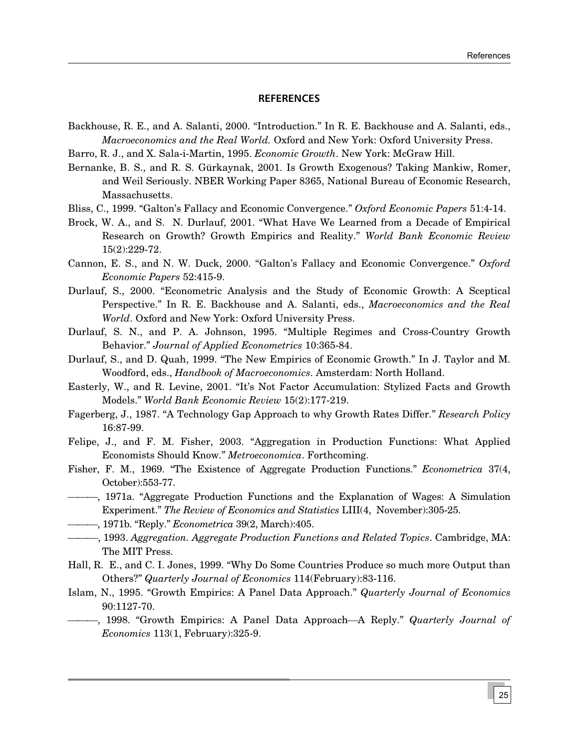## REFERENCES

Backhouse, R. E., and A. Salanti, 2000. "Introduction." In R. E. Backhouse and A. Salanti, eds., *Macroeconomics and the Real World.* Oxford and New York: Oxford University Press.

Barro, R. J., and X. Sala-i-Martin, 1995. *Economic Growth*. New York: McGraw Hill.

Bernanke, B. S., and R. S. Gürkaynak, 2001. Is Growth Exogenous? Taking Mankiw, Romer, and Weil Seriously. NBER Working Paper 8365, National Bureau of Economic Research, Massachusetts.

Bliss, C., 1999. "Galton's Fallacy and Economic Convergence." *Oxford Economic Papers* 51:4-14.

Brock, W. A., and S. N. Durlauf, 2001. "What Have We Learned from a Decade of Empirical Research on Growth? Growth Empirics and Reality." *World Bank Economic Review* 15(2):229-72.

Cannon, E. S., and N. W. Duck, 2000. "Galton's Fallacy and Economic Convergence." *Oxford Economic Papers* 52:415-9.

Durlauf, S., 2000. "Econometric Analysis and the Study of Economic Growth: A Sceptical Perspective." In R. E. Backhouse and A. Salanti, eds., *Macroeconomics and the Real World*. Oxford and New York: Oxford University Press.

Durlauf, S. N., and P. A. Johnson, 1995. "Multiple Regimes and Cross-Country Growth Behavior." *Journal of Applied Econometrics* 10:365-84.

Durlauf, S., and D. Quah, 1999. "The New Empirics of Economic Growth." In J. Taylor and M. Woodford, eds., *Handbook of Macroeconomics*. Amsterdam: North Holland.

Easterly, W., and R. Levine, 2001. "It's Not Factor Accumulation: Stylized Facts and Growth Models." *World Bank Economic Review* 15(2):177-219.

Fagerberg, J., 1987. "A Technology Gap Approach to why Growth Rates Differ." *Research Policy* 16:87-99.

Felipe, J., and F. M. Fisher, 2003. "Aggregation in Production Functions: What Applied Economists Should Know." *Metroeconomica*. Forthcoming.

Fisher, F. M., 1969. "The Existence of Aggregate Production Functions." *Econometrica* 37(4, October):553-77.

———, 1971a. "Aggregate Production Functions and the Explanation of Wages: A Simulation Experiment." *The Review of Economics and Statistics* LIII(4, November):305-25.

———, 1971b. "Reply." *Econometrica* 39(2, March):405.

———, 1993. *Aggregation. Aggregate Production Functions and Related Topics*. Cambridge, MA: The MIT Press.

Hall, R. E., and C. I. Jones, 1999. "Why Do Some Countries Produce so much more Output than Others?" *Quarterly Journal of Economics* 114(February):83-116.

Islam, N., 1995. "Growth Empirics: A Panel Data Approach." *Quarterly Journal of Economics* 90:1127-70.

———, 1998. "Growth Empirics: A Panel Data Approach—A Reply." *Quarterly Journal of Economics* 113(1, February):325-9.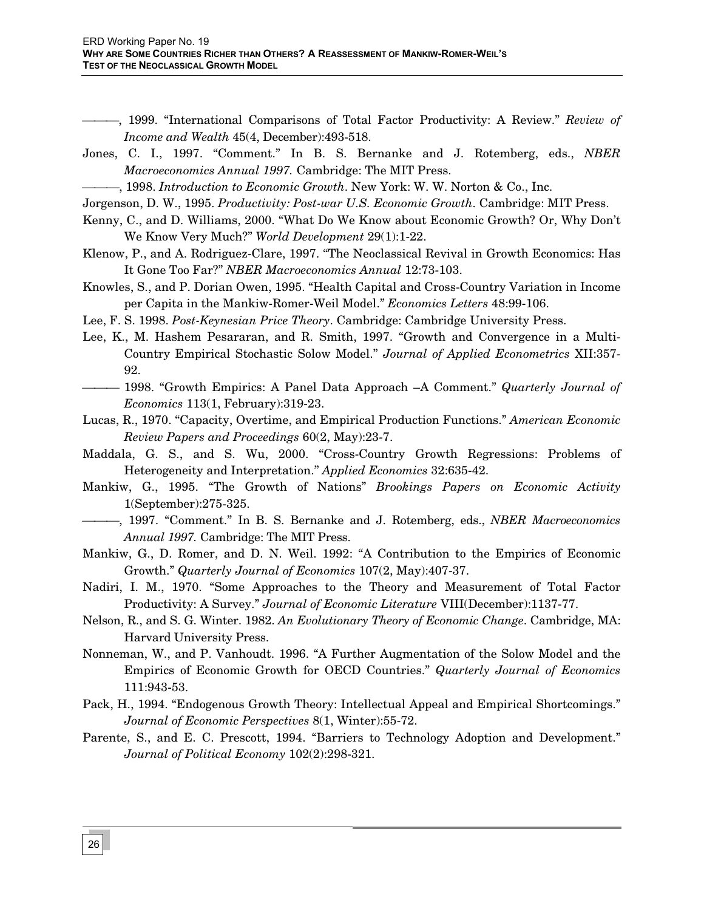———, 1999. "International Comparisons of Total Factor Productivity: A Review." *Review of Income and Wealth* 45(4, December):493-518.

Jones, C. I., 1997. "Comment." In B. S. Bernanke and J. Rotemberg, eds., *NBER Macroeconomics Annual 1997.* Cambridge: The MIT Press.

———, 1998. *Introduction to Economic Growth*. New York: W. W. Norton & Co., Inc.

Jorgenson, D. W., 1995. *Productivity: Post-war U.S. Economic Growth*. Cambridge: MIT Press.

Kenny, C., and D. Williams, 2000. "What Do We Know about Economic Growth? Or, Why Don't We Know Very Much?" *World Development* 29(1):1-22.

Klenow, P., and A. Rodriguez-Clare, 1997. "The Neoclassical Revival in Growth Economics: Has It Gone Too Far?" *NBER Macroeconomics Annual* 12:73-103.

Knowles, S., and P. Dorian Owen, 1995. "Health Capital and Cross-Country Variation in Income per Capita in the Mankiw-Romer-Weil Model." *Economics Letters* 48:99-106.

Lee, F. S. 1998. *Post-Keynesian Price Theory*. Cambridge: Cambridge University Press.

Lee, K., M. Hashem Pesararan, and R. Smith, 1997. "Growth and Convergence in a Multi-Country Empirical Stochastic Solow Model." *Journal of Applied Econometrics* XII:357-92.

——— 1998. "Growth Empirics: A Panel Data Approach –A Comment." *Quarterly Journal of Economics* 113(1, February):319-23.

Lucas, R., 1970. "Capacity, Overtime, and Empirical Production Functions." *American Economic Review Papers and Proceedings* 60(2, May):23-7.

Maddala, G. S., and S. Wu, 2000. "Cross-Country Growth Regressions: Problems of Heterogeneity and Interpretation." *Applied Economics* 32:635-42.

Mankiw, G., 1995. "The Growth of Nations" *Brookings Papers on Economic Activity* 1(September):275-325.

———, 1997. "Comment." In B. S. Bernanke and J. Rotemberg, eds., *NBER Macroeconomics Annual 1997.* Cambridge: The MIT Press.

Mankiw, G., D. Romer, and D. N. Weil. 1992: "A Contribution to the Empirics of Economic Growth." *Quarterly Journal of Economics* 107(2, May):407-37.

Nadiri, I. M., 1970. "Some Approaches to the Theory and Measurement of Total Factor Productivity: A Survey." *Journal of Economic Literature* VIII(December):1137-77.

Nelson, R., and S. G. Winter. 1982. *An Evolutionary Theory of Economic Change*. Cambridge, MA: Harvard University Press.

Nonneman, W., and P. Vanhoudt. 1996. "A Further Augmentation of the Solow Model and the Empirics of Economic Growth for OECD Countries." *Quarterly Journal of Economics* 111:943-53.

Pack, H., 1994. "Endogenous Growth Theory: Intellectual Appeal and Empirical Shortcomings." *Journal of Economic Perspectives* 8(1, Winter):55-72.

Parente, S., and E. C. Prescott, 1994. "Barriers to Technology Adoption and Development." *Journal of Political Economy* 102(2):298-321.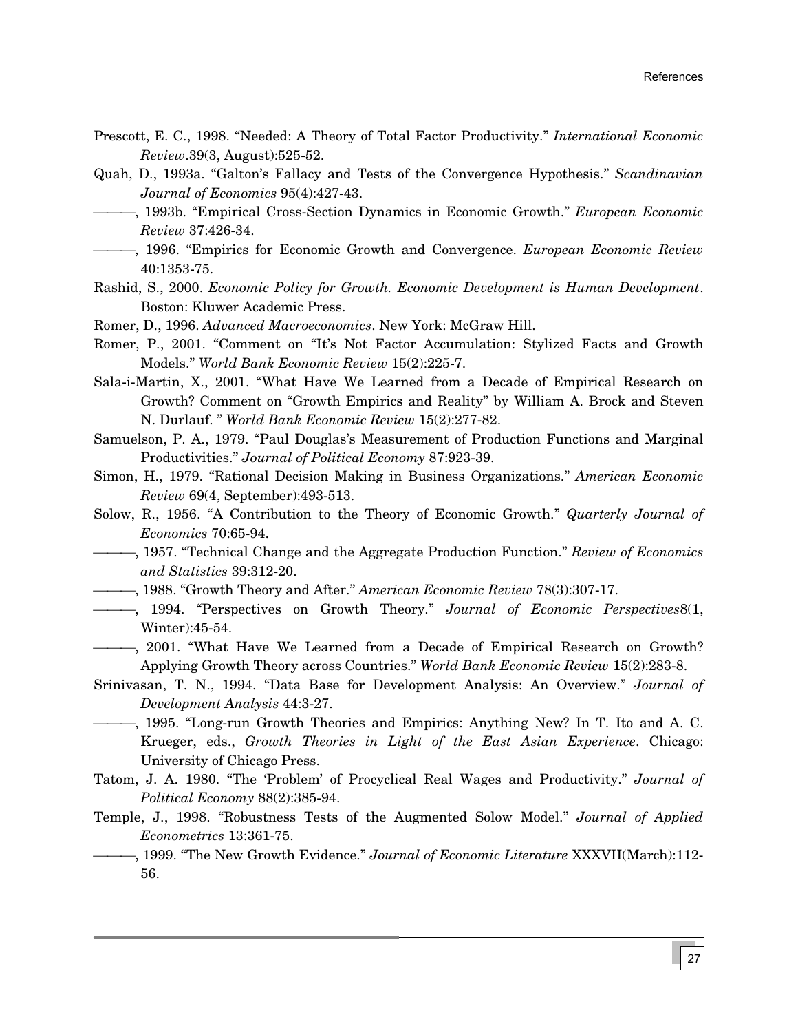Prescott, E. C., 1998. "Needed: A Theory of Total Factor Productivity." *International Economic Review*.39(3, August):525-52.

Quah, D., 1993a. "Galton's Fallacy and Tests of the Convergence Hypothesis." *Scandinavian Journal of Economics* 95(4):427-43.

———, 1993b. "Empirical Cross-Section Dynamics in Economic Growth." *European Economic Review* 37:426-34.

———, 1996. "Empirics for Economic Growth and Convergence. *European Economic Review* 40:1353-75.

Rashid, S., 2000. *Economic Policy for Growth. Economic Development is Human Development*. Boston: Kluwer Academic Press.

Romer, D., 1996. *Advanced Macroeconomics*. New York: McGraw Hill.

Romer, P., 2001. "Comment on "It's Not Factor Accumulation: Stylized Facts and Growth Models." *World Bank Economic Review* 15(2):225-7.

Sala-i-Martin, X., 2001. "What Have We Learned from a Decade of Empirical Research on Growth? Comment on "Growth Empirics and Reality" by William A. Brock and Steven N. Durlauf. " *World Bank Economic Review* 15(2):277-82.

Samuelson, P. A., 1979. "Paul Douglas's Measurement of Production Functions and Marginal Productivities." *Journal of Political Economy* 87:923-39.

Simon, H., 1979. "Rational Decision Making in Business Organizations." *American Economic Review* 69(4, September):493-513.

Solow, R., 1956. "A Contribution to the Theory of Economic Growth." *Quarterly Journal of Economics* 70:65-94.

———, 1957. "Technical Change and the Aggregate Production Function." *Review of Economics and Statistics* 39:312-20.

———, 1988. "Growth Theory and After." *American Economic Review* 78(3):307-17.

———, 1994. "Perspectives on Growth Theory." *Journal of Economic Perspectives*8(1, Winter):45-54.

———, 2001. "What Have We Learned from a Decade of Empirical Research on Growth? Applying Growth Theory across Countries." *World Bank Economic Review* 15(2):283-8.

Srinivasan, T. N., 1994. "Data Base for Development Analysis: An Overview." *Journal of Development Analysis* 44:3-27.

———, 1995. "Long-run Growth Theories and Empirics: Anything New? In T. Ito and A. C. Krueger, eds., *Growth Theories in Light of the East Asian Experience*. Chicago: University of Chicago Press.

Tatom, J. A. 1980. "The 'Problem' of Procyclical Real Wages and Productivity." *Journal of Political Economy* 88(2):385-94.

Temple, J., 1998. "Robustness Tests of the Augmented Solow Model." *Journal of Applied Econometrics* 13:361-75.

———, 1999. "The New Growth Evidence." *Journal of Economic Literature* XXXVII(March):112-56.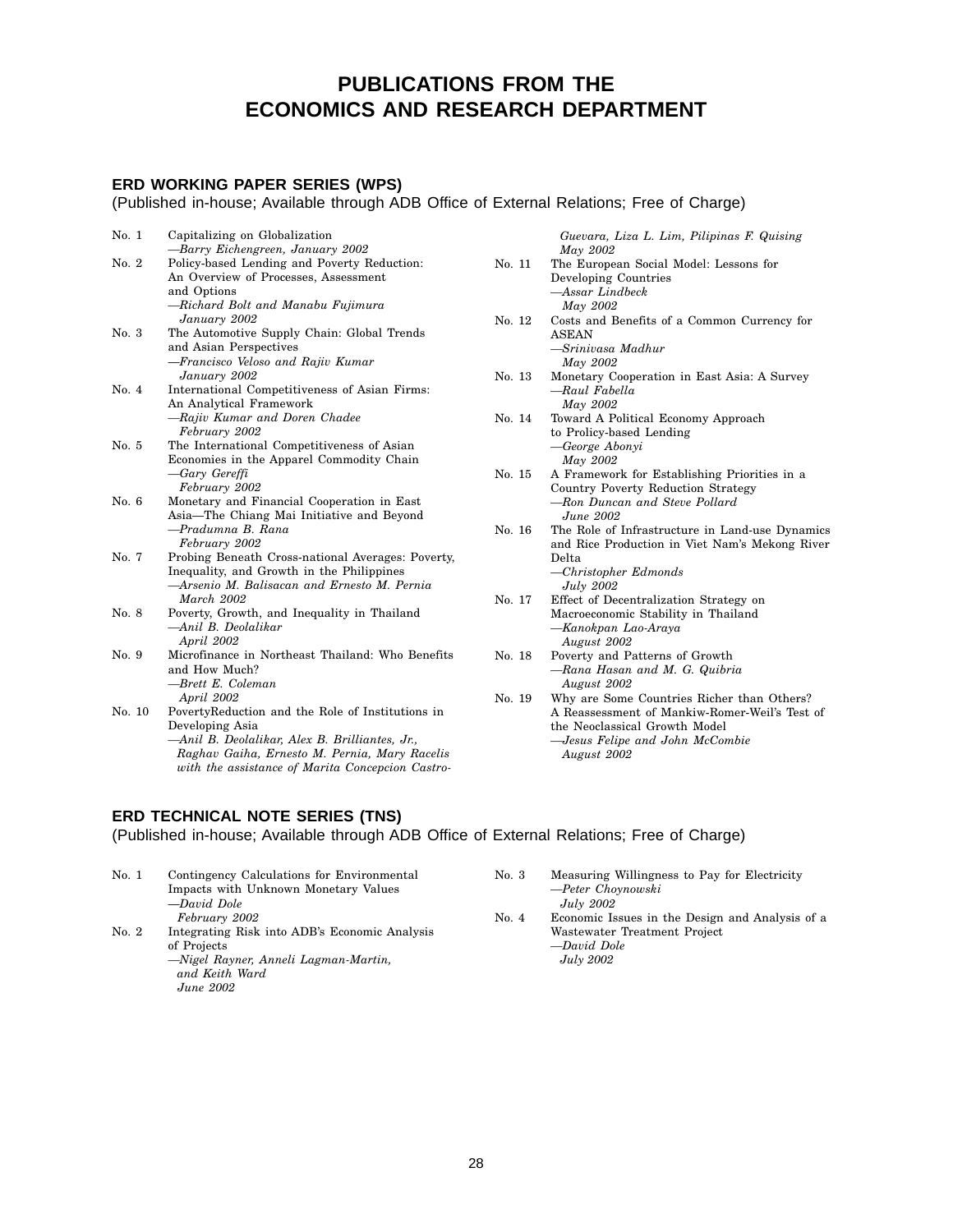# PUBLICATIONS FROM THE ECONOMICS AND RESEARCH DEPARTMENT

## ERD WORKING PAPER SERIES (WPS)

(Published in-house; Available through ADB Office of External Relations; Free of Charge)

No. 1 Capitalizing on Globalization
*—Barry Eichengreen, January 2002*

No. 2 Policy-based Lending and Poverty Reduction: An Overview of Processes, Assessment and Options
*—Richard Bolt and Manabu Fujimura*
*January 2002*

No. 3 The Automotive Supply Chain: Global Trends and Asian Perspectives
*—Francisco Veloso and Rajiv Kumar*
*January 2002*

No. 4 International Competitiveness of Asian Firms: An Analytical Framework
*—Rajiv Kumar and Doren Chadee*
*February 2002*

No. 5 The International Competitiveness of Asian Economies in the Apparel Commodity Chain
*—Gary Gereffi*
*February 2002*

No. 6 Monetary and Financial Cooperation in East Asia—The Chiang Mai Initiative and Beyond
*—Pradumna B. Rana*
*February 2002*

No. 7 Probing Beneath Cross-national Averages: Poverty, Inequality, and Growth in the Philippines
*—Arsenio M. Balisacan and Ernesto M. Pernia*
*March 2002*

No. 8 Poverty, Growth, and Inequality in Thailand
*—Anil B. Deolalikar*
*April 2002*

No. 9 Microfinance in Northeast Thailand: Who Benefits and How Much?
*—Brett E. Coleman*
*April 2002*

No. 10 PovertyReduction and the Role of Institutions in Developing Asia
*—Anil B. Deolalikar, Alex B. Brilliantes, Jr., Raghav Gaiha, Ernesto M. Pernia, Mary Racelis with the assistance of Marita Concepcion Castro-Guevara, Liza L. Lim, Pilipinas F. Quising*
*May 2002*

No. 11 The European Social Model: Lessons for Developing Countries
*—Assar Lindbeck*
*May 2002*

No. 12 Costs and Benefits of a Common Currency for ASEAN
*—Srinivasa Madhur*
*May 2002*

No. 13 Monetary Cooperation in East Asia: A Survey
*—Raul Fabella*
*May 2002*

No. 14 Toward A Political Economy Approach to Policy-based Lending
*—George Abonyi*
*May 2002*

No. 15 A Framework for Establishing Priorities in a Country Poverty Reduction Strategy
*—Ron Duncan and Steve Pollard*
*June 2002*

No. 16 The Role of Infrastructure in Land-use Dynamics and Rice Production in Viet Nam's Mekong River Delta
*—Christopher Edmonds*
*July 2002*

No. 17 Effect of Decentralization Strategy on Macroeconomic Stability in Thailand
*—Kanokpan Lao-Araya*
*August 2002*

No. 18 Poverty and Patterns of Growth
*—Rana Hasan and M. G. Quibria*
*August 2002*

No. 19 Why are Some Countries Richer than Others? A Reassessment of Mankiw-Romer-Weil's Test of the Neoclassical Growth Model
*—Jesus Felipe and John McCombie*
*August 2002*

## ERD TECHNICAL NOTE SERIES (TNS)

(Published in-house; Available through ADB Office of External Relations; Free of Charge)

No. 1 Contingency Calculations for Environmental Impacts with Unknown Monetary Values
*—David Dole*
*February 2002*

No. 2 Integrating Risk into ADB's Economic Analysis of Projects
*—Nigel Rayner, Anneli Lagman-Martin, and Keith Ward*
*June 2002*

No. 3 Measuring Willingness to Pay for Electricity
*—Peter Choynowski*
*July 2002*

No. 4 Economic Issues in the Design and Analysis of a Wastewater Treatment Project
*—David Dole*
*July 2002*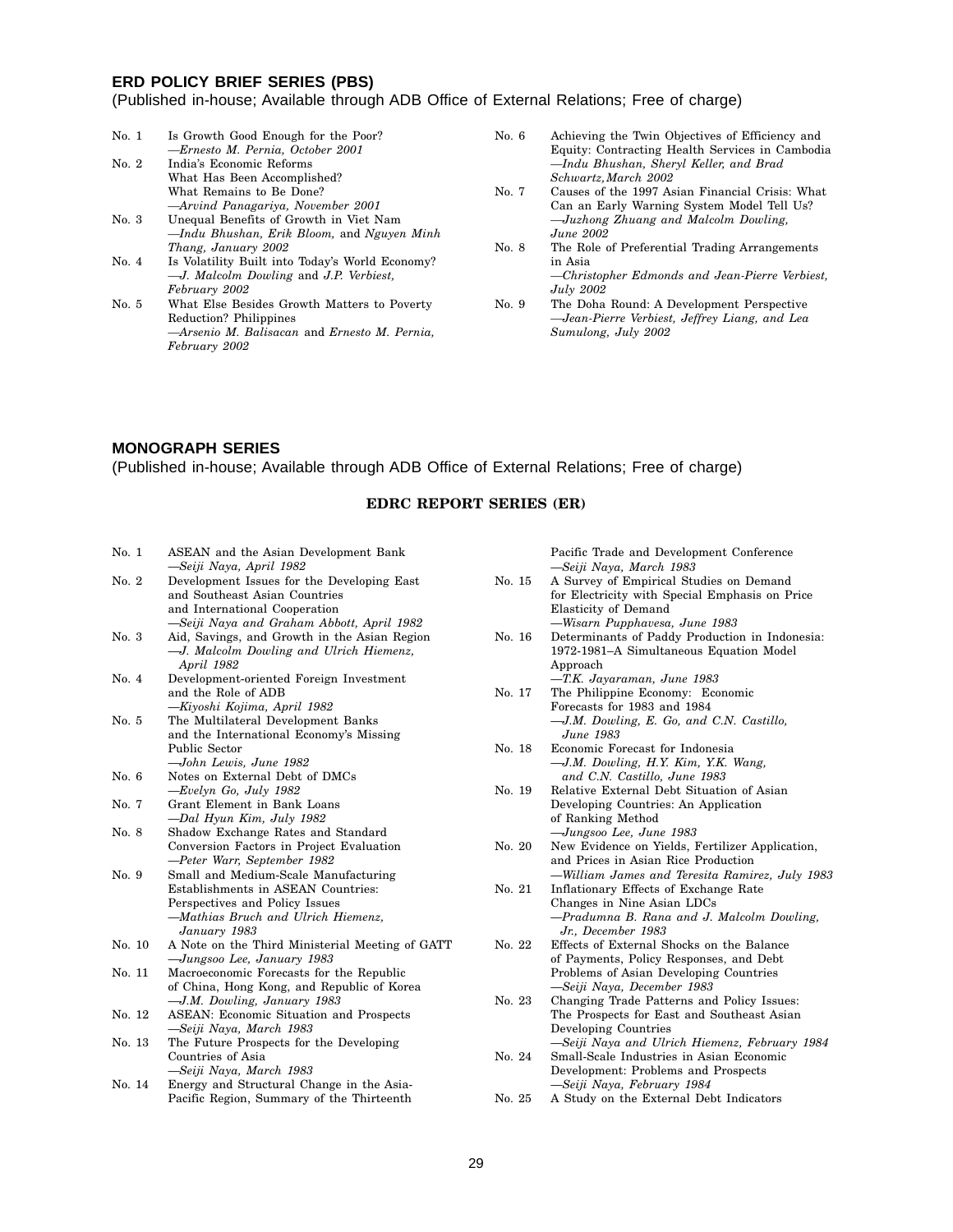## ERD POLICY BRIEF SERIES (PBS)

(Published in-house; Available through ADB Office of External Relations; Free of charge)

- No. 1 Is Growth Good Enough for the Poor?
  —*Ernesto M. Pernia, October 2001*
- No. 2 India's Economic Reforms
  What Has Been Accomplished?
  What Remains to Be Done?
  —*Arvind Panagariya, November 2001*
- No. 3 Unequal Benefits of Growth in Viet Nam
  —*Indu Bhushan, Erik Bloom,* and *Nguyen Minh Thang, January 2002*
- No. 4 Is Volatility Built into Today's World Economy?
  —*J. Malcolm Dowling* and *J.P. Verbiest, February 2002*
- No. 5 What Else Besides Growth Matters to Poverty Reduction? Philippines
  —*Arsenio M. Balisacan* and *Ernesto M. Pernia, February 2002*
- No. 6 Achieving the Twin Objectives of Efficiency and Equity: Contracting Health Services in Cambodia
  —*Indu Bhushan, Sheryl Keller, and Brad Schwartz, March 2002*
- No. 7 Causes of the 1997 Asian Financial Crisis: What Can an Early Warning System Model Tell Us?
  —*Juzhong Zhuang and Malcolm Dowling, June 2002*
- No. 8 The Role of Preferential Trading Arrangements in Asia
  —*Christopher Edmonds and Jean-Pierre Verbiest, July 2002*
- No. 9 The Doha Round: A Development Perspective
  —*Jean-Pierre Verbiest, Jeffrey Liang, and Lea Sumulong, July 2002*

## MONOGRAPH SERIES

(Published in-house; Available through ADB Office of External Relations; Free of charge)

### EDRC REPORT SERIES (ER)

- No. 1 ASEAN and the Asian Development Bank
  —*Seiji Naya, April 1982*
- No. 2 Development Issues for the Developing East and Southeast Asian Countries and International Cooperation
  —*Seiji Naya and Graham Abbott, April 1982*
- No. 3 Aid, Savings, and Growth in the Asian Region
  —*J. Malcolm Dowling and Ulrich Hiemenz, April 1982*
- No. 4 Development-oriented Foreign Investment and the Role of ADB
  —*Kiyoshi Kojima, April 1982*
- No. 5 The Multilateral Development Banks and the International Economy's Missing Public Sector
  —*John Lewis, June 1982*
- No. 6 Notes on External Debt of DMCs
  —*Evelyn Go, July 1982*
- No. 7 Grant Element in Bank Loans
  —*Dal Hyun Kim, July 1982*
- No. 8 Shadow Exchange Rates and Standard Conversion Factors in Project Evaluation
  —*Peter Warr, September 1982*
- No. 9 Small and Medium-Scale Manufacturing Establishments in ASEAN Countries: Perspectives and Policy Issues
  —*Mathias Bruch and Ulrich Hiemenz, January 1983*
- No. 10 A Note on the Third Ministerial Meeting of GATT
  —*Jungsoo Lee, January 1983*
- No. 11 Macroeconomic Forecasts for the Republic of China, Hong Kong, and Republic of Korea
  —*J.M. Dowling, January 1983*
- No. 12 ASEAN: Economic Situation and Prospects
  —*Seiji Naya, March 1983*
- No. 13 The Future Prospects for the Developing Countries of Asia
  —*Seiji Naya, March 1983*
- No. 14 Energy and Structural Change in the Asia-Pacific Region, Summary of the Thirteenth Pacific Trade and Development Conference
  —*Seiji Naya, March 1983*
- No. 15 A Survey of Empirical Studies on Demand for Electricity with Special Emphasis on Price Elasticity of Demand
  —*Wisarn Pupphavesa, June 1983*
- No. 16 Determinants of Paddy Production in Indonesia: 1972-1981–A Simultaneous Equation Model Approach
  —*T.K. Jayaraman, June 1983*
- No. 17 The Philippine Economy: Economic Forecasts for 1983 and 1984
  —*J.M. Dowling, E. Go, and C.N. Castillo, June 1983*
- No. 18 Economic Forecast for Indonesia
  —*J.M. Dowling, H.Y. Kim, Y.K. Wang, and C.N. Castillo, June 1983*
- No. 19 Relative External Debt Situation of Asian Developing Countries: An Application of Ranking Method
  —*Jungsoo Lee, June 1983*
- No. 20 New Evidence on Yields, Fertilizer Application, and Prices in Asian Rice Production
  —*William James and Teresita Ramirez, July 1983*
- No. 21 Inflationary Effects of Exchange Rate Changes in Nine Asian LDCs
  —*Pradumna B. Rana and J. Malcolm Dowling, Jr., December 1983*
- No. 22 Effects of External Shocks on the Balance of Payments, Policy Responses, and Debt Problems of Asian Developing Countries
  —*Seiji Naya, December 1983*
- No. 23 Changing Trade Patterns and Policy Issues: The Prospects for East and Southeast Asian Developing Countries
  —*Seiji Naya and Ulrich Hiemenz, February 1984*
- No. 24 Small-Scale Industries in Asian Economic Development: Problems and Prospects
  —*Seiji Naya, February 1984*
- No. 25 A Study on the External Debt Indicators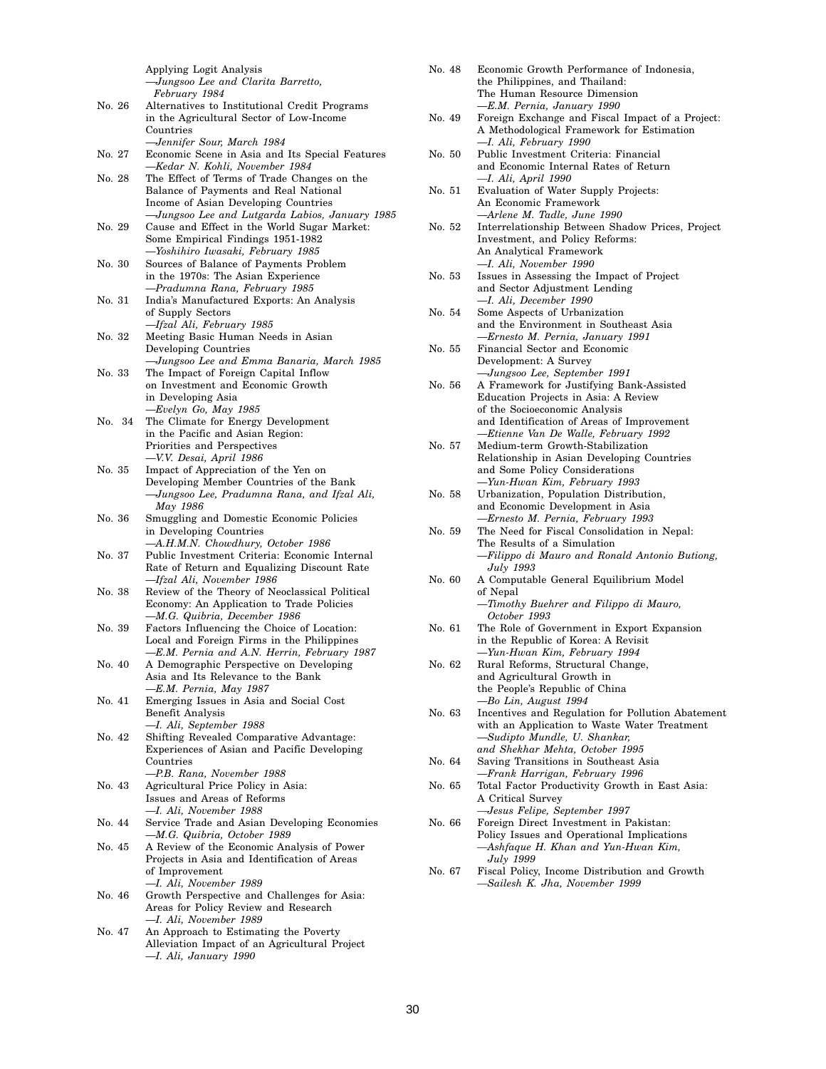Applying Logit Analysis
—*Jungsoo Lee and Clarita Barretto, February 1984*

No. 26 Alternatives to Institutional Credit Programs in the Agricultural Sector of Low-Income Countries
—*Jennifer Sour, March 1984*

No. 27 Economic Scene in Asia and Its Special Features
—*Kedar N. Kohli, November 1984*

No. 28 The Effect of Terms of Trade Changes on the Balance of Payments and Real National Income of Asian Developing Countries
—*Jungsoo Lee and Lutgarda Labios, January 1985*

No. 29 Cause and Effect in the World Sugar Market: Some Empirical Findings 1951-1982
—*Yoshihiro Iwasaki, February 1985*

No. 30 Sources of Balance of Payments Problem in the 1970s: The Asian Experience
—*Pradumna Rana, February 1985*

No. 31 India's Manufactured Exports: An Analysis of Supply Sectors
—*Ifzal Ali, February 1985*

No. 32 Meeting Basic Human Needs in Asian Developing Countries
—*Jungsoo Lee and Emma Banaria, March 1985*

No. 33 The Impact of Foreign Capital Inflow on Investment and Economic Growth in Developing Asia
—*Evelyn Go, May 1985*

No. 34 The Climate for Energy Development in the Pacific and Asian Region: Priorities and Perspectives
—*V.V. Desai, April 1986*

No. 35 Impact of Appreciation of the Yen on Developing Member Countries of the Bank
—*Jungsoo Lee, Pradumna Rana, and Ifzal Ali, May 1986*

No. 36 Smuggling and Domestic Economic Policies in Developing Countries
—*A.H.M.N. Chowdhury, October 1986*

No. 37 Public Investment Criteria: Economic Internal Rate of Return and Equalizing Discount Rate
—*Ifzal Ali, November 1986*

No. 38 Review of the Theory of Neoclassical Political Economy: An Application to Trade Policies
—*M.G. Quibria, December 1986*

No. 39 Factors Influencing the Choice of Location: Local and Foreign Firms in the Philippines
—*E.M. Pernia and A.N. Herrin, February 1987*

No. 40 A Demographic Perspective on Developing Asia and Its Relevance to the Bank
—*E.M. Pernia, May 1987*

No. 41 Emerging Issues in Asia and Social Cost Benefit Analysis
—*I. Ali, September 1988*

No. 42 Shifting Revealed Comparative Advantage: Experiences of Asian and Pacific Developing Countries
—*P.B. Rana, November 1988*

No. 43 Agricultural Price Policy in Asia: Issues and Areas of Reforms
—*I. Ali, November 1988*

No. 44 Service Trade and Asian Developing Economies
—*M.G. Quibria, October 1989*

No. 45 A Review of the Economic Analysis of Power Projects in Asia and Identification of Areas of Improvement
—*I. Ali, November 1989*

No. 46 Growth Perspective and Challenges for Asia: Areas for Policy Review and Research
—*I. Ali, November 1989*

No. 47 An Approach to Estimating the Poverty Alleviation Impact of an Agricultural Project
—*I. Ali, January 1990*

No. 48 Economic Growth Performance of Indonesia, the Philippines, and Thailand: The Human Resource Dimension
—*E.M. Pernia, January 1990*

No. 49 Foreign Exchange and Fiscal Impact of a Project: A Methodological Framework for Estimation
—*I. Ali, February 1990*

No. 50 Public Investment Criteria: Financial and Economic Internal Rates of Return
—*I. Ali, April 1990*

No. 51 Evaluation of Water Supply Projects: An Economic Framework
—*Arlene M. Tadle, June 1990*

No. 52 Interrelationship Between Shadow Prices, Project Investment, and Policy Reforms: An Analytical Framework
—*I. Ali, November 1990*

No. 53 Issues in Assessing the Impact of Project and Sector Adjustment Lending
—*I. Ali, December 1990*

No. 54 Some Aspects of Urbanization and the Environment in Southeast Asia
—*Ernesto M. Pernia, January 1991*

No. 55 Financial Sector and Economic Development: A Survey
—*Jungsoo Lee, September 1991*

No. 56 A Framework for Justifying Bank-Assisted Education Projects in Asia: A Review of the Socioeconomic Analysis and Identification of Areas of Improvement
—*Etienne Van De Walle, February 1992*

No. 57 Medium-term Growth-Stabilization Relationship in Asian Developing Countries and Some Policy Considerations
—*Yun-Hwan Kim, February 1993*

No. 58 Urbanization, Population Distribution, and Economic Development in Asia
—*Ernesto M. Pernia, February 1993*

No. 59 The Need for Fiscal Consolidation in Nepal: The Results of a Simulation
—*Filippo di Mauro and Ronald Antonio Butiong, July 1993*

No. 60 A Computable General Equilibrium Model of Nepal
—*Timothy Buehrer and Filippo di Mauro, October 1993*

No. 61 The Role of Government in Export Expansion in the Republic of Korea: A Revisit
—*Yun-Hwan Kim, February 1994*

No. 62 Rural Reforms, Structural Change, and Agricultural Growth in the People's Republic of China
—*Bo Lin, August 1994*

No. 63 Incentives and Regulation for Pollution Abatement with an Application to Waste Water Treatment
—*Sudipto Mundle, U. Shankar, and Shekhar Mehta, October 1995*

No. 64 Saving Transitions in Southeast Asia
—*Frank Harrigan, February 1996*

No. 65 Total Factor Productivity Growth in East Asia: A Critical Survey
—*Jesus Felipe, September 1997*

No. 66 Foreign Direct Investment in Pakistan: Policy Issues and Operational Implications
—*Ashfaque H. Khan and Yun-Hwan Kim, July 1999*

No. 67 Fiscal Policy, Income Distribution and Growth
—*Sailesh K. Jha, November 1999*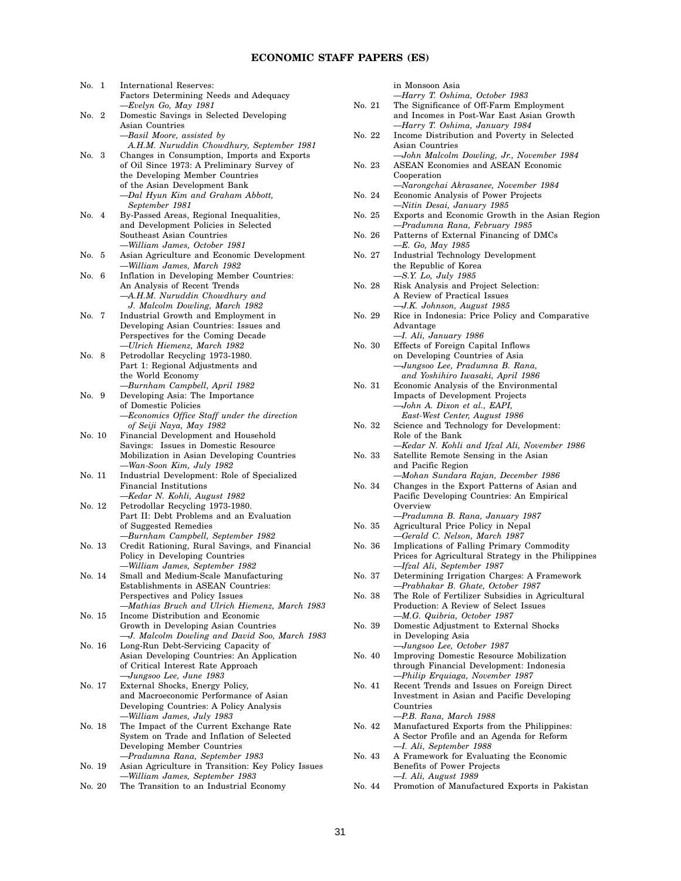## ECONOMIC STAFF PAPERS (ES)

No. 1 International Reserves: Factors Determining Needs and Adequacy
—*Evelyn Go, May 1981*

No. 2 Domestic Savings in Selected Developing Asian Countries
—*Basil Moore, assisted by A.H.M. Nuruddin Chowdhury, September 1981*

No. 3 Changes in Consumption, Imports and Exports of Oil Since 1973: A Preliminary Survey of the Developing Member Countries of the Asian Development Bank
—*Dal Hyun Kim and Graham Abbott, September 1981*

No. 4 By-Passed Areas, Regional Inequalities, and Development Policies in Selected Southeast Asian Countries
—*William James, October 1981*

No. 5 Asian Agriculture and Economic Development
—*William James, March 1982*

No. 6 Inflation in Developing Member Countries: An Analysis of Recent Trends
—*A.H.M. Nuruddin Chowdhury and J. Malcolm Dowling, March 1982*

No. 7 Industrial Growth and Employment in Developing Asian Countries: Issues and Perspectives for the Coming Decade
—*Ulrich Hiemenz, March 1982*

No. 8 Petrodollar Recycling 1973-1980. Part 1: Regional Adjustments and the World Economy
—*Burnham Campbell, April 1982*

No. 9 Developing Asia: The Importance of Domestic Policies
—*Economics Office Staff under the direction of Seiji Naya, May 1982*

No. 10 Financial Development and Household Savings: Issues in Domestic Resource Mobilization in Asian Developing Countries
—*Wan-Soon Kim, July 1982*

No. 11 Industrial Development: Role of Specialized Financial Institutions
—*Kedar N. Kohli, August 1982*

No. 12 Petrodollar Recycling 1973-1980. Part II: Debt Problems and an Evaluation of Suggested Remedies
—*Burnham Campbell, September 1982*

No. 13 Credit Rationing, Rural Savings, and Financial Policy in Developing Countries
—*William James, September 1982*

No. 14 Small and Medium-Scale Manufacturing Establishments in ASEAN Countries: Perspectives and Policy Issues
—*Mathias Bruch and Ulrich Hiemenz, March 1983*

No. 15 Income Distribution and Economic Growth in Developing Asian Countries
—*J. Malcolm Dowling and David Soo, March 1983*

No. 16 Long-Run Debt-Servicing Capacity of Asian Developing Countries: An Application of Critical Interest Rate Approach
—*Jungsoo Lee, June 1983*

No. 17 External Shocks, Energy Policy, and Macroeconomic Performance of Asian Developing Countries: A Policy Analysis
—*William James, July 1983*

No. 18 The Impact of the Current Exchange Rate System on Trade and Inflation of Selected Developing Member Countries
—*Pradumna Rana, September 1983*

No. 19 Asian Agriculture in Transition: Key Policy Issues
—*William James, September 1983*

No. 20 The Transition to an Industrial Economy in Monsoon Asia
—*Harry T. Oshima, October 1983*

No. 21 The Significance of Off-Farm Employment and Incomes in Post-War East Asian Growth
—*Harry T. Oshima, January 1984*

No. 22 Income Distribution and Poverty in Selected Asian Countries
—*John Malcolm Dowling, Jr., November 1984*

No. 23 ASEAN Economies and ASEAN Economic Cooperation
—*Narongchai Akrasanee, November 1984*

No. 24 Economic Analysis of Power Projects
—*Nitin Desai, January 1985*

No. 25 Exports and Economic Growth in the Asian Region
—*Pradumna Rana, February 1985*

No. 26 Patterns of External Financing of DMCs
—*E. Go, May 1985*

No. 27 Industrial Technology Development the Republic of Korea
—*S.Y. Lo, July 1985*

No. 28 Risk Analysis and Project Selection: A Review of Practical Issues
—*J.K. Johnson, August 1985*

No. 29 Rice in Indonesia: Price Policy and Comparative Advantage
—*I. Ali, January 1986*

No. 30 Effects of Foreign Capital Inflows on Developing Countries of Asia
—*Jungsoo Lee, Pradumna B. Rana, and Yoshihiro Iwasaki, April 1986*

No. 31 Economic Analysis of the Environmental Impacts of Development Projects
—*John A. Dixon et al., EAPI, East-West Center, August 1986*

No. 32 Science and Technology for Development: Role of the Bank
—*Kedar N. Kohli and Ifzal Ali, November 1986*

No. 33 Satellite Remote Sensing in the Asian and Pacific Region
—*Mohan Sundara Rajan, December 1986*

No. 34 Changes in the Export Patterns of Asian and Pacific Developing Countries: An Empirical Overview
—*Pradumna B. Rana, January 1987*

No. 35 Agricultural Price Policy in Nepal
—*Gerald C. Nelson, March 1987*

No. 36 Implications of Falling Primary Commodity Prices for Agricultural Strategy in the Philippines
—*Ifzal Ali, September 1987*

No. 37 Determining Irrigation Charges: A Framework
—*Prabhakar B. Ghate, October 1987*

No. 38 The Role of Fertilizer Subsidies in Agricultural Production: A Review of Select Issues
—*M.G. Quibria, October 1987*

No. 39 Domestic Adjustment to External Shocks in Developing Asia
—*Jungsoo Lee, October 1987*

No. 40 Improving Domestic Resource Mobilization through Financial Development: Indonesia
—*Philip Erquiaga, November 1987*

No. 41 Recent Trends and Issues on Foreign Direct Investment in Asian and Pacific Developing Countries
—*P.B. Rana, March 1988*

No. 42 Manufactured Exports from the Philippines: A Sector Profile and an Agenda for Reform
—*I. Ali, September 1988*

No. 43 A Framework for Evaluating the Economic Benefits of Power Projects
—*I. Ali, August 1989*

No. 44 Promotion of Manufactured Exports in Pakistan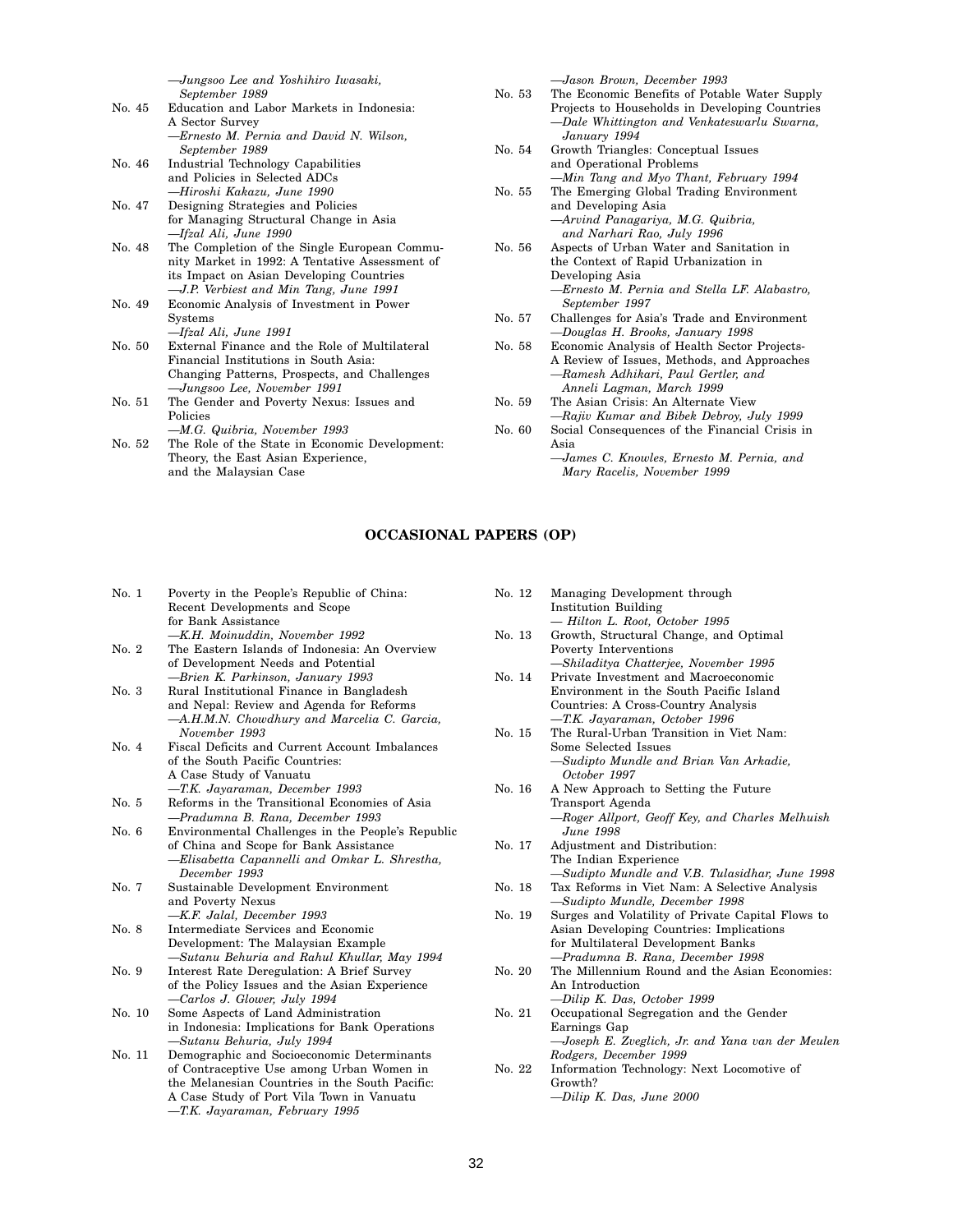—*Jungsoo Lee and Yoshihiro Iwasaki, September 1989*

No. 45 Education and Labor Markets in Indonesia: A Sector Survey
—*Ernesto M. Pernia and David N. Wilson, September 1989*

No. 46 Industrial Technology Capabilities and Policies in Selected ADCs
—*Hiroshi Kakazu, June 1990*

No. 47 Designing Strategies and Policies for Managing Structural Change in Asia
—*Ifzal Ali, June 1990*

No. 48 The Completion of the Single European Community Market in 1992: A Tentative Assessment of its Impact on Asian Developing Countries
—*J.P. Verbiest and Min Tang, June 1991*

No. 49 Economic Analysis of Investment in Power Systems
—*Ifzal Ali, June 1991*

No. 50 External Finance and the Role of Multilateral Financial Institutions in South Asia: Changing Patterns, Prospects, and Challenges
—*Jungsoo Lee, November 1991*

No. 51 The Gender and Poverty Nexus: Issues and Policies
—*M.G. Quibria, November 1993*

No. 52 The Role of the State in Economic Development: Theory, the East Asian Experience, and the Malaysian Case
—*Jason Brown, December 1993*

No. 53 The Economic Benefits of Potable Water Supply Projects to Households in Developing Countries
—*Dale Whittington and Venkateswarlu Swarna, January 1994*

No. 54 Growth Triangles: Conceptual Issues and Operational Problems
—*Min Tang and Myo Thant, February 1994*

No. 55 The Emerging Global Trading Environment and Developing Asia
—*Arvind Panagariya, M.G. Quibria, and Narhari Rao, July 1996*

No. 56 Aspects of Urban Water and Sanitation in the Context of Rapid Urbanization in Developing Asia
—*Ernesto M. Pernia and Stella LF. Alabastro, September 1997*

No. 57 Challenges for Asia's Trade and Environment
—*Douglas H. Brooks, January 1998*

No. 58 Economic Analysis of Health Sector Projects- A Review of Issues, Methods, and Approaches
—*Ramesh Adhikari, Paul Gertler, and Anneli Lagman, March 1999*

No. 59 The Asian Crisis: An Alternate View
—*Rajiv Kumar and Bibek Debroy, July 1999*

No. 60 Social Consequences of the Financial Crisis in Asia
—*James C. Knowles, Ernesto M. Pernia, and Mary Racelis, November 1999*

## OCCASIONAL PAPERS (OP)

No. 1 Poverty in the People's Republic of China: Recent Developments and Scope for Bank Assistance
—*K.H. Moinuddin, November 1992*

No. 2 The Eastern Islands of Indonesia: An Overview of Development Needs and Potential
—*Brien K. Parkinson, January 1993*

No. 3 Rural Institutional Finance in Bangladesh and Nepal: Review and Agenda for Reforms
—*A.H.M.N. Chowdhury and Marcelia C. Garcia, November 1993*

No. 4 Fiscal Deficits and Current Account Imbalances of the South Pacific Countries: A Case Study of Vanuatu
—*T.K. Jayaraman, December 1993*

No. 5 Reforms in the Transitional Economies of Asia
—*Pradumna B. Rana, December 1993*

No. 6 Environmental Challenges in the People's Republic of China and Scope for Bank Assistance
—*Elisabetta Capannelli and Omkar L. Shrestha, December 1993*

No. 7 Sustainable Development Environment and Poverty Nexus
—*K.F. Jalal, December 1993*

No. 8 Intermediate Services and Economic Development: The Malaysian Example
—*Sutanu Behuria and Rahul Khullar, May 1994*

No. 9 Interest Rate Deregulation: A Brief Survey of the Policy Issues and the Asian Experience
—*Carlos J. Glower, July 1994*

No. 10 Some Aspects of Land Administration in Indonesia: Implications for Bank Operations
—*Sutanu Behuria, July 1994*

No. 11 Demographic and Socioeconomic Determinants of Contraceptive Use among Urban Women in the Melanesian Countries in the South Pacific: A Case Study of Port Vila Town in Vanuatu
—*T.K. Jayaraman, February 1995*

No. 12 Managing Development through Institution Building
— *Hilton L. Root, October 1995*

No. 13 Growth, Structural Change, and Optimal Poverty Interventions
—*Shiladitya Chatterjee, November 1995*

No. 14 Private Investment and Macroeconomic Environment in the South Pacific Island Countries: A Cross-Country Analysis
—*T.K. Jayaraman, October 1996*

No. 15 The Rural-Urban Transition in Viet Nam: Some Selected Issues
—*Sudipto Mundle and Brian Van Arkadie, October 1997*

No. 16 A New Approach to Setting the Future Transport Agenda
—*Roger Allport, Geoff Key, and Charles Melhuish June 1998*

No. 17 Adjustment and Distribution: The Indian Experience
—*Sudipto Mundle and V.B. Tulasidhar, June 1998*

No. 18 Tax Reforms in Viet Nam: A Selective Analysis
—*Sudipto Mundle, December 1998*

No. 19 Surges and Volatility of Private Capital Flows to Asian Developing Countries: Implications for Multilateral Development Banks
—*Pradumna B. Rana, December 1998*

No. 20 The Millennium Round and the Asian Economies: An Introduction
—*Dilip K. Das, October 1999*

No. 21 Occupational Segregation and the Gender Earnings Gap
—*Joseph E. Zveglich, Jr. and Yana van der Meulen Rodgers, December 1999*

No. 22 Information Technology: Next Locomotive of Growth?
—*Dilip K. Das, June 2000*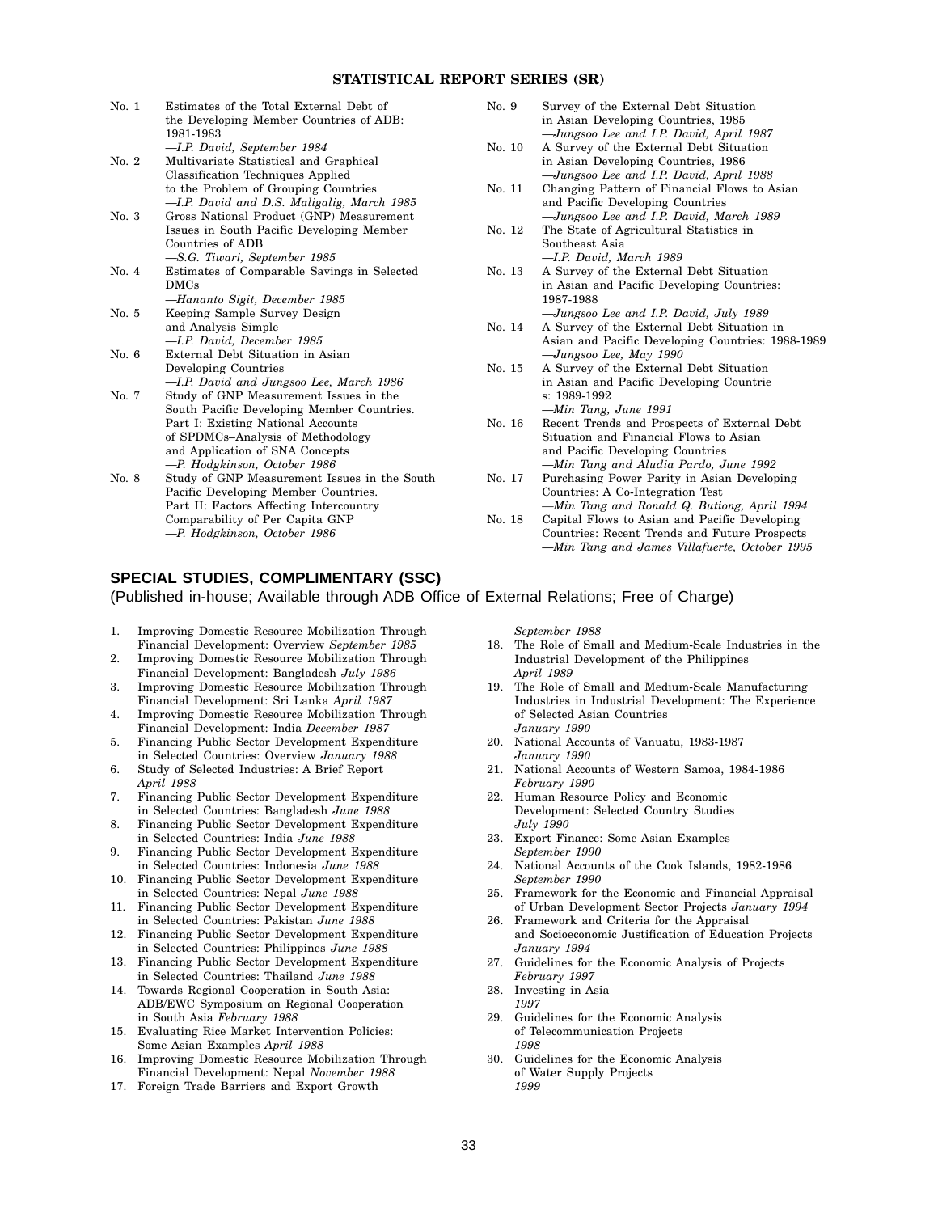## STATISTICAL REPORT SERIES (SR)

No. 1 Estimates of the Total External Debt of the Developing Member Countries of ADB: 1981-1983
*—I.P. David, September 1984*

No. 2 Multivariate Statistical and Graphical Classification Techniques Applied to the Problem of Grouping Countries
*—I.P. David and D.S. Maligalig, March 1985*

No. 3 Gross National Product (GNP) Measurement Issues in South Pacific Developing Member Countries of ADB
*—S.G. Tiwari, September 1985*

No. 4 Estimates of Comparable Savings in Selected DMCs
*—Hananto Sigit, December 1985*

No. 5 Keeping Sample Survey Design and Analysis Simple
*—I.P. David, December 1985*

No. 6 External Debt Situation in Asian Developing Countries
*—I.P. David and Jungsoo Lee, March 1986*

No. 7 Study of GNP Measurement Issues in the South Pacific Developing Member Countries. Part I: Existing National Accounts of SPDMCs–Analysis of Methodology and Application of SNA Concepts
*—P. Hodgkinson, October 1986*

No. 8 Study of GNP Measurement Issues in the South Pacific Developing Member Countries. Part II: Factors Affecting Intercountry Comparability of Per Capita GNP
*—P. Hodgkinson, October 1986*

No. 9 Survey of the External Debt Situation in Asian Developing Countries, 1985
*—Jungsoo Lee and I.P. David, April 1987*

No. 10 A Survey of the External Debt Situation in Asian Developing Countries, 1986
*—Jungsoo Lee and I.P. David, April 1988*

No. 11 Changing Pattern of Financial Flows to Asian and Pacific Developing Countries
*—Jungsoo Lee and I.P. David, March 1989*

No. 12 The State of Agricultural Statistics in Southeast Asia
*—I.P. David, March 1989*

No. 13 A Survey of the External Debt Situation in Asian and Pacific Developing Countries: 1987-1988
*—Jungsoo Lee and I.P. David, July 1989*

No. 14 A Survey of the External Debt Situation in Asian and Pacific Developing Countries: 1988-1989
*—Jungsoo Lee, May 1990*

No. 15 A Survey of the External Debt Situation in Asian and Pacific Developing Countrie s: 1989-1992
*—Min Tang, June 1991*

No. 16 Recent Trends and Prospects of External Debt Situation and Financial Flows to Asian and Pacific Developing Countries
*—Min Tang and Aludia Pardo, June 1992*

No. 17 Purchasing Power Parity in Asian Developing Countries: A Co-Integration Test
*—Min Tang and Ronald Q. Butiong, April 1994*

No. 18 Capital Flows to Asian and Pacific Developing Countries: Recent Trends and Future Prospects
*—Min Tang and James Villafuerte, October 1995*

## SPECIAL STUDIES, COMPLIMENTARY (SSC)

(Published in-house; Available through ADB Office of External Relations; Free of Charge)

1. Improving Domestic Resource Mobilization Through Financial Development: Overview *September 1985*
2. Improving Domestic Resource Mobilization Through Financial Development: Bangladesh *July 1986*
3. Improving Domestic Resource Mobilization Through Financial Development: Sri Lanka *April 1987*
4. Improving Domestic Resource Mobilization Through Financial Development: India *December 1987*
5. Financing Public Sector Development Expenditure in Selected Countries: Overview *January 1988*
6. Study of Selected Industries: A Brief Report *April 1988*
7. Financing Public Sector Development Expenditure in Selected Countries: Bangladesh *June 1988*
8. Financing Public Sector Development Expenditure in Selected Countries: India *June 1988*
9. Financing Public Sector Development Expenditure in Selected Countries: Indonesia *June 1988*
10. Financing Public Sector Development Expenditure in Selected Countries: Nepal *June 1988*
11. Financing Public Sector Development Expenditure in Selected Countries: Pakistan *June 1988*
12. Financing Public Sector Development Expenditure in Selected Countries: Philippines *June 1988*
13. Financing Public Sector Development Expenditure in Selected Countries: Thailand *June 1988*
14. Towards Regional Cooperation in South Asia: ADB/EWC Symposium on Regional Cooperation in South Asia *February 1988*
15. Evaluating Rice Market Intervention Policies: Some Asian Examples *April 1988*
16. Improving Domestic Resource Mobilization Through Financial Development: Nepal *November 1988*
17. Foreign Trade Barriers and Export Growth *September 1988*
18. The Role of Small and Medium-Scale Industries in the Industrial Development of the Philippines *April 1989*
19. The Role of Small and Medium-Scale Manufacturing Industries in Industrial Development: The Experience of Selected Asian Countries *January 1990*
20. National Accounts of Vanuatu, 1983-1987 *January 1990*
21. National Accounts of Western Samoa, 1984-1986 *February 1990*
22. Human Resource Policy and Economic Development: Selected Country Studies *July 1990*
23. Export Finance: Some Asian Examples *September 1990*
24. National Accounts of the Cook Islands, 1982-1986 *September 1990*
25. Framework for the Economic and Financial Appraisal of Urban Development Sector Projects *January 1994*
26. Framework and Criteria for the Appraisal and Socioeconomic Justification of Education Projects *January 1994*
27. Guidelines for the Economic Analysis of Projects *February 1997*
28. Investing in Asia *1997*
29. Guidelines for the Economic Analysis of Telecommunication Projects *1998*
30. Guidelines for the Economic Analysis of Water Supply Projects *1999*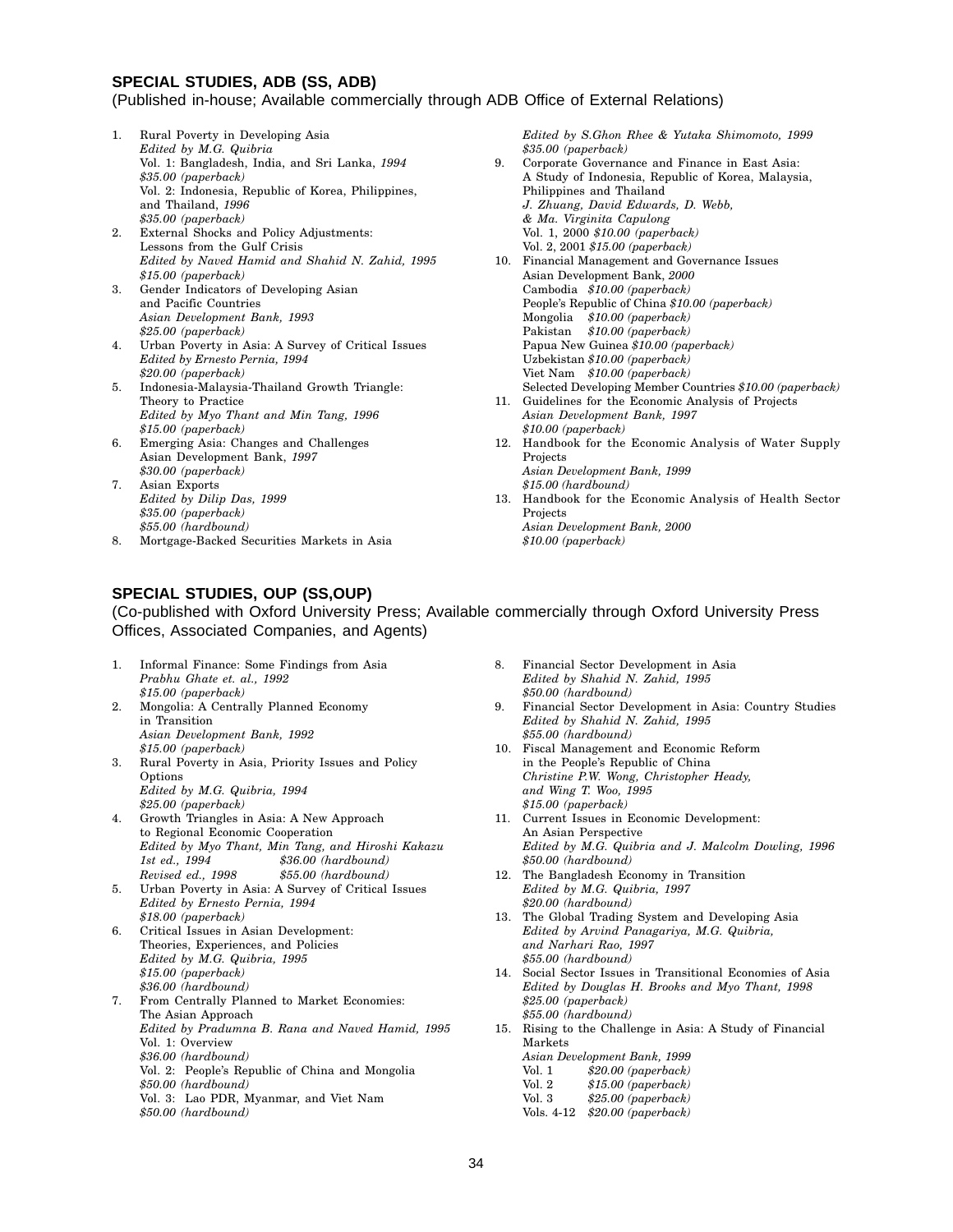## SPECIAL STUDIES, ADB (SS, ADB)

(Published in-house; Available commercially through ADB Office of External Relations)

1. Rural Poverty in Developing Asia
   *Edited by M.G. Quibria*
   Vol. 1: Bangladesh, India, and Sri Lanka, *1994*
   *$35.00 (paperback)*
   Vol. 2: Indonesia, Republic of Korea, Philippines, and Thailand, *1996*
   *$35.00 (paperback)*
2. External Shocks and Policy Adjustments: Lessons from the Gulf Crisis
   *Edited by Naved Hamid and Shahid N. Zahid, 1995*
   *$15.00 (paperback)*
3. Gender Indicators of Developing Asian and Pacific Countries
   *Asian Development Bank, 1993*
   *$25.00 (paperback)*
4. Urban Poverty in Asia: A Survey of Critical Issues
   *Edited by Ernesto Pernia, 1994*
   *$20.00 (paperback)*
5. Indonesia-Malaysia-Thailand Growth Triangle: Theory to Practice
   *Edited by Myo Thant and Min Tang, 1996*
   *$15.00 (paperback)*
6. Emerging Asia: Changes and Challenges
   Asian Development Bank, *1997*
   *$30.00 (paperback)*
7. Asian Exports
   *Edited by Dilip Das, 1999*
   *$35.00 (paperback)*
   *$55.00 (hardbound)*
8. Mortgage-Backed Securities Markets in Asia
   *Edited by S.Ghon Rhee & Yutaka Shimomoto, 1999*
   *$35.00 (paperback)*
9. Corporate Governance and Finance in East Asia: A Study of Indonesia, Republic of Korea, Malaysia, Philippines and Thailand
   *J. Zhuang, David Edwards, D. Webb, & Ma. Virginita Capulong*
   Vol. 1, 2000 *$10.00 (paperback)*
   Vol. 2, 2001 *$15.00 (paperback)*
10. Financial Management and Governance Issues
    Asian Development Bank, *2000*
    Cambodia *$10.00 (paperback)*
    People's Republic of China *$10.00 (paperback)*
    Mongolia *$10.00 (paperback)*
    Pakistan *$10.00 (paperback)*
    Papua New Guinea *$10.00 (paperback)*
    Uzbekistan *$10.00 (paperback)*
    Viet Nam *$10.00 (paperback)*
    Selected Developing Member Countries *$10.00 (paperback)*
11. Guidelines for the Economic Analysis of Projects
    *Asian Development Bank, 1997*
    *$10.00 (paperback)*
12. Handbook for the Economic Analysis of Water Supply Projects
    *Asian Development Bank, 1999*
    *$15.00 (hardbound)*
13. Handbook for the Economic Analysis of Health Sector Projects
    *Asian Development Bank, 2000*
    *$10.00 (paperback)*

## SPECIAL STUDIES, OUP (SS,OUP)

(Co-published with Oxford University Press; Available commercially through Oxford University Press Offices, Associated Companies, and Agents)

1. Informal Finance: Some Findings from Asia
   *Prabhu Ghate et. al., 1992*
   *$15.00 (paperback)*
2. Mongolia: A Centrally Planned Economy in Transition
   *Asian Development Bank, 1992*
   *$15.00 (paperback)*
3. Rural Poverty in Asia, Priority Issues and Policy Options
   *Edited by M.G. Quibria, 1994*
   *$25.00 (paperback)*
4. Growth Triangles in Asia: A New Approach to Regional Economic Cooperation
   *Edited by Myo Thant, Min Tang, and Hiroshi Kakazu*
   *1st ed., 1994* *$36.00 (hardbound)*
   *Revised ed., 1998* *$55.00 (hardbound)*
5. Urban Poverty in Asia: A Survey of Critical Issues
   *Edited by Ernesto Pernia, 1994*
   *$18.00 (paperback)*
6. Critical Issues in Asian Development: Theories, Experiences, and Policies
   *Edited by M.G. Quibria, 1995*
   *$15.00 (paperback)*
   *$36.00 (hardbound)*
7. From Centrally Planned to Market Economies: The Asian Approach
   *Edited by Pradumna B. Rana and Naved Hamid, 1995*
   Vol. 1: Overview
   *$36.00 (hardbound)*
   Vol. 2: People's Republic of China and Mongolia
   *$50.00 (hardbound)*
   Vol. 3: Lao PDR, Myanmar, and Viet Nam
   *$50.00 (hardbound)*
8. Financial Sector Development in Asia
   *Edited by Shahid N. Zahid, 1995*
   *$50.00 (hardbound)*
9. Financial Sector Development in Asia: Country Studies
   *Edited by Shahid N. Zahid, 1995*
   *$55.00 (hardbound)*
10. Fiscal Management and Economic Reform in the People's Republic of China
    *Christine P.W. Wong, Christopher Heady, and Wing T. Woo, 1995*
    *$15.00 (paperback)*
11. Current Issues in Economic Development: An Asian Perspective
    *Edited by M.G. Quibria and J. Malcolm Dowling, 1996*
    *$50.00 (hardbound)*
12. The Bangladesh Economy in Transition
    *Edited by M.G. Quibria, 1997*
    *$20.00 (hardbound)*
13. The Global Trading System and Developing Asia
    *Edited by Arvind Panagariya, M.G. Quibria, and Narhari Rao, 1997*
    *$55.00 (hardbound)*
14. Social Sector Issues in Transitional Economies of Asia
    *Edited by Douglas H. Brooks and Myo Thant, 1998*
    *$25.00 (paperback)*
    *$55.00 (hardbound)*
15. Rising to the Challenge in Asia: A Study of Financial Markets
    *Asian Development Bank, 1999*
    Vol. 1 *$20.00 (paperback)*
    Vol. 2 *$15.00 (paperback)*
    Vol. 3 *$25.00 (paperback)*
    Vols. 4-12 *$20.00 (paperback)*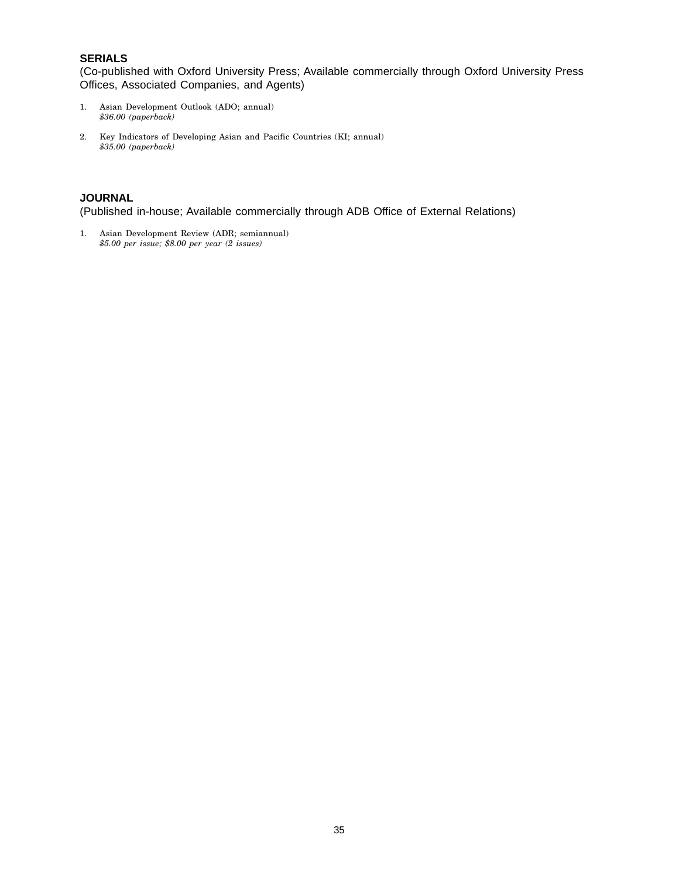## SERIALS

(Co-published with Oxford University Press; Available commercially through Oxford University Press Offices, Associated Companies, and Agents)

1. Asian Development Outlook (ADO; annual)
   *$36.00 (paperback)*

2. Key Indicators of Developing Asian and Pacific Countries (KI; annual)
   *$35.00 (paperback)*

## JOURNAL

(Published in-house; Available commercially through ADB Office of External Relations)

1. Asian Development Review (ADR; semiannual)
   *$5.00 per issue; $8.00 per year (2 issues)*